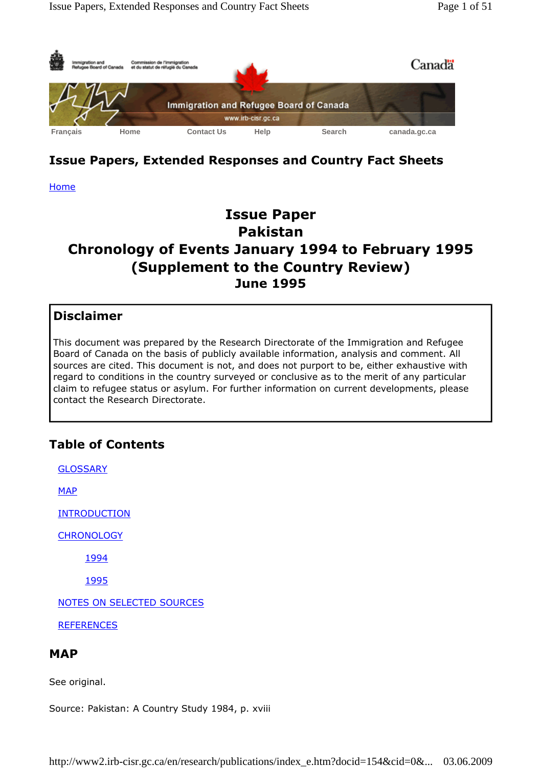Français Home Contact Us Help Search canada.gc.ca

# Issue Papers, Extended Responses and Country Fact Sheets

Home

## Issue Paper
## Pakistan
## Chronology of Events January 1994 to February 1995
## (Supplement to the Country Review)
## June 1995

### Disclaimer

This document was prepared by the Research Directorate of the Immigration and Refugee Board of Canada on the basis of publicly available information, analysis and comment. All sources are cited. This document is not, and does not purport to be, either exhaustive with regard to conditions in the country surveyed or conclusive as to the merit of any particular claim to refugee status or asylum. For further information on current developments, please contact the Research Directorate.

### Table of Contents

- GLOSSARY
- MAP
- INTRODUCTION
- CHRONOLOGY
  - 1994
  - 1995
- NOTES ON SELECTED SOURCES
- REFERENCES

### MAP

See original.

Source: Pakistan: A Country Study 1984, p. xviii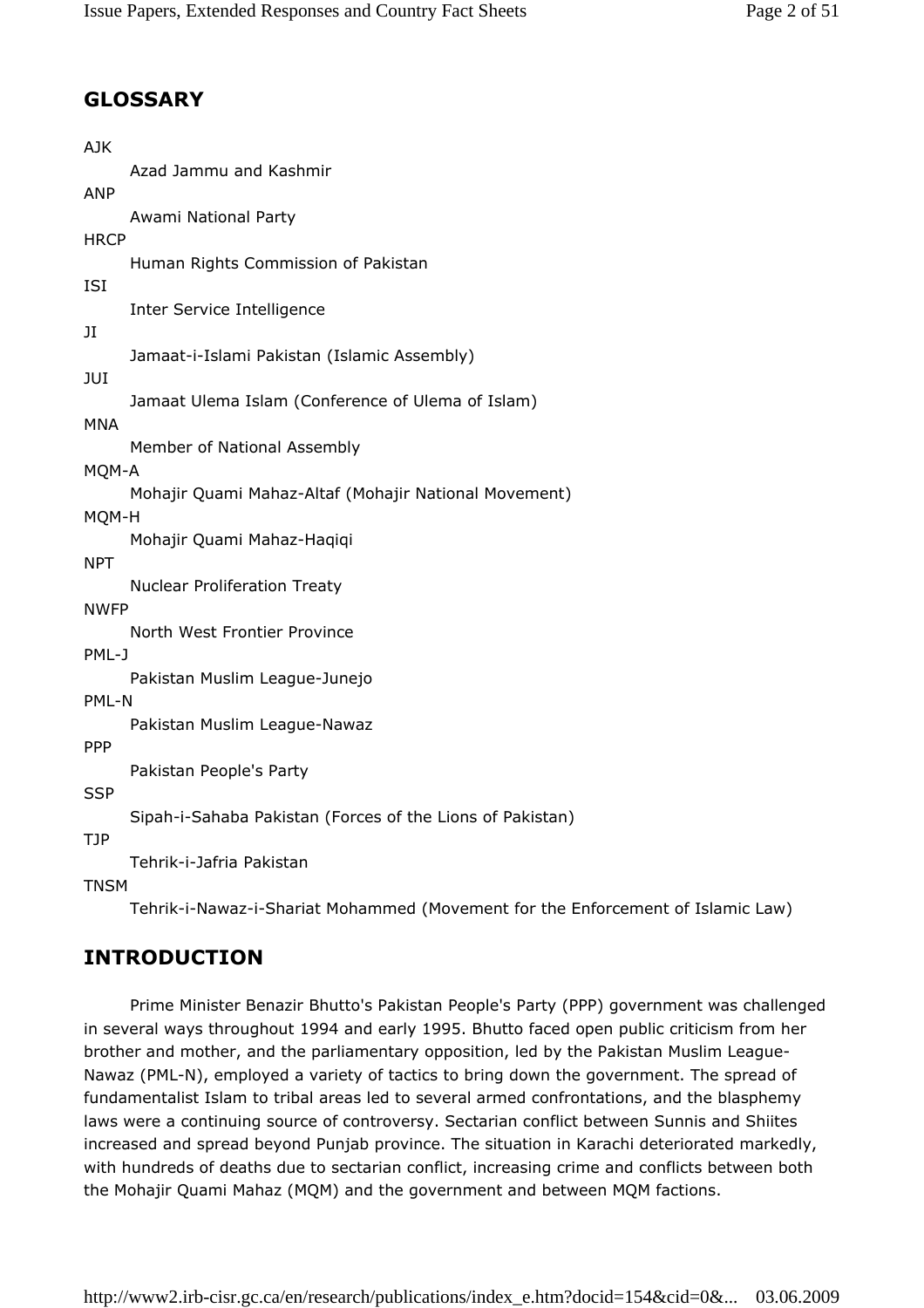## GLOSSARY

AJK
: Azad Jammu and Kashmir

ANP
: Awami National Party

HRCP
: Human Rights Commission of Pakistan

ISI
: Inter Service Intelligence

JI
: Jamaat-i-Islami Pakistan (Islamic Assembly)

JUI
: Jamaat Ulema Islam (Conference of Ulema of Islam)

MNA
: Member of National Assembly

MQM-A
: Mohajir Quami Mahaz-Altaf (Mohajir National Movement)

MQM-H
: Mohajir Quami Mahaz-Haqiqi

NPT
: Nuclear Proliferation Treaty

NWFP
: North West Frontier Province

PML-J
: Pakistan Muslim League-Junejo

PML-N
: Pakistan Muslim League-Nawaz

PPP
: Pakistan People's Party

SSP
: Sipah-i-Sahaba Pakistan (Forces of the Lions of Pakistan)

TJP
: Tehrik-i-Jafria Pakistan

TNSM
: Tehrik-i-Nawaz-i-Shariat Mohammed (Movement for the Enforcement of Islamic Law)

## INTRODUCTION

Prime Minister Benazir Bhutto's Pakistan People's Party (PPP) government was challenged in several ways throughout 1994 and early 1995. Bhutto faced open public criticism from her brother and mother, and the parliamentary opposition, led by the Pakistan Muslim League-Nawaz (PML-N), employed a variety of tactics to bring down the government. The spread of fundamentalist Islam to tribal areas led to several armed confrontations, and the blasphemy laws were a continuing source of controversy. Sectarian conflict between Sunnis and Shiites increased and spread beyond Punjab province. The situation in Karachi deteriorated markedly, with hundreds of deaths due to sectarian conflict, increasing crime and conflicts between both the Mohajir Quami Mahaz (MQM) and the government and between MQM factions.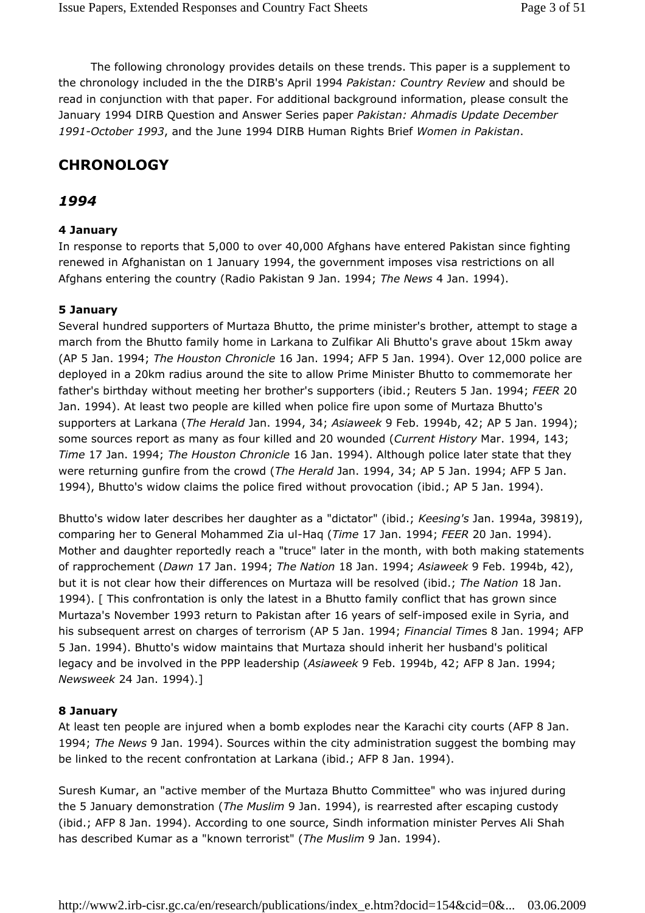The following chronology provides details on these trends. This paper is a supplement to the chronology included in the the DIRB's April 1994 *Pakistan: Country Review* and should be read in conjunction with that paper. For additional background information, please consult the January 1994 DIRB Question and Answer Series paper *Pakistan: Ahmadis Update December 1991-October 1993*, and the June 1994 DIRB Human Rights Brief *Women in Pakistan*.

## CHRONOLOGY

### *1994*

#### 4 January

In response to reports that 5,000 to over 40,000 Afghans have entered Pakistan since fighting renewed in Afghanistan on 1 January 1994, the government imposes visa restrictions on all Afghans entering the country (Radio Pakistan 9 Jan. 1994; *The News* 4 Jan. 1994).

#### 5 January

Several hundred supporters of Murtaza Bhutto, the prime minister's brother, attempt to stage a march from the Bhutto family home in Larkana to Zulfikar Ali Bhutto's grave about 15km away (AP 5 Jan. 1994; *The Houston Chronicle* 16 Jan. 1994; AFP 5 Jan. 1994). Over 12,000 police are deployed in a 20km radius around the site to allow Prime Minister Bhutto to commemorate her father's birthday without meeting her brother's supporters (ibid.; Reuters 5 Jan. 1994; *FEER* 20 Jan. 1994). At least two people are killed when police fire upon some of Murtaza Bhutto's supporters at Larkana (*The Herald* Jan. 1994, 34; *Asiaweek* 9 Feb. 1994b, 42; AP 5 Jan. 1994); some sources report as many as four killed and 20 wounded (*Current History* Mar. 1994, 143; *Time* 17 Jan. 1994; *The Houston Chronicle* 16 Jan. 1994). Although police later state that they were returning gunfire from the crowd (*The Herald* Jan. 1994, 34; AP 5 Jan. 1994; AFP 5 Jan. 1994), Bhutto's widow claims the police fired without provocation (ibid.; AP 5 Jan. 1994).

Bhutto's widow later describes her daughter as a "dictator" (ibid.; *Keesing's* Jan. 1994a, 39819), comparing her to General Mohammed Zia ul-Haq (*Time* 17 Jan. 1994; *FEER* 20 Jan. 1994). Mother and daughter reportedly reach a "truce" later in the month, with both making statements of rapprochement (*Dawn* 17 Jan. 1994; *The Nation* 18 Jan. 1994; *Asiaweek* 9 Feb. 1994b, 42), but it is not clear how their differences on Murtaza will be resolved (ibid.; *The Nation* 18 Jan. 1994). [ This confrontation is only the latest in a Bhutto family conflict that has grown since Murtaza's November 1993 return to Pakistan after 16 years of self-imposed exile in Syria, and his subsequent arrest on charges of terrorism (AP 5 Jan. 1994; *Financial Times* 8 Jan. 1994; AFP 5 Jan. 1994). Bhutto's widow maintains that Murtaza should inherit her husband's political legacy and be involved in the PPP leadership (*Asiaweek* 9 Feb. 1994b, 42; AFP 8 Jan. 1994; *Newsweek* 24 Jan. 1994).]

#### 8 January

At least ten people are injured when a bomb explodes near the Karachi city courts (AFP 8 Jan. 1994; *The News* 9 Jan. 1994). Sources within the city administration suggest the bombing may be linked to the recent confrontation at Larkana (ibid.; AFP 8 Jan. 1994).

Suresh Kumar, an "active member of the Murtaza Bhutto Committee" who was injured during the 5 January demonstration (*The Muslim* 9 Jan. 1994), is rearrested after escaping custody (ibid.; AFP 8 Jan. 1994). According to one source, Sindh information minister Perves Ali Shah has described Kumar as a "known terrorist" (*The Muslim* 9 Jan. 1994).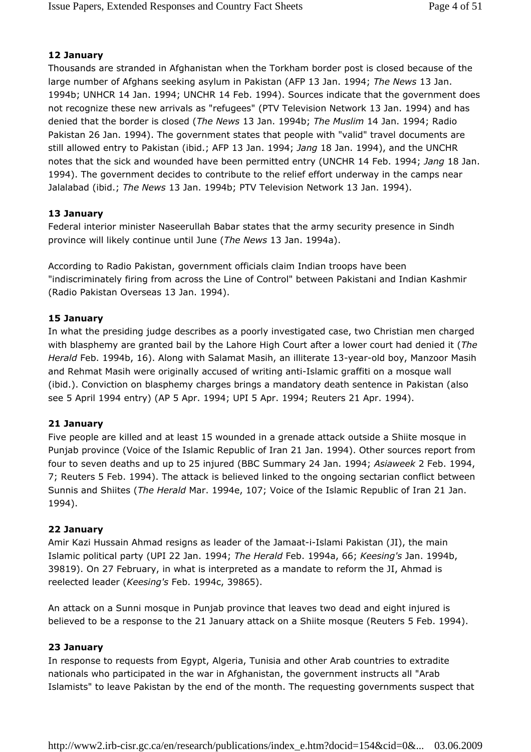#### 12 January

Thousands are stranded in Afghanistan when the Torkham border post is closed because of the large number of Afghans seeking asylum in Pakistan (AFP 13 Jan. 1994; *The News* 13 Jan. 1994b; UNHCR 14 Jan. 1994; UNCHR 14 Feb. 1994). Sources indicate that the government does not recognize these new arrivals as "refugees" (PTV Television Network 13 Jan. 1994) and has denied that the border is closed (*The News* 13 Jan. 1994b; *The Muslim* 14 Jan. 1994; Radio Pakistan 26 Jan. 1994). The government states that people with "valid" travel documents are still allowed entry to Pakistan (ibid.; AFP 13 Jan. 1994; *Jang* 18 Jan. 1994), and the UNCHR notes that the sick and wounded have been permitted entry (UNCHR 14 Feb. 1994; *Jang* 18 Jan. 1994). The government decides to contribute to the relief effort underway in the camps near Jalalabad (ibid.; *The News* 13 Jan. 1994b; PTV Television Network 13 Jan. 1994).

#### 13 January

Federal interior minister Naseerullah Babar states that the army security presence in Sindh province will likely continue until June (*The News* 13 Jan. 1994a).

According to Radio Pakistan, government officials claim Indian troops have been "indiscriminately firing from across the Line of Control" between Pakistani and Indian Kashmir (Radio Pakistan Overseas 13 Jan. 1994).

#### 15 January

In what the presiding judge describes as a poorly investigated case, two Christian men charged with blasphemy are granted bail by the Lahore High Court after a lower court had denied it (*The Herald* Feb. 1994b, 16). Along with Salamat Masih, an illiterate 13-year-old boy, Manzoor Masih and Rehmat Masih were originally accused of writing anti-Islamic graffiti on a mosque wall (ibid.). Conviction on blasphemy charges brings a mandatory death sentence in Pakistan (also see 5 April 1994 entry) (AP 5 Apr. 1994; UPI 5 Apr. 1994; Reuters 21 Apr. 1994).

#### 21 January

Five people are killed and at least 15 wounded in a grenade attack outside a Shiite mosque in Punjab province (Voice of the Islamic Republic of Iran 21 Jan. 1994). Other sources report from four to seven deaths and up to 25 injured (BBC Summary 24 Jan. 1994; *Asiaweek* 2 Feb. 1994, 7; Reuters 5 Feb. 1994). The attack is believed linked to the ongoing sectarian conflict between Sunnis and Shiites (*The Herald* Mar. 1994e, 107; Voice of the Islamic Republic of Iran 21 Jan. 1994).

#### 22 January

Amir Kazi Hussain Ahmad resigns as leader of the Jamaat-i-Islami Pakistan (JI), the main Islamic political party (UPI 22 Jan. 1994; *The Herald* Feb. 1994a, 66; *Keesing's* Jan. 1994b, 39819). On 27 February, in what is interpreted as a mandate to reform the JI, Ahmad is reelected leader (*Keesing's* Feb. 1994c, 39865).

An attack on a Sunni mosque in Punjab province that leaves two dead and eight injured is believed to be a response to the 21 January attack on a Shiite mosque (Reuters 5 Feb. 1994).

#### 23 January

In response to requests from Egypt, Algeria, Tunisia and other Arab countries to extradite nationals who participated in the war in Afghanistan, the government instructs all "Arab Islamists" to leave Pakistan by the end of the month. The requesting governments suspect that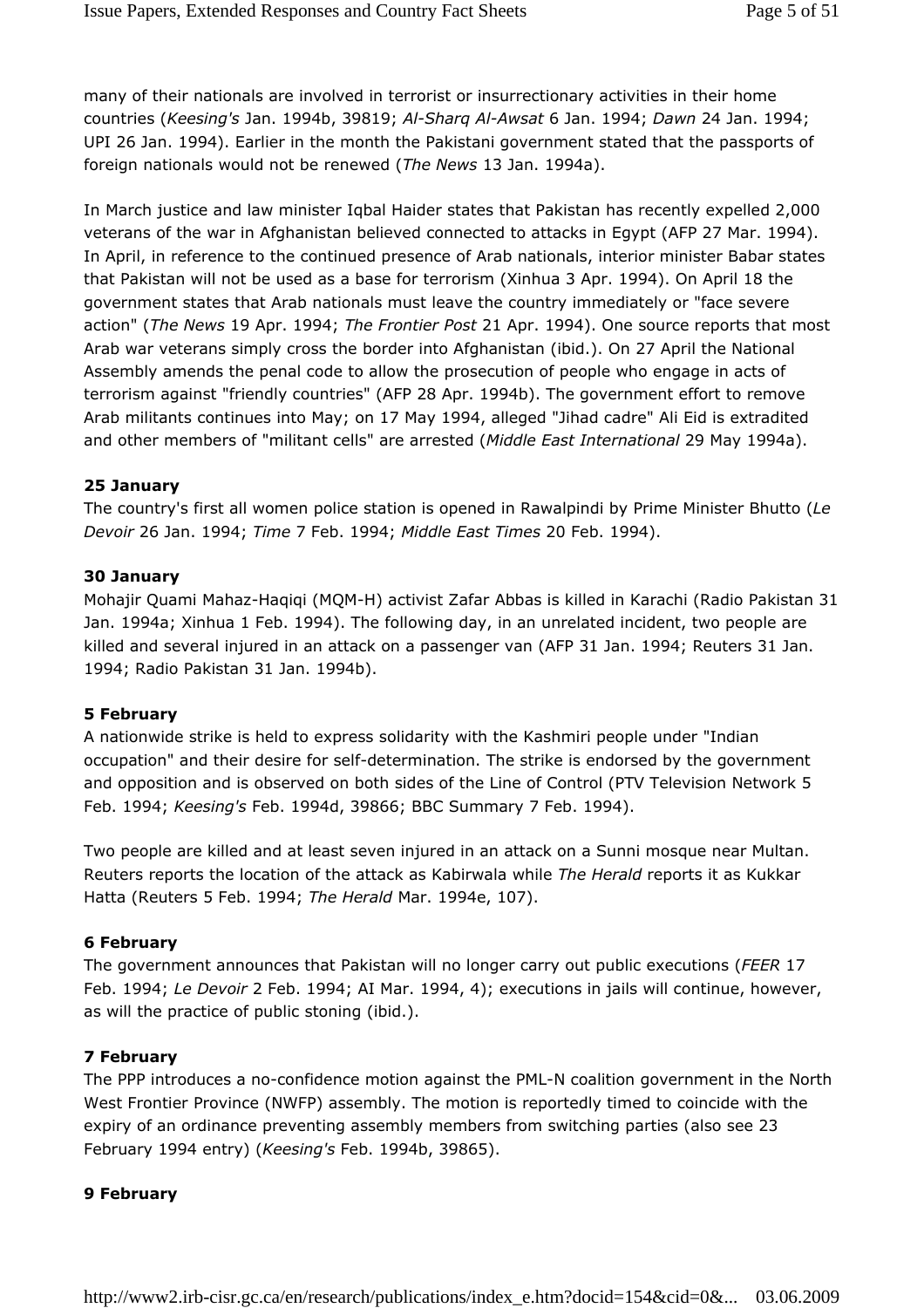many of their nationals are involved in terrorist or insurrectionary activities in their home countries (*Keesing's* Jan. 1994b, 39819; *Al-Sharq Al-Awsat* 6 Jan. 1994; *Dawn* 24 Jan. 1994; UPI 26 Jan. 1994). Earlier in the month the Pakistani government stated that the passports of foreign nationals would not be renewed (*The News* 13 Jan. 1994a).

In March justice and law minister Iqbal Haider states that Pakistan has recently expelled 2,000 veterans of the war in Afghanistan believed connected to attacks in Egypt (AFP 27 Mar. 1994). In April, in reference to the continued presence of Arab nationals, interior minister Babar states that Pakistan will not be used as a base for terrorism (Xinhua 3 Apr. 1994). On April 18 the government states that Arab nationals must leave the country immediately or "face severe action" (*The News* 19 Apr. 1994; *The Frontier Post* 21 Apr. 1994). One source reports that most Arab war veterans simply cross the border into Afghanistan (ibid.). On 27 April the National Assembly amends the penal code to allow the prosecution of people who engage in acts of terrorism against "friendly countries" (AFP 28 Apr. 1994b). The government effort to remove Arab militants continues into May; on 17 May 1994, alleged "Jihad cadre" Ali Eid is extradited and other members of "militant cells" are arrested (*Middle East International* 29 May 1994a).

**25 January**

The country's first all women police station is opened in Rawalpindi by Prime Minister Bhutto (*Le Devoir* 26 Jan. 1994; *Time* 7 Feb. 1994; *Middle East Times* 20 Feb. 1994).

**30 January**

Mohajir Quami Mahaz-Haqiqi (MQM-H) activist Zafar Abbas is killed in Karachi (Radio Pakistan 31 Jan. 1994a; Xinhua 1 Feb. 1994). The following day, in an unrelated incident, two people are killed and several injured in an attack on a passenger van (AFP 31 Jan. 1994; Reuters 31 Jan. 1994; Radio Pakistan 31 Jan. 1994b).

**5 February**

A nationwide strike is held to express solidarity with the Kashmiri people under "Indian occupation" and their desire for self-determination. The strike is endorsed by the government and opposition and is observed on both sides of the Line of Control (PTV Television Network 5 Feb. 1994; *Keesing's* Feb. 1994d, 39866; BBC Summary 7 Feb. 1994).

Two people are killed and at least seven injured in an attack on a Sunni mosque near Multan. Reuters reports the location of the attack as Kabirwala while *The Herald* reports it as Kukkar Hatta (Reuters 5 Feb. 1994; *The Herald* Mar. 1994e, 107).

**6 February**

The government announces that Pakistan will no longer carry out public executions (*FEER* 17 Feb. 1994; *Le Devoir* 2 Feb. 1994; AI Mar. 1994, 4); executions in jails will continue, however, as will the practice of public stoning (ibid.).

**7 February**

The PPP introduces a no-confidence motion against the PML-N coalition government in the North West Frontier Province (NWFP) assembly. The motion is reportedly timed to coincide with the expiry of an ordinance preventing assembly members from switching parties (also see 23 February 1994 entry) (*Keesing's* Feb. 1994b, 39865).

**9 February**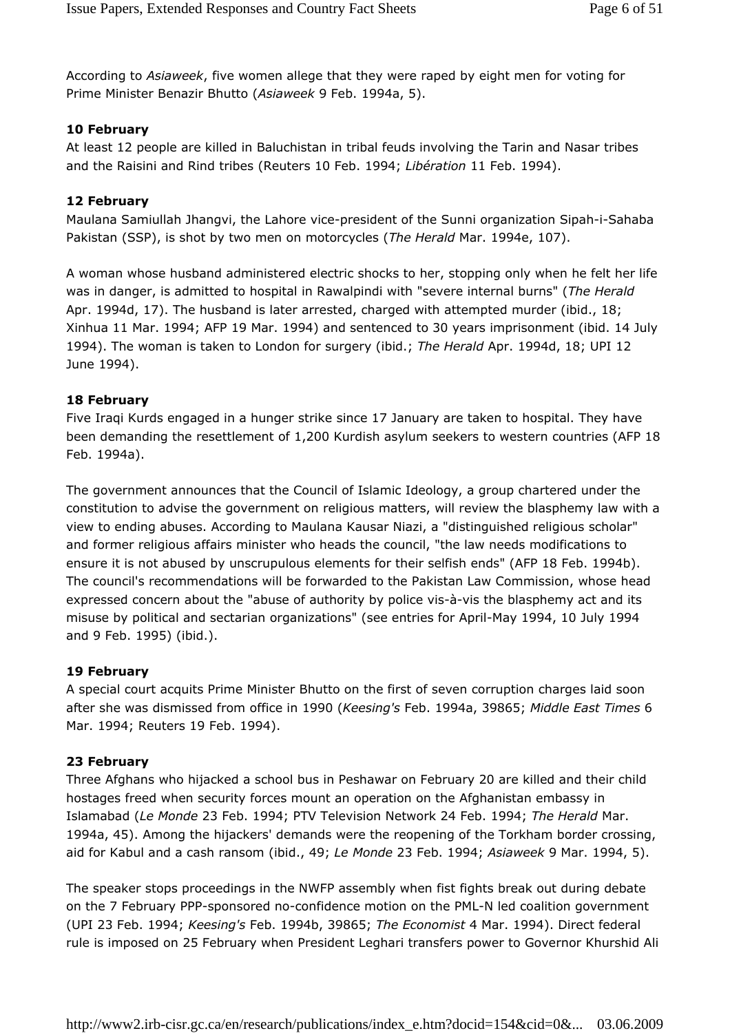According to *Asiaweek*, five women allege that they were raped by eight men for voting for Prime Minister Benazir Bhutto (*Asiaweek* 9 Feb. 1994a, 5).

**10 February**

At least 12 people are killed in Baluchistan in tribal feuds involving the Tarin and Nasar tribes and the Raisini and Rind tribes (Reuters 10 Feb. 1994; *Libération* 11 Feb. 1994).

**12 February**

Maulana Samiullah Jhangvi, the Lahore vice-president of the Sunni organization Sipah-i-Sahaba Pakistan (SSP), is shot by two men on motorcycles (*The Herald* Mar. 1994e, 107).

A woman whose husband administered electric shocks to her, stopping only when he felt her life was in danger, is admitted to hospital in Rawalpindi with "severe internal burns" (*The Herald* Apr. 1994d, 17). The husband is later arrested, charged with attempted murder (ibid., 18; Xinhua 11 Mar. 1994; AFP 19 Mar. 1994) and sentenced to 30 years imprisonment (ibid. 14 July 1994). The woman is taken to London for surgery (ibid.; *The Herald* Apr. 1994d, 18; UPI 12 June 1994).

**18 February**

Five Iraqi Kurds engaged in a hunger strike since 17 January are taken to hospital. They have been demanding the resettlement of 1,200 Kurdish asylum seekers to western countries (AFP 18 Feb. 1994a).

The government announces that the Council of Islamic Ideology, a group chartered under the constitution to advise the government on religious matters, will review the blasphemy law with a view to ending abuses. According to Maulana Kausar Niazi, a "distinguished religious scholar" and former religious affairs minister who heads the council, "the law needs modifications to ensure it is not abused by unscrupulous elements for their selfish ends" (AFP 18 Feb. 1994b). The council's recommendations will be forwarded to the Pakistan Law Commission, whose head expressed concern about the "abuse of authority by police vis-à-vis the blasphemy act and its misuse by political and sectarian organizations" (see entries for April-May 1994, 10 July 1994 and 9 Feb. 1995) (ibid.).

**19 February**

A special court acquits Prime Minister Bhutto on the first of seven corruption charges laid soon after she was dismissed from office in 1990 (*Keesing's* Feb. 1994a, 39865; *Middle East Times* 6 Mar. 1994; Reuters 19 Feb. 1994).

**23 February**

Three Afghans who hijacked a school bus in Peshawar on February 20 are killed and their child hostages freed when security forces mount an operation on the Afghanistan embassy in Islamabad (*Le Monde* 23 Feb. 1994; PTV Television Network 24 Feb. 1994; *The Herald* Mar. 1994a, 45). Among the hijackers' demands were the reopening of the Torkham border crossing, aid for Kabul and a cash ransom (ibid., 49; *Le Monde* 23 Feb. 1994; *Asiaweek* 9 Mar. 1994, 5).

The speaker stops proceedings in the NWFP assembly when fist fights break out during debate on the 7 February PPP-sponsored no-confidence motion on the PML-N led coalition government (UPI 23 Feb. 1994; *Keesing's* Feb. 1994b, 39865; *The Economist* 4 Mar. 1994). Direct federal rule is imposed on 25 February when President Leghari transfers power to Governor Khurshid Ali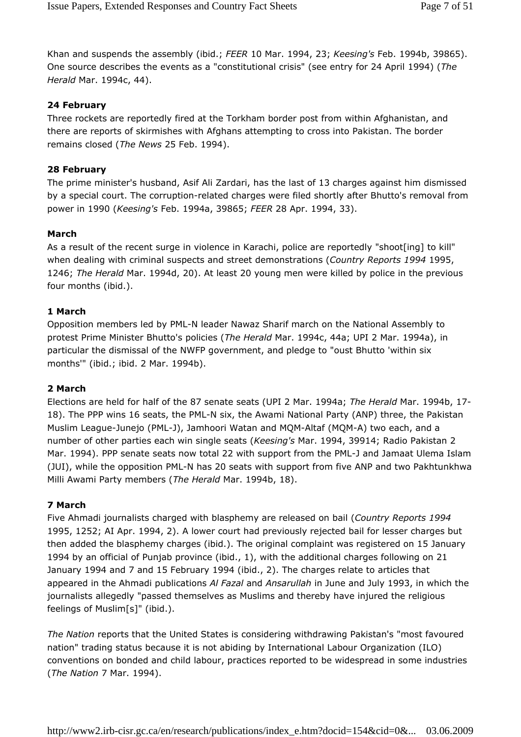Khan and suspends the assembly (ibid.; *FEER* 10 Mar. 1994, 23; *Keesing's* Feb. 1994b, 39865). One source describes the events as a "constitutional crisis" (see entry for 24 April 1994) (*The Herald* Mar. 1994c, 44).

**24 February**

Three rockets are reportedly fired at the Torkham border post from within Afghanistan, and there are reports of skirmishes with Afghans attempting to cross into Pakistan. The border remains closed (*The News* 25 Feb. 1994).

**28 February**

The prime minister's husband, Asif Ali Zardari, has the last of 13 charges against him dismissed by a special court. The corruption-related charges were filed shortly after Bhutto's removal from power in 1990 (*Keesing's* Feb. 1994a, 39865; *FEER* 28 Apr. 1994, 33).

**March**

As a result of the recent surge in violence in Karachi, police are reportedly "shoot[ing] to kill" when dealing with criminal suspects and street demonstrations (*Country Reports 1994* 1995, 1246; *The Herald* Mar. 1994d, 20). At least 20 young men were killed by police in the previous four months (ibid.).

**1 March**

Opposition members led by PML-N leader Nawaz Sharif march on the National Assembly to protest Prime Minister Bhutto's policies (*The Herald* Mar. 1994c, 44a; UPI 2 Mar. 1994a), in particular the dismissal of the NWFP government, and pledge to "oust Bhutto 'within six months'" (ibid.; ibid. 2 Mar. 1994b).

**2 March**

Elections are held for half of the 87 senate seats (UPI 2 Mar. 1994a; *The Herald* Mar. 1994b, 17-18). The PPP wins 16 seats, the PML-N six, the Awami National Party (ANP) three, the Pakistan Muslim League-Junejo (PML-J), Jamhoori Watan and MQM-Altaf (MQM-A) two each, and a number of other parties each win single seats (*Keesing's* Mar. 1994, 39914; Radio Pakistan 2 Mar. 1994). PPP senate seats now total 22 with support from the PML-J and Jamaat Ulema Islam (JUI), while the opposition PML-N has 20 seats with support from five ANP and two Pakhtunkhwa Milli Awami Party members (*The Herald* Mar. 1994b, 18).

**7 March**

Five Ahmadi journalists charged with blasphemy are released on bail (*Country Reports 1994* 1995, 1252; AI Apr. 1994, 2). A lower court had previously rejected bail for lesser charges but then added the blasphemy charges (ibid.). The original complaint was registered on 15 January 1994 by an official of Punjab province (ibid., 1), with the additional charges following on 21 January 1994 and 7 and 15 February 1994 (ibid., 2). The charges relate to articles that appeared in the Ahmadi publications *Al Fazal* and *Ansarullah* in June and July 1993, in which the journalists allegedly "passed themselves as Muslims and thereby have injured the religious feelings of Muslim[s]" (ibid.).

*The Nation* reports that the United States is considering withdrawing Pakistan's "most favoured nation" trading status because it is not abiding by International Labour Organization (ILO) conventions on bonded and child labour, practices reported to be widespread in some industries (*The Nation* 7 Mar. 1994).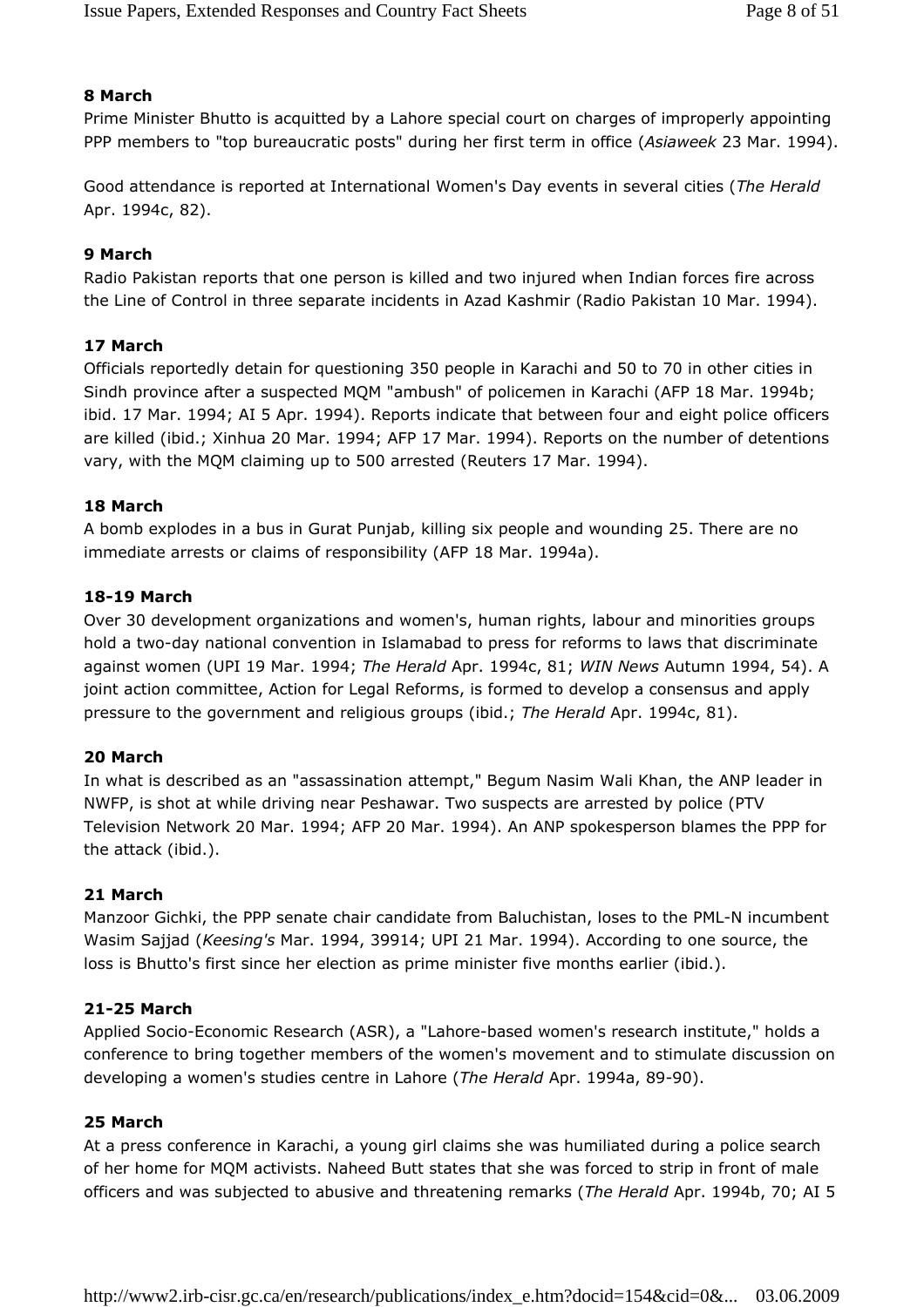**8 March**

Prime Minister Bhutto is acquitted by a Lahore special court on charges of improperly appointing PPP members to "top bureaucratic posts" during her first term in office (*Asiaweek* 23 Mar. 1994).

Good attendance is reported at International Women's Day events in several cities (*The Herald* Apr. 1994c, 82).

**9 March**

Radio Pakistan reports that one person is killed and two injured when Indian forces fire across the Line of Control in three separate incidents in Azad Kashmir (Radio Pakistan 10 Mar. 1994).

**17 March**

Officials reportedly detain for questioning 350 people in Karachi and 50 to 70 in other cities in Sindh province after a suspected MQM "ambush" of policemen in Karachi (AFP 18 Mar. 1994b; ibid. 17 Mar. 1994; AI 5 Apr. 1994). Reports indicate that between four and eight police officers are killed (ibid.; Xinhua 20 Mar. 1994; AFP 17 Mar. 1994). Reports on the number of detentions vary, with the MQM claiming up to 500 arrested (Reuters 17 Mar. 1994).

**18 March**

A bomb explodes in a bus in Gurat Punjab, killing six people and wounding 25. There are no immediate arrests or claims of responsibility (AFP 18 Mar. 1994a).

**18-19 March**

Over 30 development organizations and women's, human rights, labour and minorities groups hold a two-day national convention in Islamabad to press for reforms to laws that discriminate against women (UPI 19 Mar. 1994; *The Herald* Apr. 1994c, 81; *WIN News* Autumn 1994, 54). A joint action committee, Action for Legal Reforms, is formed to develop a consensus and apply pressure to the government and religious groups (ibid.; *The Herald* Apr. 1994c, 81).

**20 March**

In what is described as an "assassination attempt," Begum Nasim Wali Khan, the ANP leader in NWFP, is shot at while driving near Peshawar. Two suspects are arrested by police (PTV Television Network 20 Mar. 1994; AFP 20 Mar. 1994). An ANP spokesperson blames the PPP for the attack (ibid.).

**21 March**

Manzoor Gichki, the PPP senate chair candidate from Baluchistan, loses to the PML-N incumbent Wasim Sajjad (*Keesing's* Mar. 1994, 39914; UPI 21 Mar. 1994). According to one source, the loss is Bhutto's first since her election as prime minister five months earlier (ibid.).

**21-25 March**

Applied Socio-Economic Research (ASR), a "Lahore-based women's research institute," holds a conference to bring together members of the women's movement and to stimulate discussion on developing a women's studies centre in Lahore (*The Herald* Apr. 1994a, 89-90).

**25 March**

At a press conference in Karachi, a young girl claims she was humiliated during a police search of her home for MQM activists. Naheed Butt states that she was forced to strip in front of male officers and was subjected to abusive and threatening remarks (*The Herald* Apr. 1994b, 70; AI 5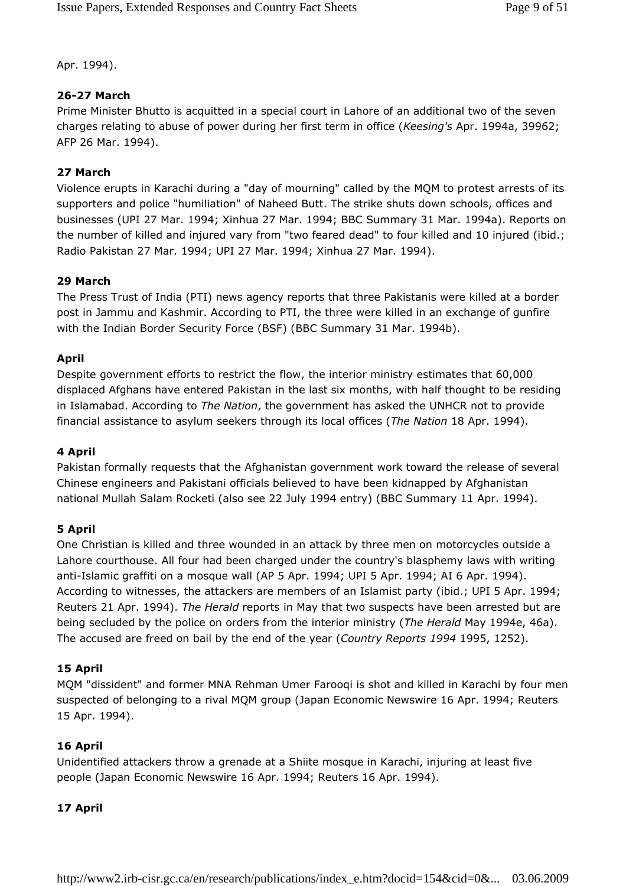Apr. 1994).

**26-27 March**

Prime Minister Bhutto is acquitted in a special court in Lahore of an additional two of the seven charges relating to abuse of power during her first term in office (*Keesing's* Apr. 1994a, 39962; AFP 26 Mar. 1994).

**27 March**

Violence erupts in Karachi during a "day of mourning" called by the MQM to protest arrests of its supporters and police "humiliation" of Naheed Butt. The strike shuts down schools, offices and businesses (UPI 27 Mar. 1994; Xinhua 27 Mar. 1994; BBC Summary 31 Mar. 1994a). Reports on the number of killed and injured vary from "two feared dead" to four killed and 10 injured (ibid.; Radio Pakistan 27 Mar. 1994; UPI 27 Mar. 1994; Xinhua 27 Mar. 1994).

**29 March**

The Press Trust of India (PTI) news agency reports that three Pakistanis were killed at a border post in Jammu and Kashmir. According to PTI, the three were killed in an exchange of gunfire with the Indian Border Security Force (BSF) (BBC Summary 31 Mar. 1994b).

**April**

Despite government efforts to restrict the flow, the interior ministry estimates that 60,000 displaced Afghans have entered Pakistan in the last six months, with half thought to be residing in Islamabad. According to *The Nation*, the government has asked the UNHCR not to provide financial assistance to asylum seekers through its local offices (*The Nation* 18 Apr. 1994).

**4 April**

Pakistan formally requests that the Afghanistan government work toward the release of several Chinese engineers and Pakistani officials believed to have been kidnapped by Afghanistan national Mullah Salam Rocketi (also see 22 July 1994 entry) (BBC Summary 11 Apr. 1994).

**5 April**

One Christian is killed and three wounded in an attack by three men on motorcycles outside a Lahore courthouse. All four had been charged under the country's blasphemy laws with writing anti-Islamic graffiti on a mosque wall (AP 5 Apr. 1994; UPI 5 Apr. 1994; AI 6 Apr. 1994). According to witnesses, the attackers are members of an Islamist party (ibid.; UPI 5 Apr. 1994; Reuters 21 Apr. 1994). *The Herald* reports in May that two suspects have been arrested but are being secluded by the police on orders from the interior ministry (*The Herald* May 1994e, 46a). The accused are freed on bail by the end of the year (*Country Reports 1994* 1995, 1252).

**15 April**

MQM "dissident" and former MNA Rehman Umer Farooqi is shot and killed in Karachi by four men suspected of belonging to a rival MQM group (Japan Economic Newswire 16 Apr. 1994; Reuters 15 Apr. 1994).

**16 April**

Unidentified attackers throw a grenade at a Shiite mosque in Karachi, injuring at least five people (Japan Economic Newswire 16 Apr. 1994; Reuters 16 Apr. 1994).

**17 April**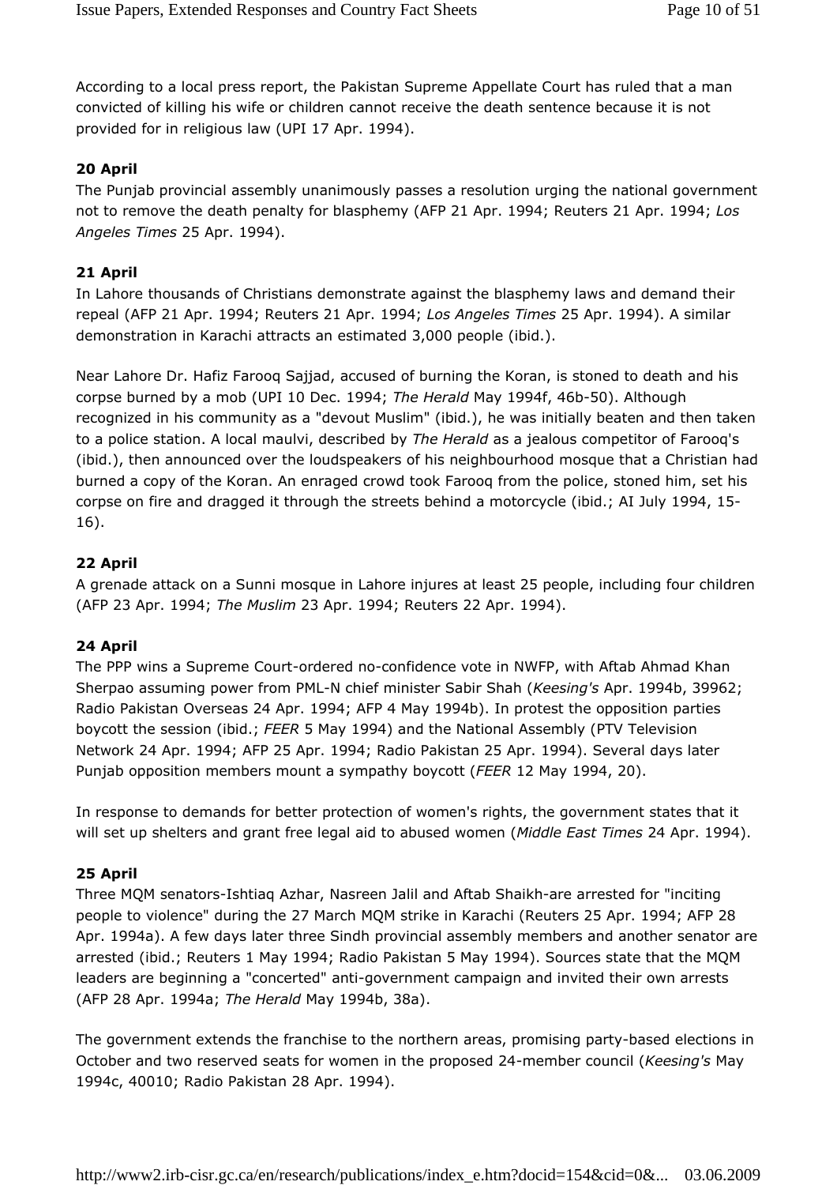According to a local press report, the Pakistan Supreme Appellate Court has ruled that a man convicted of killing his wife or children cannot receive the death sentence because it is not provided for in religious law (UPI 17 Apr. 1994).

**20 April**

The Punjab provincial assembly unanimously passes a resolution urging the national government not to remove the death penalty for blasphemy (AFP 21 Apr. 1994; Reuters 21 Apr. 1994; *Los Angeles Times* 25 Apr. 1994).

**21 April**

In Lahore thousands of Christians demonstrate against the blasphemy laws and demand their repeal (AFP 21 Apr. 1994; Reuters 21 Apr. 1994; *Los Angeles Times* 25 Apr. 1994). A similar demonstration in Karachi attracts an estimated 3,000 people (ibid.).

Near Lahore Dr. Hafiz Farooq Sajjad, accused of burning the Koran, is stoned to death and his corpse burned by a mob (UPI 10 Dec. 1994; *The Herald* May 1994f, 46b-50). Although recognized in his community as a "devout Muslim" (ibid.), he was initially beaten and then taken to a police station. A local maulvi, described by *The Herald* as a jealous competitor of Farooq's (ibid.), then announced over the loudspeakers of his neighbourhood mosque that a Christian had burned a copy of the Koran. An enraged crowd took Farooq from the police, stoned him, set his corpse on fire and dragged it through the streets behind a motorcycle (ibid.; AI July 1994, 15-16).

**22 April**

A grenade attack on a Sunni mosque in Lahore injures at least 25 people, including four children (AFP 23 Apr. 1994; *The Muslim* 23 Apr. 1994; Reuters 22 Apr. 1994).

**24 April**

The PPP wins a Supreme Court-ordered no-confidence vote in NWFP, with Aftab Ahmad Khan Sherpao assuming power from PML-N chief minister Sabir Shah (*Keesing's* Apr. 1994b, 39962; Radio Pakistan Overseas 24 Apr. 1994; AFP 4 May 1994b). In protest the opposition parties boycott the session (ibid.; *FEER* 5 May 1994) and the National Assembly (PTV Television Network 24 Apr. 1994; AFP 25 Apr. 1994; Radio Pakistan 25 Apr. 1994). Several days later Punjab opposition members mount a sympathy boycott (*FEER* 12 May 1994, 20).

In response to demands for better protection of women's rights, the government states that it will set up shelters and grant free legal aid to abused women (*Middle East Times* 24 Apr. 1994).

**25 April**

Three MQM senators-Ishtiaq Azhar, Nasreen Jalil and Aftab Shaikh-are arrested for "inciting people to violence" during the 27 March MQM strike in Karachi (Reuters 25 Apr. 1994; AFP 28 Apr. 1994a). A few days later three Sindh provincial assembly members and another senator are arrested (ibid.; Reuters 1 May 1994; Radio Pakistan 5 May 1994). Sources state that the MQM leaders are beginning a "concerted" anti-government campaign and invited their own arrests (AFP 28 Apr. 1994a; *The Herald* May 1994b, 38a).

The government extends the franchise to the northern areas, promising party-based elections in October and two reserved seats for women in the proposed 24-member council (*Keesing's* May 1994c, 40010; Radio Pakistan 28 Apr. 1994).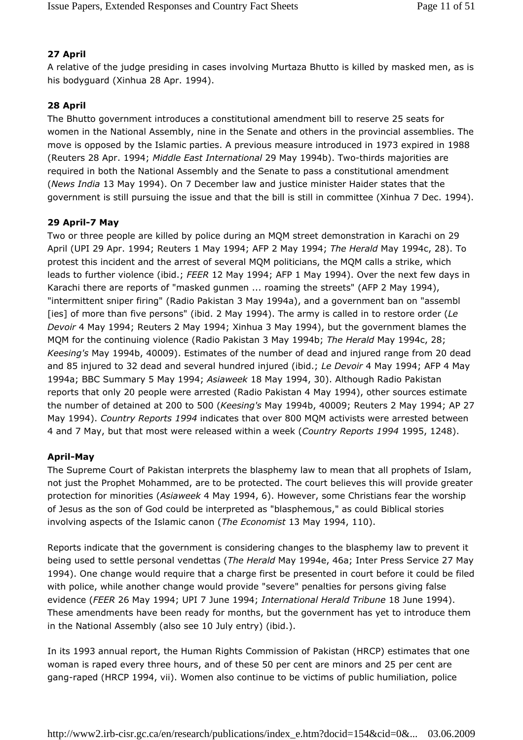**27 April**

A relative of the judge presiding in cases involving Murtaza Bhutto is killed by masked men, as is his bodyguard (Xinhua 28 Apr. 1994).

**28 April**

The Bhutto government introduces a constitutional amendment bill to reserve 25 seats for women in the National Assembly, nine in the Senate and others in the provincial assemblies. The move is opposed by the Islamic parties. A previous measure introduced in 1973 expired in 1988 (Reuters 28 Apr. 1994; *Middle East International* 29 May 1994b). Two-thirds majorities are required in both the National Assembly and the Senate to pass a constitutional amendment (*News India* 13 May 1994). On 7 December law and justice minister Haider states that the government is still pursuing the issue and that the bill is still in committee (Xinhua 7 Dec. 1994).

**29 April-7 May**

Two or three people are killed by police during an MQM street demonstration in Karachi on 29 April (UPI 29 Apr. 1994; Reuters 1 May 1994; AFP 2 May 1994; *The Herald* May 1994c, 28). To protest this incident and the arrest of several MQM politicians, the MQM calls a strike, which leads to further violence (ibid.; *FEER* 12 May 1994; AFP 1 May 1994). Over the next few days in Karachi there are reports of "masked gunmen ... roaming the streets" (AFP 2 May 1994), "intermittent sniper firing" (Radio Pakistan 3 May 1994a), and a government ban on "assembl [ies] of more than five persons" (ibid. 2 May 1994). The army is called in to restore order (*Le Devoir* 4 May 1994; Reuters 2 May 1994; Xinhua 3 May 1994), but the government blames the MQM for the continuing violence (Radio Pakistan 3 May 1994b; *The Herald* May 1994c, 28; *Keesing's* May 1994b, 40009). Estimates of the number of dead and injured range from 20 dead and 85 injured to 32 dead and several hundred injured (ibid.; *Le Devoir* 4 May 1994; AFP 4 May 1994a; BBC Summary 5 May 1994; *Asiaweek* 18 May 1994, 30). Although Radio Pakistan reports that only 20 people were arrested (Radio Pakistan 4 May 1994), other sources estimate the number of detained at 200 to 500 (*Keesing's* May 1994b, 40009; Reuters 2 May 1994; AP 27 May 1994). *Country Reports 1994* indicates that over 800 MQM activists were arrested between 4 and 7 May, but that most were released within a week (*Country Reports 1994* 1995, 1248).

**April-May**

The Supreme Court of Pakistan interprets the blasphemy law to mean that all prophets of Islam, not just the Prophet Mohammed, are to be protected. The court believes this will provide greater protection for minorities (*Asiaweek* 4 May 1994, 6). However, some Christians fear the worship of Jesus as the son of God could be interpreted as "blasphemous," as could Biblical stories involving aspects of the Islamic canon (*The Economist* 13 May 1994, 110).

Reports indicate that the government is considering changes to the blasphemy law to prevent it being used to settle personal vendettas (*The Herald* May 1994e, 46a; Inter Press Service 27 May 1994). One change would require that a charge first be presented in court before it could be filed with police, while another change would provide "severe" penalties for persons giving false evidence (*FEER* 26 May 1994; UPI 7 June 1994; *International Herald Tribune* 18 June 1994). These amendments have been ready for months, but the government has yet to introduce them in the National Assembly (also see 10 July entry) (ibid.).

In its 1993 annual report, the Human Rights Commission of Pakistan (HRCP) estimates that one woman is raped every three hours, and of these 50 per cent are minors and 25 per cent are gang-raped (HRCP 1994, vii). Women also continue to be victims of public humiliation, police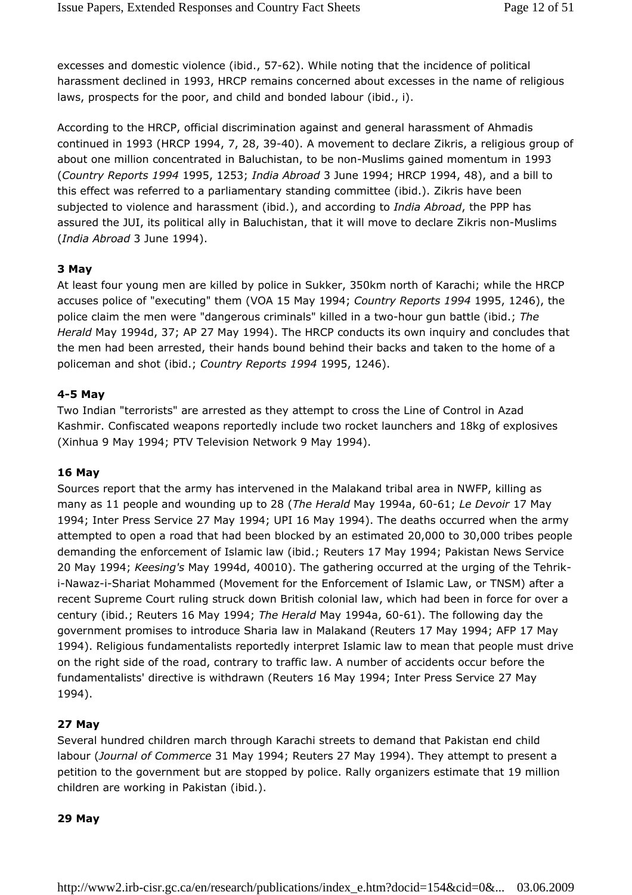excesses and domestic violence (ibid., 57-62). While noting that the incidence of political harassment declined in 1993, HRCP remains concerned about excesses in the name of religious laws, prospects for the poor, and child and bonded labour (ibid., i).

According to the HRCP, official discrimination against and general harassment of Ahmadis continued in 1993 (HRCP 1994, 7, 28, 39-40). A movement to declare Zikris, a religious group of about one million concentrated in Baluchistan, to be non-Muslims gained momentum in 1993 (*Country Reports 1994* 1995, 1253; *India Abroad* 3 June 1994; HRCP 1994, 48), and a bill to this effect was referred to a parliamentary standing committee (ibid.). Zikris have been subjected to violence and harassment (ibid.), and according to *India Abroad*, the PPP has assured the JUI, its political ally in Baluchistan, that it will move to declare Zikris non-Muslims (*India Abroad* 3 June 1994).

**3 May**

At least four young men are killed by police in Sukker, 350km north of Karachi; while the HRCP accuses police of "executing" them (VOA 15 May 1994; *Country Reports 1994* 1995, 1246), the police claim the men were "dangerous criminals" killed in a two-hour gun battle (ibid.; *The Herald* May 1994d, 37; AP 27 May 1994). The HRCP conducts its own inquiry and concludes that the men had been arrested, their hands bound behind their backs and taken to the home of a policeman and shot (ibid.; *Country Reports 1994* 1995, 1246).

**4-5 May**

Two Indian "terrorists" are arrested as they attempt to cross the Line of Control in Azad Kashmir. Confiscated weapons reportedly include two rocket launchers and 18kg of explosives (Xinhua 9 May 1994; PTV Television Network 9 May 1994).

**16 May**

Sources report that the army has intervened in the Malakand tribal area in NWFP, killing as many as 11 people and wounding up to 28 (*The Herald* May 1994a, 60-61; *Le Devoir* 17 May 1994; Inter Press Service 27 May 1994; UPI 16 May 1994). The deaths occurred when the army attempted to open a road that had been blocked by an estimated 20,000 to 30,000 tribes people demanding the enforcement of Islamic law (ibid.; Reuters 17 May 1994; Pakistan News Service 20 May 1994; *Keesing's* May 1994d, 40010). The gathering occurred at the urging of the Tehrik-i-Nawaz-i-Shariat Mohammed (Movement for the Enforcement of Islamic Law, or TNSM) after a recent Supreme Court ruling struck down British colonial law, which had been in force for over a century (ibid.; Reuters 16 May 1994; *The Herald* May 1994a, 60-61). The following day the government promises to introduce Sharia law in Malakand (Reuters 17 May 1994; AFP 17 May 1994). Religious fundamentalists reportedly interpret Islamic law to mean that people must drive on the right side of the road, contrary to traffic law. A number of accidents occur before the fundamentalists' directive is withdrawn (Reuters 16 May 1994; Inter Press Service 27 May 1994).

**27 May**

Several hundred children march through Karachi streets to demand that Pakistan end child labour (*Journal of Commerce* 31 May 1994; Reuters 27 May 1994). They attempt to present a petition to the government but are stopped by police. Rally organizers estimate that 19 million children are working in Pakistan (ibid.).

**29 May**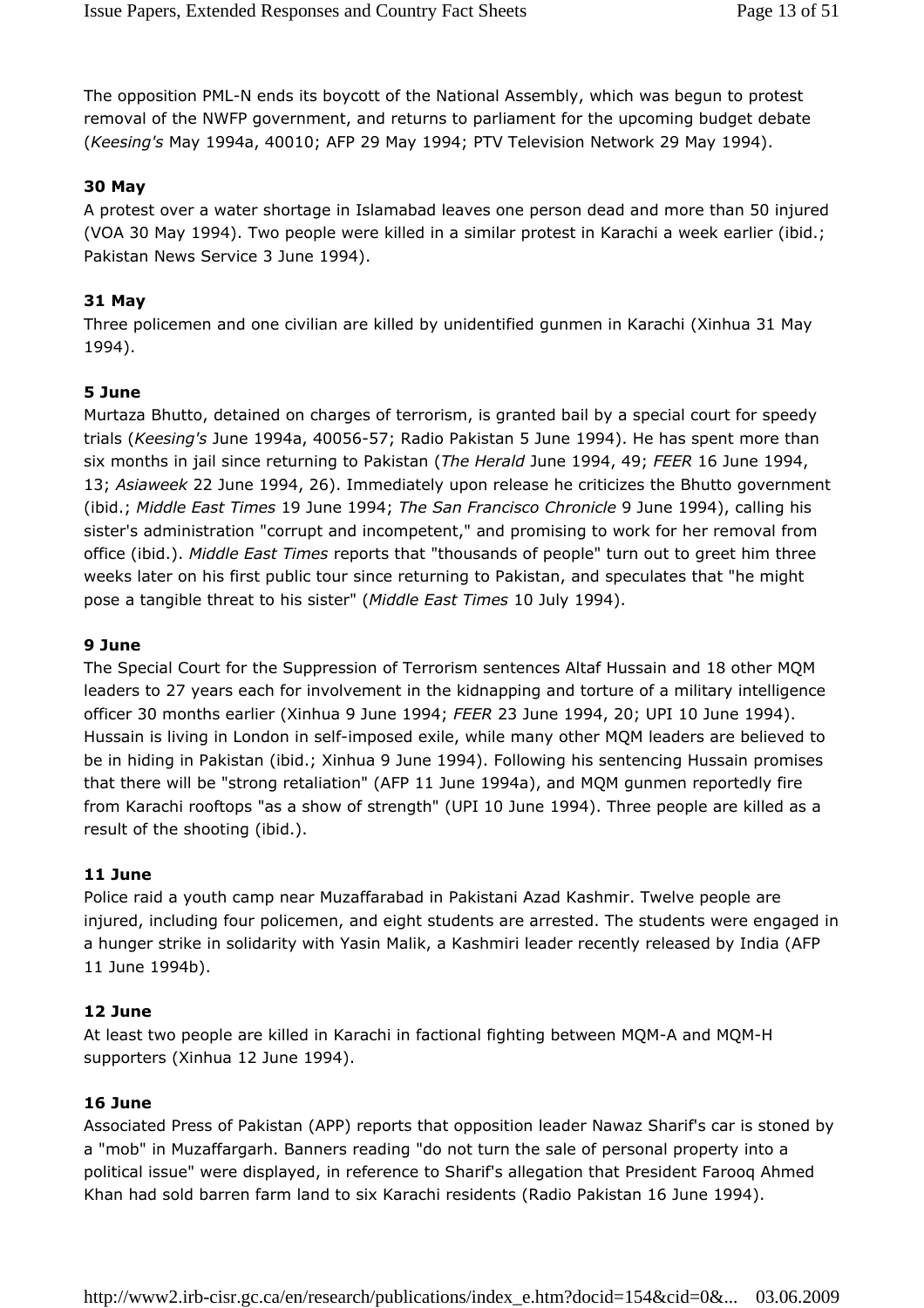The opposition PML-N ends its boycott of the National Assembly, which was begun to protest removal of the NWFP government, and returns to parliament for the upcoming budget debate (*Keesing's* May 1994a, 40010; AFP 29 May 1994; PTV Television Network 29 May 1994).

**30 May**

A protest over a water shortage in Islamabad leaves one person dead and more than 50 injured (VOA 30 May 1994). Two people were killed in a similar protest in Karachi a week earlier (ibid.; Pakistan News Service 3 June 1994).

**31 May**

Three policemen and one civilian are killed by unidentified gunmen in Karachi (Xinhua 31 May 1994).

**5 June**

Murtaza Bhutto, detained on charges of terrorism, is granted bail by a special court for speedy trials (*Keesing's* June 1994a, 40056-57; Radio Pakistan 5 June 1994). He has spent more than six months in jail since returning to Pakistan (*The Herald* June 1994, 49; *FEER* 16 June 1994, 13; *Asiaweek* 22 June 1994, 26). Immediately upon release he criticizes the Bhutto government (ibid.; *Middle East Times* 19 June 1994; *The San Francisco Chronicle* 9 June 1994), calling his sister's administration "corrupt and incompetent," and promising to work for her removal from office (ibid.). *Middle East Times* reports that "thousands of people" turn out to greet him three weeks later on his first public tour since returning to Pakistan, and speculates that "he might pose a tangible threat to his sister" (*Middle East Times* 10 July 1994).

**9 June**

The Special Court for the Suppression of Terrorism sentences Altaf Hussain and 18 other MQM leaders to 27 years each for involvement in the kidnapping and torture of a military intelligence officer 30 months earlier (Xinhua 9 June 1994; *FEER* 23 June 1994, 20; UPI 10 June 1994). Hussain is living in London in self-imposed exile, while many other MQM leaders are believed to be in hiding in Pakistan (ibid.; Xinhua 9 June 1994). Following his sentencing Hussain promises that there will be "strong retaliation" (AFP 11 June 1994a), and MQM gunmen reportedly fire from Karachi rooftops "as a show of strength" (UPI 10 June 1994). Three people are killed as a result of the shooting (ibid.).

**11 June**

Police raid a youth camp near Muzaffarabad in Pakistani Azad Kashmir. Twelve people are injured, including four policemen, and eight students are arrested. The students were engaged in a hunger strike in solidarity with Yasin Malik, a Kashmiri leader recently released by India (AFP 11 June 1994b).

**12 June**

At least two people are killed in Karachi in factional fighting between MQM-A and MQM-H supporters (Xinhua 12 June 1994).

**16 June**

Associated Press of Pakistan (APP) reports that opposition leader Nawaz Sharif's car is stoned by a "mob" in Muzaffargarh. Banners reading "do not turn the sale of personal property into a political issue" were displayed, in reference to Sharif's allegation that President Farooq Ahmed Khan had sold barren farm land to six Karachi residents (Radio Pakistan 16 June 1994).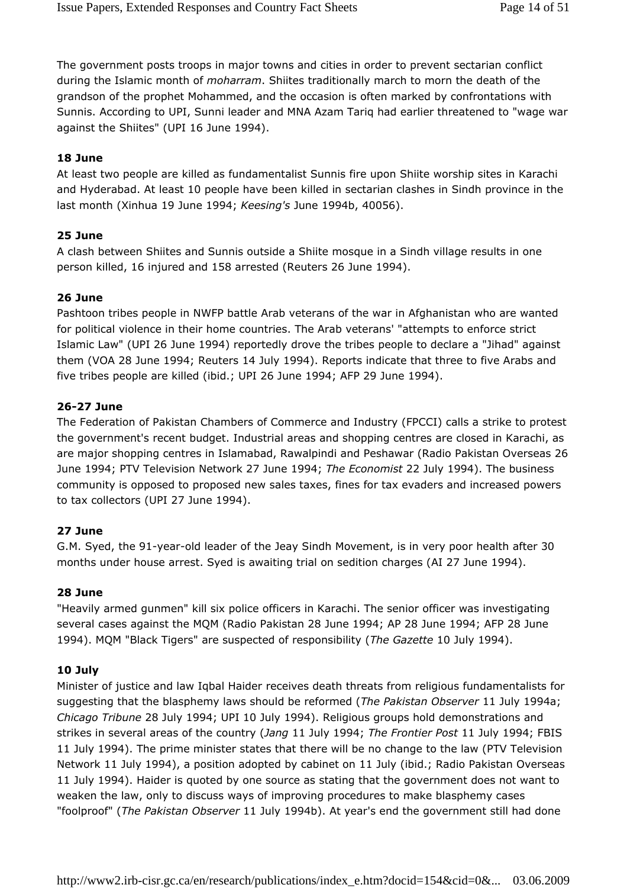The government posts troops in major towns and cities in order to prevent sectarian conflict during the Islamic month of *moharram*. Shiites traditionally march to morn the death of the grandson of the prophet Mohammed, and the occasion is often marked by confrontations with Sunnis. According to UPI, Sunni leader and MNA Azam Tariq had earlier threatened to "wage war against the Shiites" (UPI 16 June 1994).

**18 June**

At least two people are killed as fundamentalist Sunnis fire upon Shiite worship sites in Karachi and Hyderabad. At least 10 people have been killed in sectarian clashes in Sindh province in the last month (Xinhua 19 June 1994; *Keesing's* June 1994b, 40056).

**25 June**

A clash between Shiites and Sunnis outside a Shiite mosque in a Sindh village results in one person killed, 16 injured and 158 arrested (Reuters 26 June 1994).

**26 June**

Pashtoon tribes people in NWFP battle Arab veterans of the war in Afghanistan who are wanted for political violence in their home countries. The Arab veterans' "attempts to enforce strict Islamic Law" (UPI 26 June 1994) reportedly drove the tribes people to declare a "Jihad" against them (VOA 28 June 1994; Reuters 14 July 1994). Reports indicate that three to five Arabs and five tribes people are killed (ibid.; UPI 26 June 1994; AFP 29 June 1994).

**26-27 June**

The Federation of Pakistan Chambers of Commerce and Industry (FPCCI) calls a strike to protest the government's recent budget. Industrial areas and shopping centres are closed in Karachi, as are major shopping centres in Islamabad, Rawalpindi and Peshawar (Radio Pakistan Overseas 26 June 1994; PTV Television Network 27 June 1994; *The Economist* 22 July 1994). The business community is opposed to proposed new sales taxes, fines for tax evaders and increased powers to tax collectors (UPI 27 June 1994).

**27 June**

G.M. Syed, the 91-year-old leader of the Jeay Sindh Movement, is in very poor health after 30 months under house arrest. Syed is awaiting trial on sedition charges (AI 27 June 1994).

**28 June**

"Heavily armed gunmen" kill six police officers in Karachi. The senior officer was investigating several cases against the MQM (Radio Pakistan 28 June 1994; AP 28 June 1994; AFP 28 June 1994). MQM "Black Tigers" are suspected of responsibility (*The Gazette* 10 July 1994).

**10 July**

Minister of justice and law Iqbal Haider receives death threats from religious fundamentalists for suggesting that the blasphemy laws should be reformed (*The Pakistan Observer* 11 July 1994a; *Chicago Tribune* 28 July 1994; UPI 10 July 1994). Religious groups hold demonstrations and strikes in several areas of the country (*Jang* 11 July 1994; *The Frontier Post* 11 July 1994; FBIS 11 July 1994). The prime minister states that there will be no change to the law (PTV Television Network 11 July 1994), a position adopted by cabinet on 11 July (ibid.; Radio Pakistan Overseas 11 July 1994). Haider is quoted by one source as stating that the government does not want to weaken the law, only to discuss ways of improving procedures to make blasphemy cases "foolproof" (*The Pakistan Observer* 11 July 1994b). At year's end the government still had done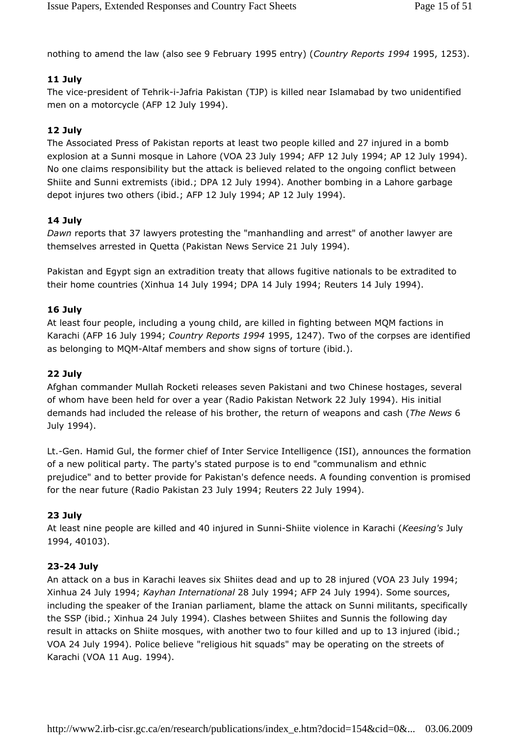nothing to amend the law (also see 9 February 1995 entry) (*Country Reports 1994* 1995, 1253).

**11 July**

The vice-president of Tehrik-i-Jafria Pakistan (TJP) is killed near Islamabad by two unidentified men on a motorcycle (AFP 12 July 1994).

**12 July**

The Associated Press of Pakistan reports at least two people killed and 27 injured in a bomb explosion at a Sunni mosque in Lahore (VOA 23 July 1994; AFP 12 July 1994; AP 12 July 1994). No one claims responsibility but the attack is believed related to the ongoing conflict between Shiite and Sunni extremists (ibid.; DPA 12 July 1994). Another bombing in a Lahore garbage depot injures two others (ibid.; AFP 12 July 1994; AP 12 July 1994).

**14 July**

*Dawn* reports that 37 lawyers protesting the "manhandling and arrest" of another lawyer are themselves arrested in Quetta (Pakistan News Service 21 July 1994).

Pakistan and Egypt sign an extradition treaty that allows fugitive nationals to be extradited to their home countries (Xinhua 14 July 1994; DPA 14 July 1994; Reuters 14 July 1994).

**16 July**

At least four people, including a young child, are killed in fighting between MQM factions in Karachi (AFP 16 July 1994; *Country Reports 1994* 1995, 1247). Two of the corpses are identified as belonging to MQM-Altaf members and show signs of torture (ibid.).

**22 July**

Afghan commander Mullah Rocketi releases seven Pakistani and two Chinese hostages, several of whom have been held for over a year (Radio Pakistan Network 22 July 1994). His initial demands had included the release of his brother, the return of weapons and cash (*The News* 6 July 1994).

Lt.-Gen. Hamid Gul, the former chief of Inter Service Intelligence (ISI), announces the formation of a new political party. The party's stated purpose is to end "communalism and ethnic prejudice" and to better provide for Pakistan's defence needs. A founding convention is promised for the near future (Radio Pakistan 23 July 1994; Reuters 22 July 1994).

**23 July**

At least nine people are killed and 40 injured in Sunni-Shiite violence in Karachi (*Keesing's* July 1994, 40103).

**23-24 July**

An attack on a bus in Karachi leaves six Shiites dead and up to 28 injured (VOA 23 July 1994; Xinhua 24 July 1994; *Kayhan International* 28 July 1994; AFP 24 July 1994). Some sources, including the speaker of the Iranian parliament, blame the attack on Sunni militants, specifically the SSP (ibid.; Xinhua 24 July 1994). Clashes between Shiites and Sunnis the following day result in attacks on Shiite mosques, with another two to four killed and up to 13 injured (ibid.; VOA 24 July 1994). Police believe "religious hit squads" may be operating on the streets of Karachi (VOA 11 Aug. 1994).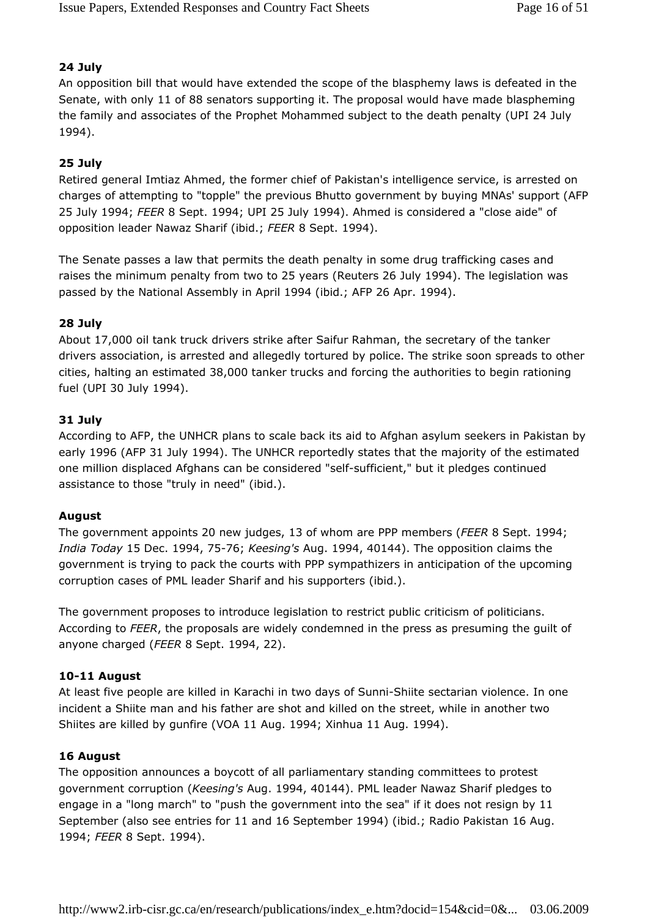**24 July**

An opposition bill that would have extended the scope of the blasphemy laws is defeated in the Senate, with only 11 of 88 senators supporting it. The proposal would have made blaspheming the family and associates of the Prophet Mohammed subject to the death penalty (UPI 24 July 1994).

**25 July**

Retired general Imtiaz Ahmed, the former chief of Pakistan's intelligence service, is arrested on charges of attempting to "topple" the previous Bhutto government by buying MNAs' support (AFP 25 July 1994; *FEER* 8 Sept. 1994; UPI 25 July 1994). Ahmed is considered a "close aide" of opposition leader Nawaz Sharif (ibid.; *FEER* 8 Sept. 1994).

The Senate passes a law that permits the death penalty in some drug trafficking cases and raises the minimum penalty from two to 25 years (Reuters 26 July 1994). The legislation was passed by the National Assembly in April 1994 (ibid.; AFP 26 Apr. 1994).

**28 July**

About 17,000 oil tank truck drivers strike after Saifur Rahman, the secretary of the tanker drivers association, is arrested and allegedly tortured by police. The strike soon spreads to other cities, halting an estimated 38,000 tanker trucks and forcing the authorities to begin rationing fuel (UPI 30 July 1994).

**31 July**

According to AFP, the UNHCR plans to scale back its aid to Afghan asylum seekers in Pakistan by early 1996 (AFP 31 July 1994). The UNHCR reportedly states that the majority of the estimated one million displaced Afghans can be considered "self-sufficient," but it pledges continued assistance to those "truly in need" (ibid.).

**August**

The government appoints 20 new judges, 13 of whom are PPP members (*FEER* 8 Sept. 1994; *India Today* 15 Dec. 1994, 75-76; *Keesing's* Aug. 1994, 40144). The opposition claims the government is trying to pack the courts with PPP sympathizers in anticipation of the upcoming corruption cases of PML leader Sharif and his supporters (ibid.).

The government proposes to introduce legislation to restrict public criticism of politicians. According to *FEER*, the proposals are widely condemned in the press as presuming the guilt of anyone charged (*FEER* 8 Sept. 1994, 22).

**10-11 August**

At least five people are killed in Karachi in two days of Sunni-Shiite sectarian violence. In one incident a Shiite man and his father are shot and killed on the street, while in another two Shiites are killed by gunfire (VOA 11 Aug. 1994; Xinhua 11 Aug. 1994).

**16 August**

The opposition announces a boycott of all parliamentary standing committees to protest government corruption (*Keesing's* Aug. 1994, 40144). PML leader Nawaz Sharif pledges to engage in a "long march" to "push the government into the sea" if it does not resign by 11 September (also see entries for 11 and 16 September 1994) (ibid.; Radio Pakistan 16 Aug. 1994; *FEER* 8 Sept. 1994).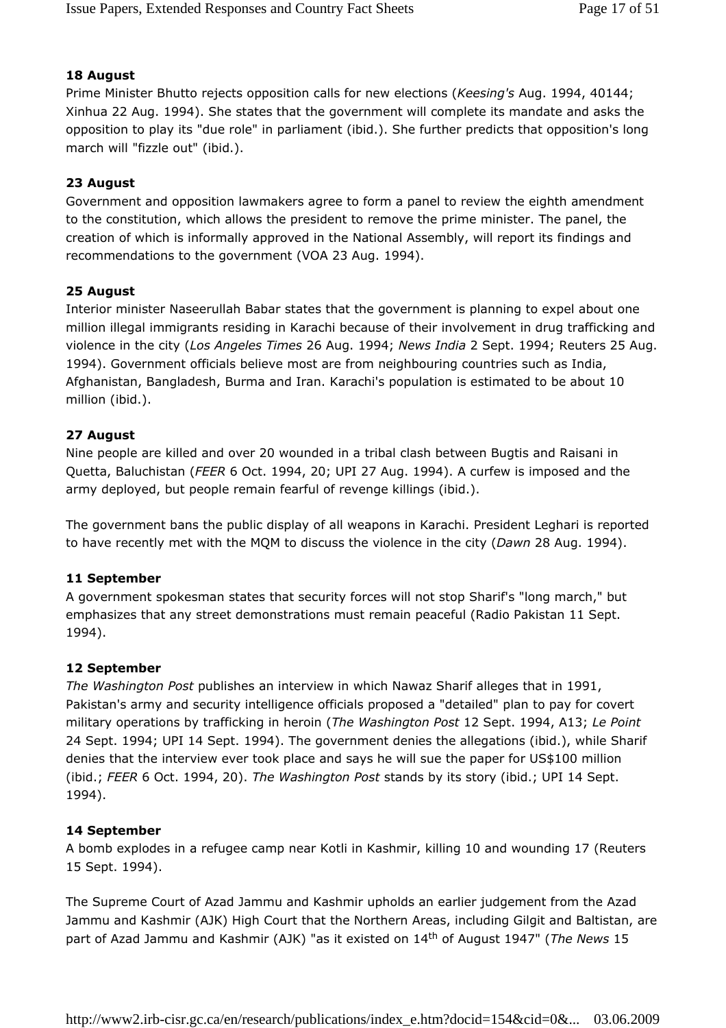**18 August**

Prime Minister Bhutto rejects opposition calls for new elections (*Keesing's* Aug. 1994, 40144; Xinhua 22 Aug. 1994). She states that the government will complete its mandate and asks the opposition to play its "due role" in parliament (ibid.). She further predicts that opposition's long march will "fizzle out" (ibid.).

**23 August**

Government and opposition lawmakers agree to form a panel to review the eighth amendment to the constitution, which allows the president to remove the prime minister. The panel, the creation of which is informally approved in the National Assembly, will report its findings and recommendations to the government (VOA 23 Aug. 1994).

**25 August**

Interior minister Naseerullah Babar states that the government is planning to expel about one million illegal immigrants residing in Karachi because of their involvement in drug trafficking and violence in the city (*Los Angeles Times* 26 Aug. 1994; *News India* 2 Sept. 1994; Reuters 25 Aug. 1994). Government officials believe most are from neighbouring countries such as India, Afghanistan, Bangladesh, Burma and Iran. Karachi's population is estimated to be about 10 million (ibid.).

**27 August**

Nine people are killed and over 20 wounded in a tribal clash between Bugtis and Raisani in Quetta, Baluchistan (*FEER* 6 Oct. 1994, 20; UPI 27 Aug. 1994). A curfew is imposed and the army deployed, but people remain fearful of revenge killings (ibid.).

The government bans the public display of all weapons in Karachi. President Leghari is reported to have recently met with the MQM to discuss the violence in the city (*Dawn* 28 Aug. 1994).

**11 September**

A government spokesman states that security forces will not stop Sharif's "long march," but emphasizes that any street demonstrations must remain peaceful (Radio Pakistan 11 Sept. 1994).

**12 September**

*The Washington Post* publishes an interview in which Nawaz Sharif alleges that in 1991, Pakistan's army and security intelligence officials proposed a "detailed" plan to pay for covert military operations by trafficking in heroin (*The Washington Post* 12 Sept. 1994, A13; *Le Point* 24 Sept. 1994; UPI 14 Sept. 1994). The government denies the allegations (ibid.), while Sharif denies that the interview ever took place and says he will sue the paper for US$100 million (ibid.; *FEER* 6 Oct. 1994, 20). *The Washington Post* stands by its story (ibid.; UPI 14 Sept. 1994).

**14 September**

A bomb explodes in a refugee camp near Kotli in Kashmir, killing 10 and wounding 17 (Reuters 15 Sept. 1994).

The Supreme Court of Azad Jammu and Kashmir upholds an earlier judgement from the Azad Jammu and Kashmir (AJK) High Court that the Northern Areas, including Gilgit and Baltistan, are part of Azad Jammu and Kashmir (AJK) "as it existed on 14th of August 1947" (*The News* 15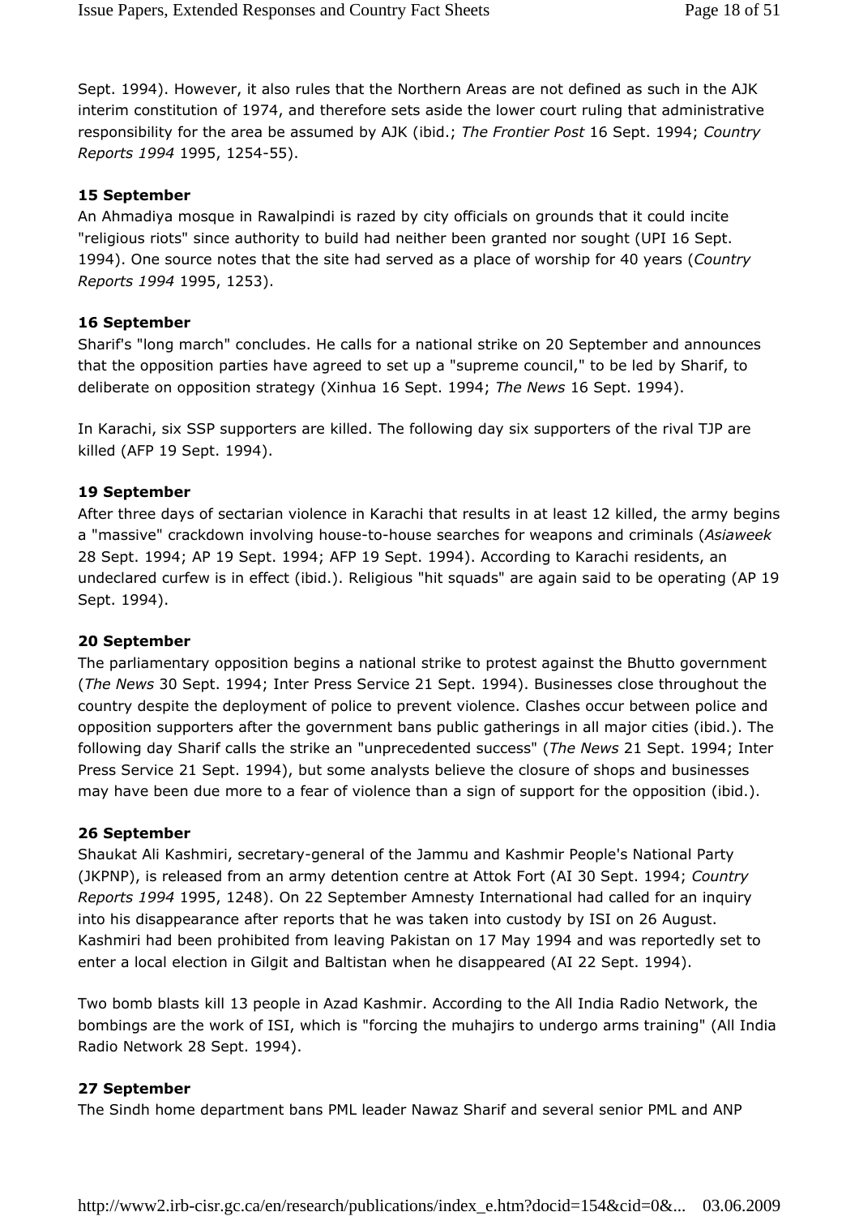Sept. 1994). However, it also rules that the Northern Areas are not defined as such in the AJK interim constitution of 1974, and therefore sets aside the lower court ruling that administrative responsibility for the area be assumed by AJK (ibid.; *The Frontier Post* 16 Sept. 1994; *Country Reports 1994* 1995, 1254-55).

**15 September**

An Ahmadiya mosque in Rawalpindi is razed by city officials on grounds that it could incite "religious riots" since authority to build had neither been granted nor sought (UPI 16 Sept. 1994). One source notes that the site had served as a place of worship for 40 years (*Country Reports 1994* 1995, 1253).

**16 September**

Sharif's "long march" concludes. He calls for a national strike on 20 September and announces that the opposition parties have agreed to set up a "supreme council," to be led by Sharif, to deliberate on opposition strategy (Xinhua 16 Sept. 1994; *The News* 16 Sept. 1994).

In Karachi, six SSP supporters are killed. The following day six supporters of the rival TJP are killed (AFP 19 Sept. 1994).

**19 September**

After three days of sectarian violence in Karachi that results in at least 12 killed, the army begins a "massive" crackdown involving house-to-house searches for weapons and criminals (*Asiaweek* 28 Sept. 1994; AP 19 Sept. 1994; AFP 19 Sept. 1994). According to Karachi residents, an undeclared curfew is in effect (ibid.). Religious "hit squads" are again said to be operating (AP 19 Sept. 1994).

**20 September**

The parliamentary opposition begins a national strike to protest against the Bhutto government (*The News* 30 Sept. 1994; Inter Press Service 21 Sept. 1994). Businesses close throughout the country despite the deployment of police to prevent violence. Clashes occur between police and opposition supporters after the government bans public gatherings in all major cities (ibid.). The following day Sharif calls the strike an "unprecedented success" (*The News* 21 Sept. 1994; Inter Press Service 21 Sept. 1994), but some analysts believe the closure of shops and businesses may have been due more to a fear of violence than a sign of support for the opposition (ibid.).

**26 September**

Shaukat Ali Kashmiri, secretary-general of the Jammu and Kashmir People's National Party (JKPNP), is released from an army detention centre at Attok Fort (AI 30 Sept. 1994; *Country Reports 1994* 1995, 1248). On 22 September Amnesty International had called for an inquiry into his disappearance after reports that he was taken into custody by ISI on 26 August. Kashmiri had been prohibited from leaving Pakistan on 17 May 1994 and was reportedly set to enter a local election in Gilgit and Baltistan when he disappeared (AI 22 Sept. 1994).

Two bomb blasts kill 13 people in Azad Kashmir. According to the All India Radio Network, the bombings are the work of ISI, which is "forcing the muhajirs to undergo arms training" (All India Radio Network 28 Sept. 1994).

**27 September**

The Sindh home department bans PML leader Nawaz Sharif and several senior PML and ANP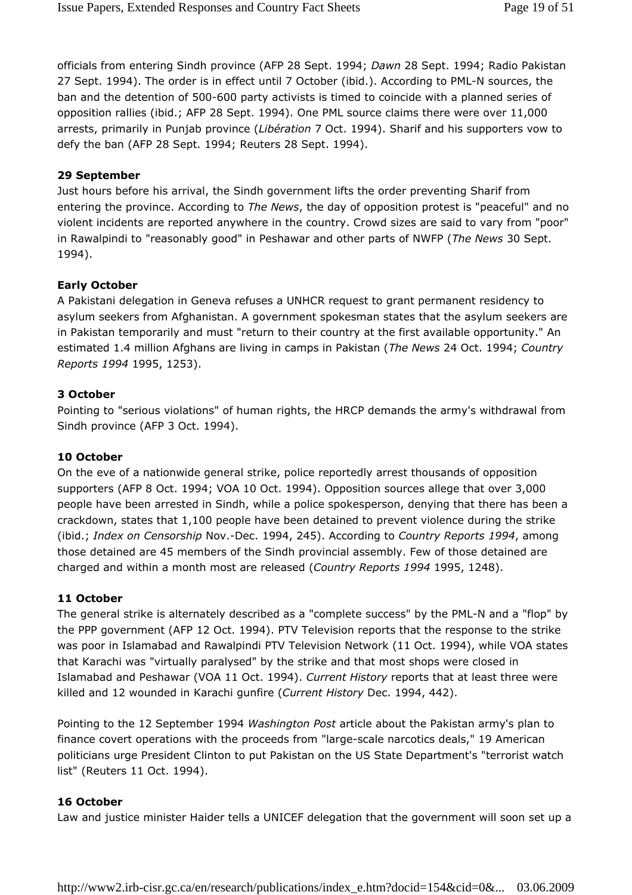officials from entering Sindh province (AFP 28 Sept. 1994; *Dawn* 28 Sept. 1994; Radio Pakistan 27 Sept. 1994). The order is in effect until 7 October (ibid.). According to PML-N sources, the ban and the detention of 500-600 party activists is timed to coincide with a planned series of opposition rallies (ibid.; AFP 28 Sept. 1994). One PML source claims there were over 11,000 arrests, primarily in Punjab province (*Libération* 7 Oct. 1994). Sharif and his supporters vow to defy the ban (AFP 28 Sept. 1994; Reuters 28 Sept. 1994).

**29 September**

Just hours before his arrival, the Sindh government lifts the order preventing Sharif from entering the province. According to *The News*, the day of opposition protest is "peaceful" and no violent incidents are reported anywhere in the country. Crowd sizes are said to vary from "poor" in Rawalpindi to "reasonably good" in Peshawar and other parts of NWFP (*The News* 30 Sept. 1994).

**Early October**

A Pakistani delegation in Geneva refuses a UNHCR request to grant permanent residency to asylum seekers from Afghanistan. A government spokesman states that the asylum seekers are in Pakistan temporarily and must "return to their country at the first available opportunity." An estimated 1.4 million Afghans are living in camps in Pakistan (*The News* 24 Oct. 1994; *Country Reports 1994* 1995, 1253).

**3 October**

Pointing to "serious violations" of human rights, the HRCP demands the army's withdrawal from Sindh province (AFP 3 Oct. 1994).

**10 October**

On the eve of a nationwide general strike, police reportedly arrest thousands of opposition supporters (AFP 8 Oct. 1994; VOA 10 Oct. 1994). Opposition sources allege that over 3,000 people have been arrested in Sindh, while a police spokesperson, denying that there has been a crackdown, states that 1,100 people have been detained to prevent violence during the strike (ibid.; *Index on Censorship* Nov.-Dec. 1994, 245). According to *Country Reports 1994*, among those detained are 45 members of the Sindh provincial assembly. Few of those detained are charged and within a month most are released (*Country Reports 1994* 1995, 1248).

**11 October**

The general strike is alternately described as a "complete success" by the PML-N and a "flop" by the PPP government (AFP 12 Oct. 1994). PTV Television reports that the response to the strike was poor in Islamabad and Rawalpindi PTV Television Network (11 Oct. 1994), while VOA states that Karachi was "virtually paralysed" by the strike and that most shops were closed in Islamabad and Peshawar (VOA 11 Oct. 1994). *Current History* reports that at least three were killed and 12 wounded in Karachi gunfire (*Current History* Dec. 1994, 442).

Pointing to the 12 September 1994 *Washington Post* article about the Pakistan army's plan to finance covert operations with the proceeds from "large-scale narcotics deals," 19 American politicians urge President Clinton to put Pakistan on the US State Department's "terrorist watch list" (Reuters 11 Oct. 1994).

**16 October**

Law and justice minister Haider tells a UNICEF delegation that the government will soon set up a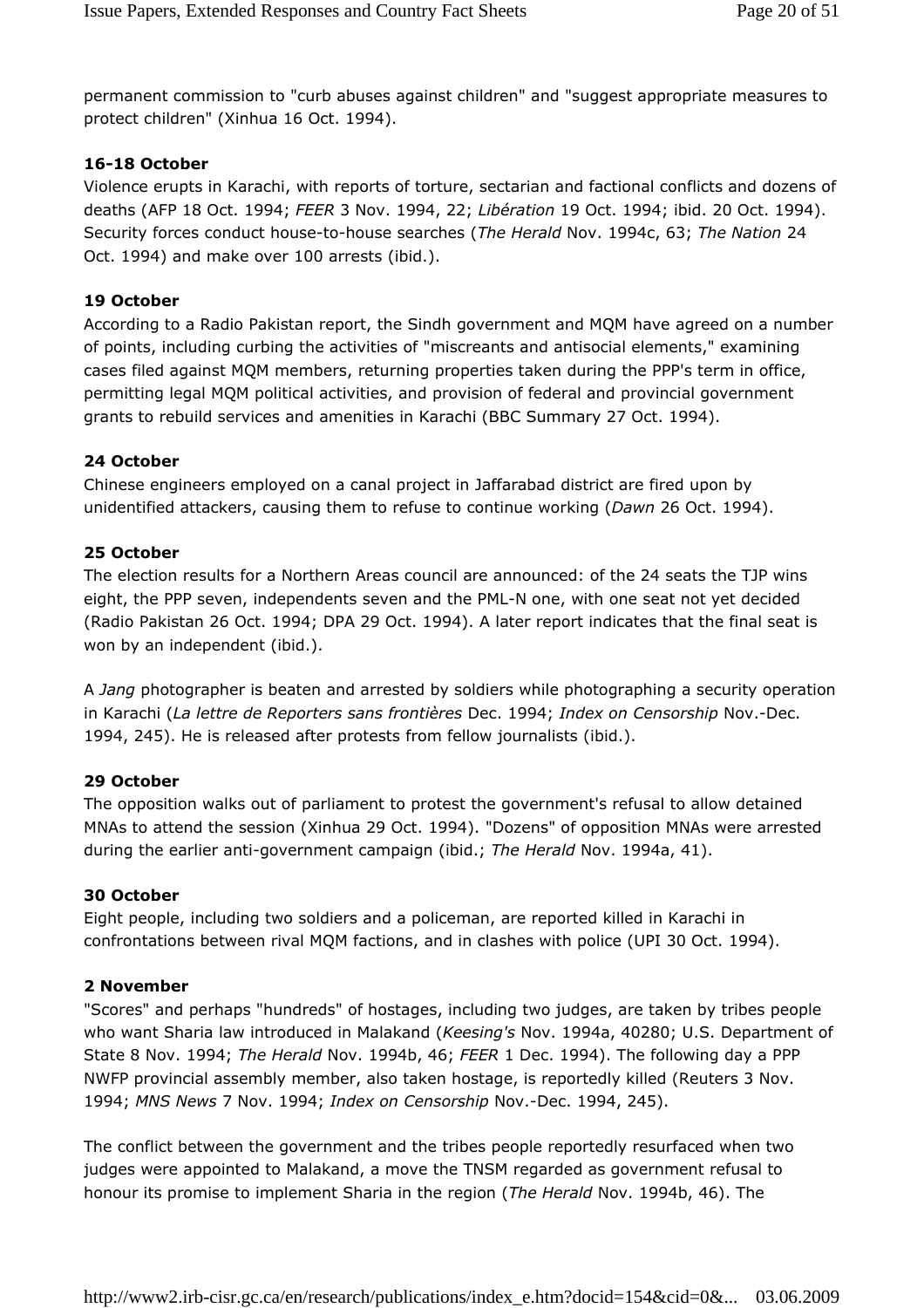permanent commission to "curb abuses against children" and "suggest appropriate measures to protect children" (Xinhua 16 Oct. 1994).

**16-18 October**

Violence erupts in Karachi, with reports of torture, sectarian and factional conflicts and dozens of deaths (AFP 18 Oct. 1994; *FEER* 3 Nov. 1994, 22; *Libération* 19 Oct. 1994; ibid. 20 Oct. 1994). Security forces conduct house-to-house searches (*The Herald* Nov. 1994c, 63; *The Nation* 24 Oct. 1994) and make over 100 arrests (ibid.).

**19 October**

According to a Radio Pakistan report, the Sindh government and MQM have agreed on a number of points, including curbing the activities of "miscreants and antisocial elements," examining cases filed against MQM members, returning properties taken during the PPP's term in office, permitting legal MQM political activities, and provision of federal and provincial government grants to rebuild services and amenities in Karachi (BBC Summary 27 Oct. 1994).

**24 October**

Chinese engineers employed on a canal project in Jaffarabad district are fired upon by unidentified attackers, causing them to refuse to continue working (*Dawn* 26 Oct. 1994).

**25 October**

The election results for a Northern Areas council are announced: of the 24 seats the TJP wins eight, the PPP seven, independents seven and the PML-N one, with one seat not yet decided (Radio Pakistan 26 Oct. 1994; DPA 29 Oct. 1994). A later report indicates that the final seat is won by an independent (ibid.).

A *Jang* photographer is beaten and arrested by soldiers while photographing a security operation in Karachi (*La lettre de Reporters sans frontières* Dec. 1994; *Index on Censorship* Nov.-Dec. 1994, 245). He is released after protests from fellow journalists (ibid.).

**29 October**

The opposition walks out of parliament to protest the government's refusal to allow detained MNAs to attend the session (Xinhua 29 Oct. 1994). "Dozens" of opposition MNAs were arrested during the earlier anti-government campaign (ibid.; *The Herald* Nov. 1994a, 41).

**30 October**

Eight people, including two soldiers and a policeman, are reported killed in Karachi in confrontations between rival MQM factions, and in clashes with police (UPI 30 Oct. 1994).

**2 November**

"Scores" and perhaps "hundreds" of hostages, including two judges, are taken by tribes people who want Sharia law introduced in Malakand (*Keesing's* Nov. 1994a, 40280; U.S. Department of State 8 Nov. 1994; *The Herald* Nov. 1994b, 46; *FEER* 1 Dec. 1994). The following day a PPP NWFP provincial assembly member, also taken hostage, is reportedly killed (Reuters 3 Nov. 1994; *MNS News* 7 Nov. 1994; *Index on Censorship* Nov.-Dec. 1994, 245).

The conflict between the government and the tribes people reportedly resurfaced when two judges were appointed to Malakand, a move the TNSM regarded as government refusal to honour its promise to implement Sharia in the region (*The Herald* Nov. 1994b, 46). The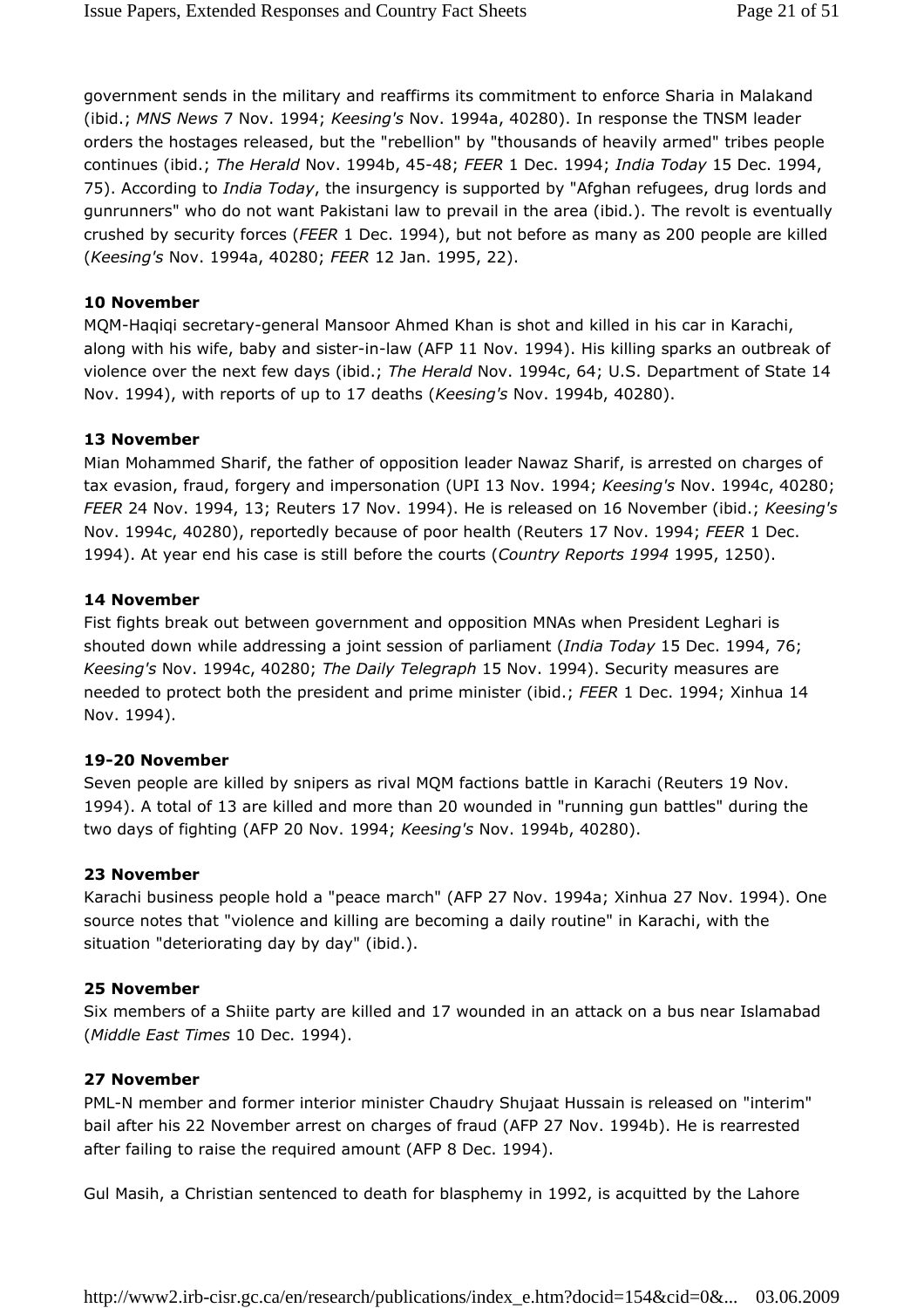government sends in the military and reaffirms its commitment to enforce Sharia in Malakand (ibid.; *MNS News* 7 Nov. 1994; *Keesing's* Nov. 1994a, 40280). In response the TNSM leader orders the hostages released, but the "rebellion" by "thousands of heavily armed" tribes people continues (ibid.; *The Herald* Nov. 1994b, 45-48; *FEER* 1 Dec. 1994; *India Today* 15 Dec. 1994, 75). According to *India Today*, the insurgency is supported by "Afghan refugees, drug lords and gunrunners" who do not want Pakistani law to prevail in the area (ibid.). The revolt is eventually crushed by security forces (*FEER* 1 Dec. 1994), but not before as many as 200 people are killed (*Keesing's* Nov. 1994a, 40280; *FEER* 12 Jan. 1995, 22).

**10 November**
MQM-Haqiqi secretary-general Mansoor Ahmed Khan is shot and killed in his car in Karachi, along with his wife, baby and sister-in-law (AFP 11 Nov. 1994). His killing sparks an outbreak of violence over the next few days (ibid.; *The Herald* Nov. 1994c, 64; U.S. Department of State 14 Nov. 1994), with reports of up to 17 deaths (*Keesing's* Nov. 1994b, 40280).

**13 November**
Mian Mohammed Sharif, the father of opposition leader Nawaz Sharif, is arrested on charges of tax evasion, fraud, forgery and impersonation (UPI 13 Nov. 1994; *Keesing's* Nov. 1994c, 40280; *FEER* 24 Nov. 1994, 13; Reuters 17 Nov. 1994). He is released on 16 November (ibid.; *Keesing's* Nov. 1994c, 40280), reportedly because of poor health (Reuters 17 Nov. 1994; *FEER* 1 Dec. 1994). At year end his case is still before the courts (*Country Reports 1994* 1995, 1250).

**14 November**
Fist fights break out between government and opposition MNAs when President Leghari is shouted down while addressing a joint session of parliament (*India Today* 15 Dec. 1994, 76; *Keesing's* Nov. 1994c, 40280; *The Daily Telegraph* 15 Nov. 1994). Security measures are needed to protect both the president and prime minister (ibid.; *FEER* 1 Dec. 1994; Xinhua 14 Nov. 1994).

**19-20 November**
Seven people are killed by snipers as rival MQM factions battle in Karachi (Reuters 19 Nov. 1994). A total of 13 are killed and more than 20 wounded in "running gun battles" during the two days of fighting (AFP 20 Nov. 1994; *Keesing's* Nov. 1994b, 40280).

**23 November**
Karachi business people hold a "peace march" (AFP 27 Nov. 1994a; Xinhua 27 Nov. 1994). One source notes that "violence and killing are becoming a daily routine" in Karachi, with the situation "deteriorating day by day" (ibid.).

**25 November**
Six members of a Shiite party are killed and 17 wounded in an attack on a bus near Islamabad (*Middle East Times* 10 Dec. 1994).

**27 November**
PML-N member and former interior minister Chaudry Shujaat Hussain is released on "interim" bail after his 22 November arrest on charges of fraud (AFP 27 Nov. 1994b). He is rearrested after failing to raise the required amount (AFP 8 Dec. 1994).

Gul Masih, a Christian sentenced to death for blasphemy in 1992, is acquitted by the Lahore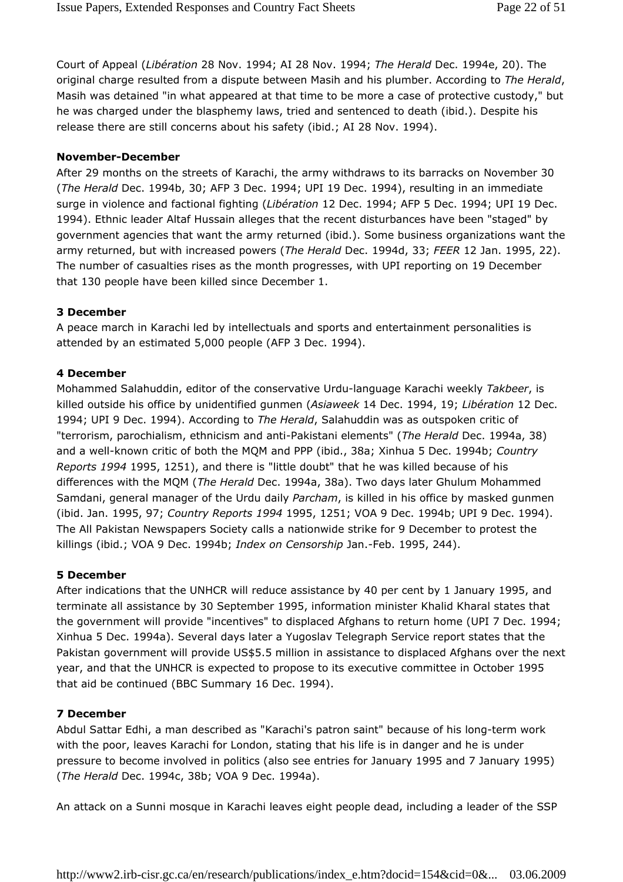Court of Appeal (*Libération* 28 Nov. 1994; AI 28 Nov. 1994; *The Herald* Dec. 1994e, 20). The original charge resulted from a dispute between Masih and his plumber. According to *The Herald*, Masih was detained "in what appeared at that time to be more a case of protective custody," but he was charged under the blasphemy laws, tried and sentenced to death (ibid.). Despite his release there are still concerns about his safety (ibid.; AI 28 Nov. 1994).

**November-December**

After 29 months on the streets of Karachi, the army withdraws to its barracks on November 30 (*The Herald* Dec. 1994b, 30; AFP 3 Dec. 1994; UPI 19 Dec. 1994), resulting in an immediate surge in violence and factional fighting (*Libération* 12 Dec. 1994; AFP 5 Dec. 1994; UPI 19 Dec. 1994). Ethnic leader Altaf Hussain alleges that the recent disturbances have been "staged" by government agencies that want the army returned (ibid.). Some business organizations want the army returned, but with increased powers (*The Herald* Dec. 1994d, 33; *FEER* 12 Jan. 1995, 22). The number of casualties rises as the month progresses, with UPI reporting on 19 December that 130 people have been killed since December 1.

**3 December**

A peace march in Karachi led by intellectuals and sports and entertainment personalities is attended by an estimated 5,000 people (AFP 3 Dec. 1994).

**4 December**

Mohammed Salahuddin, editor of the conservative Urdu-language Karachi weekly *Takbeer*, is killed outside his office by unidentified gunmen (*Asiaweek* 14 Dec. 1994, 19; *Libération* 12 Dec. 1994; UPI 9 Dec. 1994). According to *The Herald*, Salahuddin was as outspoken critic of "terrorism, parochialism, ethnicism and anti-Pakistani elements" (*The Herald* Dec. 1994a, 38) and a well-known critic of both the MQM and PPP (ibid., 38a; Xinhua 5 Dec. 1994b; *Country Reports 1994* 1995, 1251), and there is "little doubt" that he was killed because of his differences with the MQM (*The Herald* Dec. 1994a, 38a). Two days later Ghulum Mohammed Samdani, general manager of the Urdu daily *Parcham*, is killed in his office by masked gunmen (ibid. Jan. 1995, 97; *Country Reports 1994* 1995, 1251; VOA 9 Dec. 1994b; UPI 9 Dec. 1994). The All Pakistan Newspapers Society calls a nationwide strike for 9 December to protest the killings (ibid.; VOA 9 Dec. 1994b; *Index on Censorship* Jan.-Feb. 1995, 244).

**5 December**

After indications that the UNHCR will reduce assistance by 40 per cent by 1 January 1995, and terminate all assistance by 30 September 1995, information minister Khalid Kharal states that the government will provide "incentives" to displaced Afghans to return home (UPI 7 Dec. 1994; Xinhua 5 Dec. 1994a). Several days later a Yugoslav Telegraph Service report states that the Pakistan government will provide US$5.5 million in assistance to displaced Afghans over the next year, and that the UNHCR is expected to propose to its executive committee in October 1995 that aid be continued (BBC Summary 16 Dec. 1994).

**7 December**

Abdul Sattar Edhi, a man described as "Karachi's patron saint" because of his long-term work with the poor, leaves Karachi for London, stating that his life is in danger and he is under pressure to become involved in politics (also see entries for January 1995 and 7 January 1995) (*The Herald* Dec. 1994c, 38b; VOA 9 Dec. 1994a).

An attack on a Sunni mosque in Karachi leaves eight people dead, including a leader of the SSP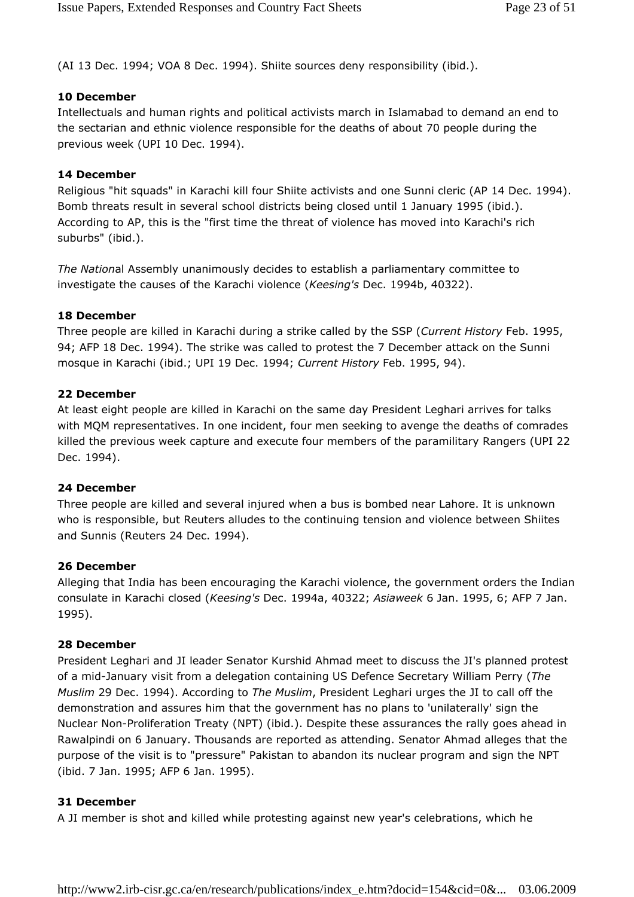(AI 13 Dec. 1994; VOA 8 Dec. 1994). Shiite sources deny responsibility (ibid.).

**10 December**

Intellectuals and human rights and political activists march in Islamabad to demand an end to the sectarian and ethnic violence responsible for the deaths of about 70 people during the previous week (UPI 10 Dec. 1994).

**14 December**

Religious "hit squads" in Karachi kill four Shiite activists and one Sunni cleric (AP 14 Dec. 1994). Bomb threats result in several school districts being closed until 1 January 1995 (ibid.). According to AP, this is the "first time the threat of violence has moved into Karachi's rich suburbs" (ibid.).

*The Nation*al Assembly unanimously decides to establish a parliamentary committee to investigate the causes of the Karachi violence (*Keesing's* Dec. 1994b, 40322).

**18 December**

Three people are killed in Karachi during a strike called by the SSP (*Current History* Feb. 1995, 94; AFP 18 Dec. 1994). The strike was called to protest the 7 December attack on the Sunni mosque in Karachi (ibid.; UPI 19 Dec. 1994; *Current History* Feb. 1995, 94).

**22 December**

At least eight people are killed in Karachi on the same day President Leghari arrives for talks with MQM representatives. In one incident, four men seeking to avenge the deaths of comrades killed the previous week capture and execute four members of the paramilitary Rangers (UPI 22 Dec. 1994).

**24 December**

Three people are killed and several injured when a bus is bombed near Lahore. It is unknown who is responsible, but Reuters alludes to the continuing tension and violence between Shiites and Sunnis (Reuters 24 Dec. 1994).

**26 December**

Alleging that India has been encouraging the Karachi violence, the government orders the Indian consulate in Karachi closed (*Keesing's* Dec. 1994a, 40322; *Asiaweek* 6 Jan. 1995, 6; AFP 7 Jan. 1995).

**28 December**

President Leghari and JI leader Senator Kurshid Ahmad meet to discuss the JI's planned protest of a mid-January visit from a delegation containing US Defence Secretary William Perry (*The Muslim* 29 Dec. 1994). According to *The Muslim*, President Leghari urges the JI to call off the demonstration and assures him that the government has no plans to 'unilaterally' sign the Nuclear Non-Proliferation Treaty (NPT) (ibid.). Despite these assurances the rally goes ahead in Rawalpindi on 6 January. Thousands are reported as attending. Senator Ahmad alleges that the purpose of the visit is to "pressure" Pakistan to abandon its nuclear program and sign the NPT (ibid. 7 Jan. 1995; AFP 6 Jan. 1995).

**31 December**

A JI member is shot and killed while protesting against new year's celebrations, which he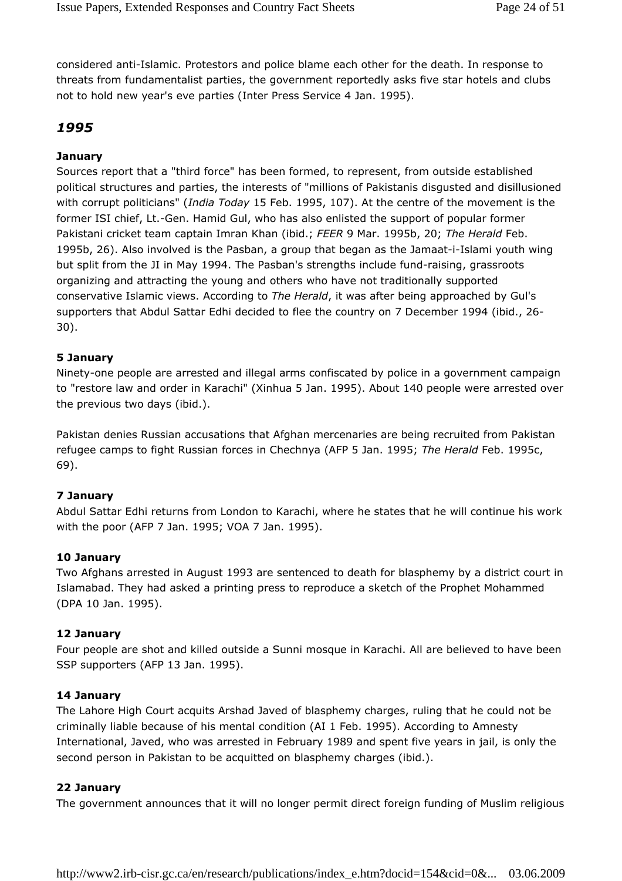considered anti-Islamic. Protestors and police blame each other for the death. In response to threats from fundamentalist parties, the government reportedly asks five star hotels and clubs not to hold new year's eve parties (Inter Press Service 4 Jan. 1995).

## *1995*

**January**

Sources report that a "third force" has been formed, to represent, from outside established political structures and parties, the interests of "millions of Pakistanis disgusted and disillusioned with corrupt politicians" (*India Today* 15 Feb. 1995, 107). At the centre of the movement is the former ISI chief, Lt.-Gen. Hamid Gul, who has also enlisted the support of popular former Pakistani cricket team captain Imran Khan (ibid.; *FEER* 9 Mar. 1995b, 20; *The Herald* Feb. 1995b, 26). Also involved is the Pasban, a group that began as the Jamaat-i-Islami youth wing but split from the JI in May 1994. The Pasban's strengths include fund-raising, grassroots organizing and attracting the young and others who have not traditionally supported conservative Islamic views. According to *The Herald*, it was after being approached by Gul's supporters that Abdul Sattar Edhi decided to flee the country on 7 December 1994 (ibid., 26-30).

**5 January**

Ninety-one people are arrested and illegal arms confiscated by police in a government campaign to "restore law and order in Karachi" (Xinhua 5 Jan. 1995). About 140 people were arrested over the previous two days (ibid.).

Pakistan denies Russian accusations that Afghan mercenaries are being recruited from Pakistan refugee camps to fight Russian forces in Chechnya (AFP 5 Jan. 1995; *The Herald* Feb. 1995c, 69).

**7 January**

Abdul Sattar Edhi returns from London to Karachi, where he states that he will continue his work with the poor (AFP 7 Jan. 1995; VOA 7 Jan. 1995).

**10 January**

Two Afghans arrested in August 1993 are sentenced to death for blasphemy by a district court in Islamabad. They had asked a printing press to reproduce a sketch of the Prophet Mohammed (DPA 10 Jan. 1995).

**12 January**

Four people are shot and killed outside a Sunni mosque in Karachi. All are believed to have been SSP supporters (AFP 13 Jan. 1995).

**14 January**

The Lahore High Court acquits Arshad Javed of blasphemy charges, ruling that he could not be criminally liable because of his mental condition (AI 1 Feb. 1995). According to Amnesty International, Javed, who was arrested in February 1989 and spent five years in jail, is only the second person in Pakistan to be acquitted on blasphemy charges (ibid.).

**22 January**

The government announces that it will no longer permit direct foreign funding of Muslim religious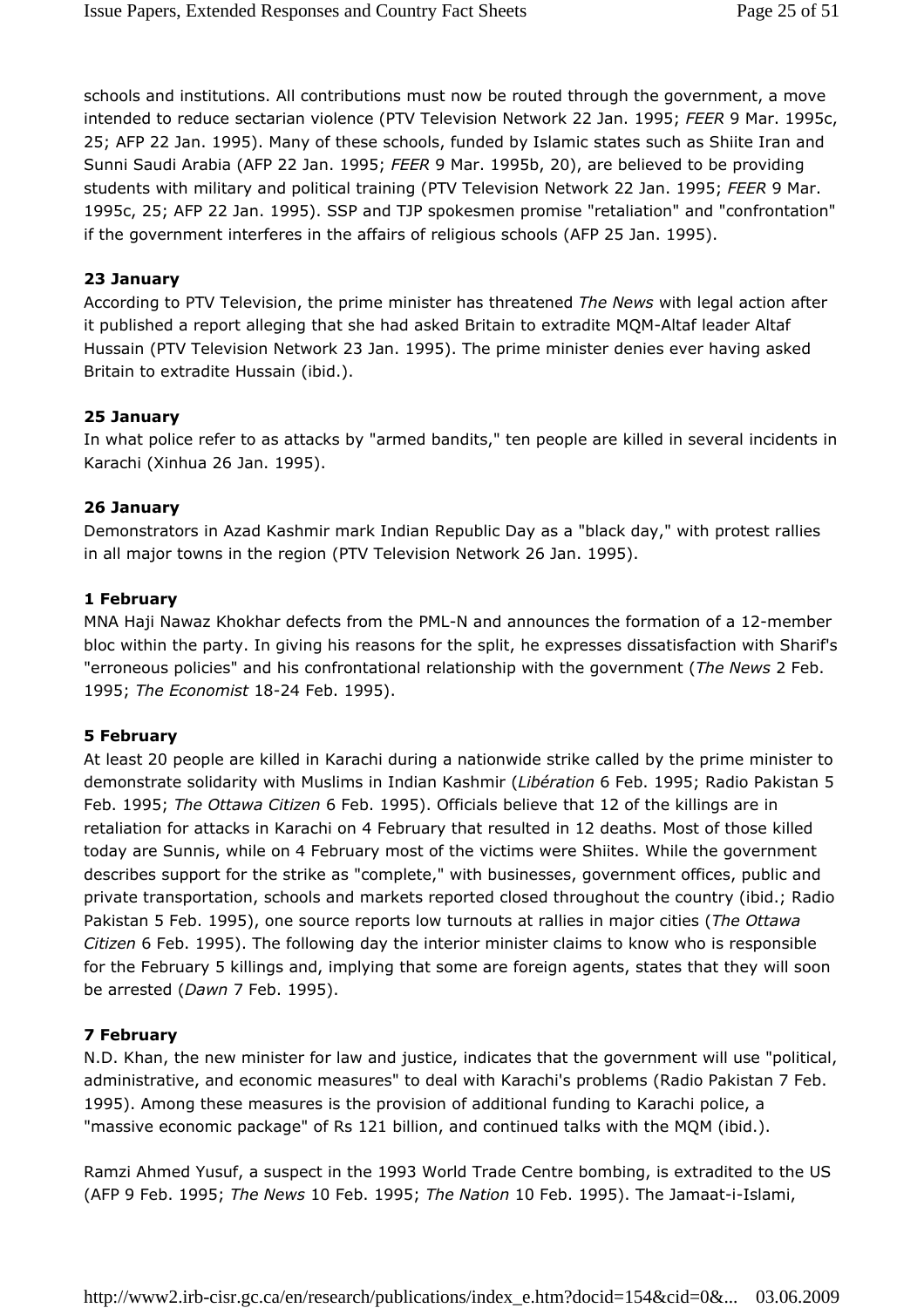schools and institutions. All contributions must now be routed through the government, a move intended to reduce sectarian violence (PTV Television Network 22 Jan. 1995; *FEER* 9 Mar. 1995c, 25; AFP 22 Jan. 1995). Many of these schools, funded by Islamic states such as Shiite Iran and Sunni Saudi Arabia (AFP 22 Jan. 1995; *FEER* 9 Mar. 1995b, 20), are believed to be providing students with military and political training (PTV Television Network 22 Jan. 1995; *FEER* 9 Mar. 1995c, 25; AFP 22 Jan. 1995). SSP and TJP spokesmen promise "retaliation" and "confrontation" if the government interferes in the affairs of religious schools (AFP 25 Jan. 1995).

**23 January**

According to PTV Television, the prime minister has threatened *The News* with legal action after it published a report alleging that she had asked Britain to extradite MQM-Altaf leader Altaf Hussain (PTV Television Network 23 Jan. 1995). The prime minister denies ever having asked Britain to extradite Hussain (ibid.).

**25 January**

In what police refer to as attacks by "armed bandits," ten people are killed in several incidents in Karachi (Xinhua 26 Jan. 1995).

**26 January**

Demonstrators in Azad Kashmir mark Indian Republic Day as a "black day," with protest rallies in all major towns in the region (PTV Television Network 26 Jan. 1995).

**1 February**

MNA Haji Nawaz Khokhar defects from the PML-N and announces the formation of a 12-member bloc within the party. In giving his reasons for the split, he expresses dissatisfaction with Sharif's "erroneous policies" and his confrontational relationship with the government (*The News* 2 Feb. 1995; *The Economist* 18-24 Feb. 1995).

**5 February**

At least 20 people are killed in Karachi during a nationwide strike called by the prime minister to demonstrate solidarity with Muslims in Indian Kashmir (*Libération* 6 Feb. 1995; Radio Pakistan 5 Feb. 1995; *The Ottawa Citizen* 6 Feb. 1995). Officials believe that 12 of the killings are in retaliation for attacks in Karachi on 4 February that resulted in 12 deaths. Most of those killed today are Sunnis, while on 4 February most of the victims were Shiites. While the government describes support for the strike as "complete," with businesses, government offices, public and private transportation, schools and markets reported closed throughout the country (ibid.; Radio Pakistan 5 Feb. 1995), one source reports low turnouts at rallies in major cities (*The Ottawa Citizen* 6 Feb. 1995). The following day the interior minister claims to know who is responsible for the February 5 killings and, implying that some are foreign agents, states that they will soon be arrested (*Dawn* 7 Feb. 1995).

**7 February**

N.D. Khan, the new minister for law and justice, indicates that the government will use "political, administrative, and economic measures" to deal with Karachi's problems (Radio Pakistan 7 Feb. 1995). Among these measures is the provision of additional funding to Karachi police, a "massive economic package" of Rs 121 billion, and continued talks with the MQM (ibid.).

Ramzi Ahmed Yusuf, a suspect in the 1993 World Trade Centre bombing, is extradited to the US (AFP 9 Feb. 1995; *The News* 10 Feb. 1995; *The Nation* 10 Feb. 1995). The Jamaat-i-Islami,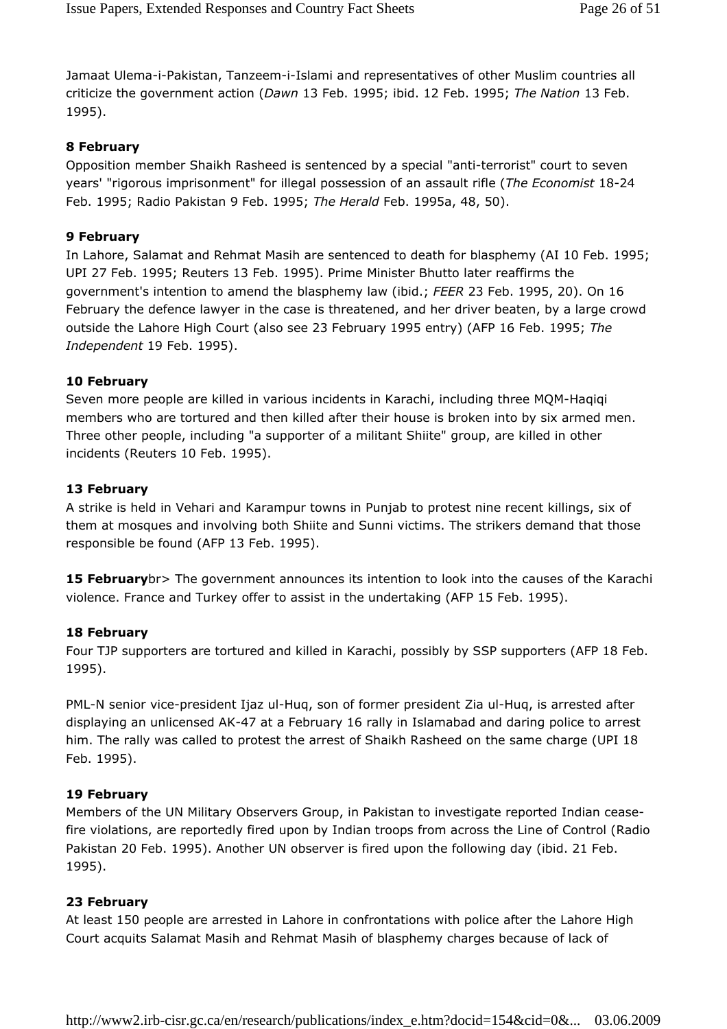Jamaat Ulema-i-Pakistan, Tanzeem-i-Islami and representatives of other Muslim countries all criticize the government action (*Dawn* 13 Feb. 1995; ibid. 12 Feb. 1995; *The Nation* 13 Feb. 1995).

**8 February**

Opposition member Shaikh Rasheed is sentenced by a special "anti-terrorist" court to seven years' "rigorous imprisonment" for illegal possession of an assault rifle (*The Economist* 18-24 Feb. 1995; Radio Pakistan 9 Feb. 1995; *The Herald* Feb. 1995a, 48, 50).

**9 February**

In Lahore, Salamat and Rehmat Masih are sentenced to death for blasphemy (AI 10 Feb. 1995; UPI 27 Feb. 1995; Reuters 13 Feb. 1995). Prime Minister Bhutto later reaffirms the government's intention to amend the blasphemy law (ibid.; *FEER* 23 Feb. 1995, 20). On 16 February the defence lawyer in the case is threatened, and her driver beaten, by a large crowd outside the Lahore High Court (also see 23 February 1995 entry) (AFP 16 Feb. 1995; *The Independent* 19 Feb. 1995).

**10 February**

Seven more people are killed in various incidents in Karachi, including three MQM-Haqiqi members who are tortured and then killed after their house is broken into by six armed men. Three other people, including "a supporter of a militant Shiite" group, are killed in other incidents (Reuters 10 Feb. 1995).

**13 February**

A strike is held in Vehari and Karampur towns in Punjab to protest nine recent killings, six of them at mosques and involving both Shiite and Sunni victims. The strikers demand that those responsible be found (AFP 13 Feb. 1995).

**15 February**br> The government announces its intention to look into the causes of the Karachi violence. France and Turkey offer to assist in the undertaking (AFP 15 Feb. 1995).

**18 February**

Four TJP supporters are tortured and killed in Karachi, possibly by SSP supporters (AFP 18 Feb. 1995).

PML-N senior vice-president Ijaz ul-Huq, son of former president Zia ul-Huq, is arrested after displaying an unlicensed AK-47 at a February 16 rally in Islamabad and daring police to arrest him. The rally was called to protest the arrest of Shaikh Rasheed on the same charge (UPI 18 Feb. 1995).

**19 February**

Members of the UN Military Observers Group, in Pakistan to investigate reported Indian cease-fire violations, are reportedly fired upon by Indian troops from across the Line of Control (Radio Pakistan 20 Feb. 1995). Another UN observer is fired upon the following day (ibid. 21 Feb. 1995).

**23 February**

At least 150 people are arrested in Lahore in confrontations with police after the Lahore High Court acquits Salamat Masih and Rehmat Masih of blasphemy charges because of lack of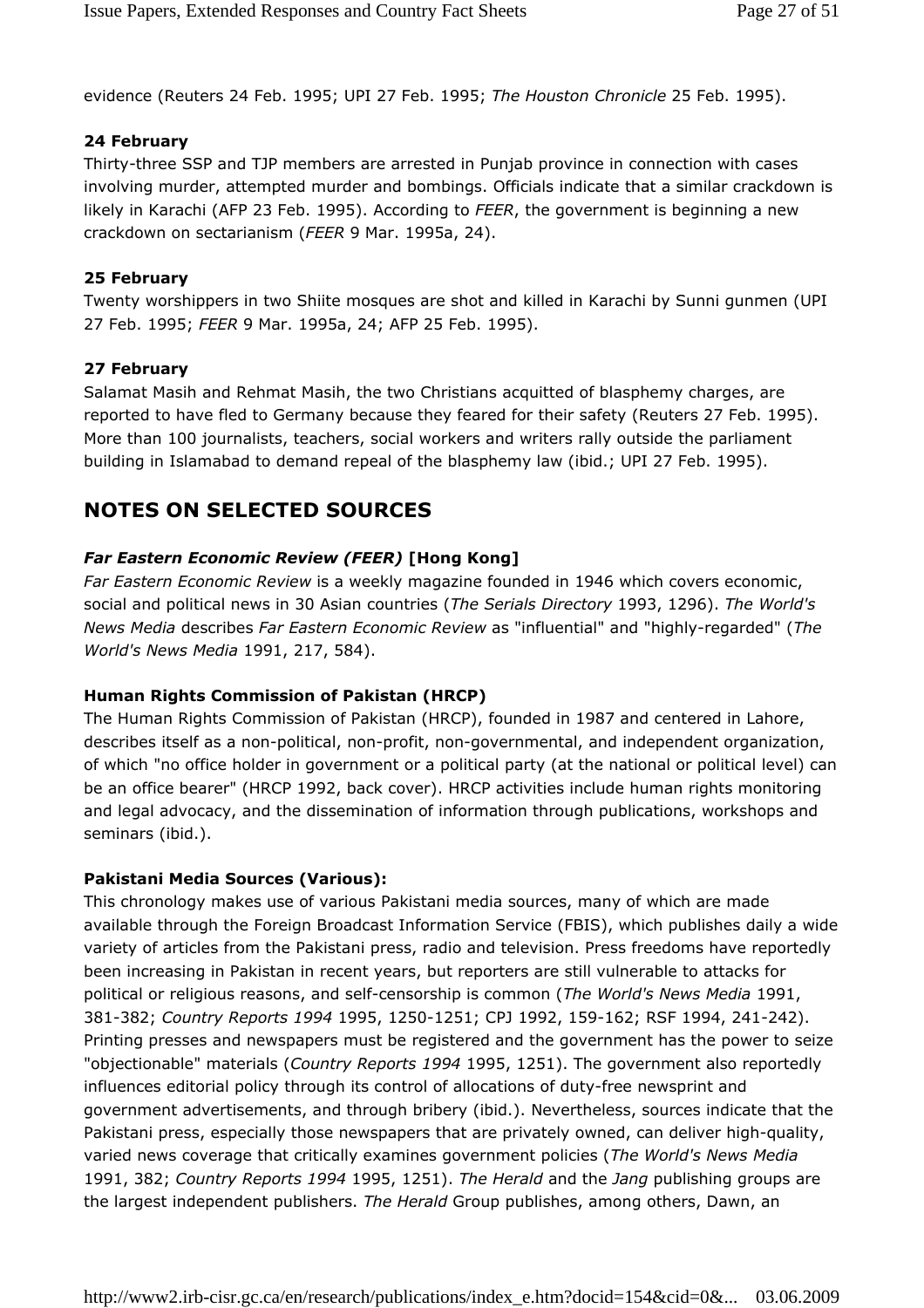evidence (Reuters 24 Feb. 1995; UPI 27 Feb. 1995; *The Houston Chronicle* 25 Feb. 1995).

### 24 February

Thirty-three SSP and TJP members are arrested in Punjab province in connection with cases involving murder, attempted murder and bombings. Officials indicate that a similar crackdown is likely in Karachi (AFP 23 Feb. 1995). According to *FEER*, the government is beginning a new crackdown on sectarianism (*FEER* 9 Mar. 1995a, 24).

### 25 February

Twenty worshippers in two Shiite mosques are shot and killed in Karachi by Sunni gunmen (UPI 27 Feb. 1995; *FEER* 9 Mar. 1995a, 24; AFP 25 Feb. 1995).

### 27 February

Salamat Masih and Rehmat Masih, the two Christians acquitted of blasphemy charges, are reported to have fled to Germany because they feared for their safety (Reuters 27 Feb. 1995). More than 100 journalists, teachers, social workers and writers rally outside the parliament building in Islamabad to demand repeal of the blasphemy law (ibid.; UPI 27 Feb. 1995).

## NOTES ON SELECTED SOURCES

### *Far Eastern Economic Review (FEER)* [Hong Kong]

*Far Eastern Economic Review* is a weekly magazine founded in 1946 which covers economic, social and political news in 30 Asian countries (*The Serials Directory* 1993, 1296). *The World's News Media* describes *Far Eastern Economic Review* as "influential" and "highly-regarded" (*The World's News Media* 1991, 217, 584).

### Human Rights Commission of Pakistan (HRCP)

The Human Rights Commission of Pakistan (HRCP), founded in 1987 and centered in Lahore, describes itself as a non-political, non-profit, non-governmental, and independent organization, of which "no office holder in government or a political party (at the national or political level) can be an office bearer" (HRCP 1992, back cover). HRCP activities include human rights monitoring and legal advocacy, and the dissemination of information through publications, workshops and seminars (ibid.).

### Pakistani Media Sources (Various):

This chronology makes use of various Pakistani media sources, many of which are made available through the Foreign Broadcast Information Service (FBIS), which publishes daily a wide variety of articles from the Pakistani press, radio and television. Press freedoms have reportedly been increasing in Pakistan in recent years, but reporters are still vulnerable to attacks for political or religious reasons, and self-censorship is common (*The World's News Media* 1991, 381-382; *Country Reports 1994* 1995, 1250-1251; CPJ 1992, 159-162; RSF 1994, 241-242). Printing presses and newspapers must be registered and the government has the power to seize "objectionable" materials (*Country Reports 1994* 1995, 1251). The government also reportedly influences editorial policy through its control of allocations of duty-free newsprint and government advertisements, and through bribery (ibid.). Nevertheless, sources indicate that the Pakistani press, especially those newspapers that are privately owned, can deliver high-quality, varied news coverage that critically examines government policies (*The World's News Media* 1991, 382; *Country Reports 1994* 1995, 1251). *The Herald* and the *Jang* publishing groups are the largest independent publishers. *The Herald* Group publishes, among others, Dawn, an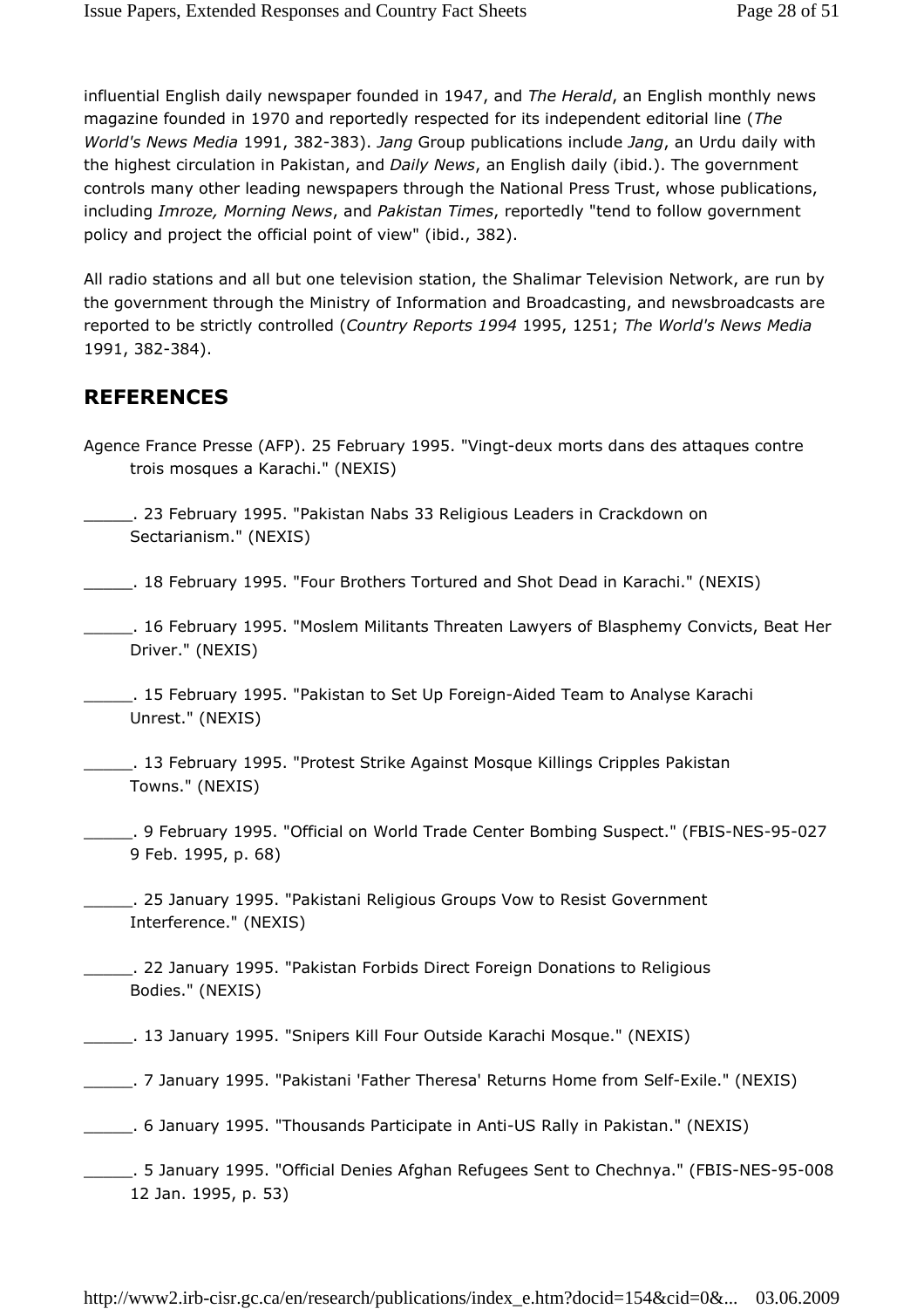influential English daily newspaper founded in 1947, and *The Herald*, an English monthly news magazine founded in 1970 and reportedly respected for its independent editorial line (*The World's News Media* 1991, 382-383). *Jang* Group publications include *Jang*, an Urdu daily with the highest circulation in Pakistan, and *Daily News*, an English daily (ibid.). The government controls many other leading newspapers through the National Press Trust, whose publications, including *Imroze, Morning News*, and *Pakistan Times*, reportedly "tend to follow government policy and project the official point of view" (ibid., 382).

All radio stations and all but one television station, the Shalimar Television Network, are run by the government through the Ministry of Information and Broadcasting, and newsbroadcasts are reported to be strictly controlled (*Country Reports 1994* 1995, 1251; *The World's News Media* 1991, 382-384).

## REFERENCES

Agence France Presse (AFP). 25 February 1995. "Vingt-deux morts dans des attaques contre trois mosques a Karachi." (NEXIS)

_____. 23 February 1995. "Pakistan Nabs 33 Religious Leaders in Crackdown on Sectarianism." (NEXIS)

_____. 18 February 1995. "Four Brothers Tortured and Shot Dead in Karachi." (NEXIS)

_____. 16 February 1995. "Moslem Militants Threaten Lawyers of Blasphemy Convicts, Beat Her Driver." (NEXIS)

_____. 15 February 1995. "Pakistan to Set Up Foreign-Aided Team to Analyse Karachi Unrest." (NEXIS)

_____. 13 February 1995. "Protest Strike Against Mosque Killings Cripples Pakistan Towns." (NEXIS)

_____. 9 February 1995. "Official on World Trade Center Bombing Suspect." (FBIS-NES-95-027 9 Feb. 1995, p. 68)

_____. 25 January 1995. "Pakistani Religious Groups Vow to Resist Government Interference." (NEXIS)

_____. 22 January 1995. "Pakistan Forbids Direct Foreign Donations to Religious Bodies." (NEXIS)

_____. 13 January 1995. "Snipers Kill Four Outside Karachi Mosque." (NEXIS)

_____. 7 January 1995. "Pakistani 'Father Theresa' Returns Home from Self-Exile." (NEXIS)

_____. 6 January 1995. "Thousands Participate in Anti-US Rally in Pakistan." (NEXIS)

_____. 5 January 1995. "Official Denies Afghan Refugees Sent to Chechnya." (FBIS-NES-95-008 12 Jan. 1995, p. 53)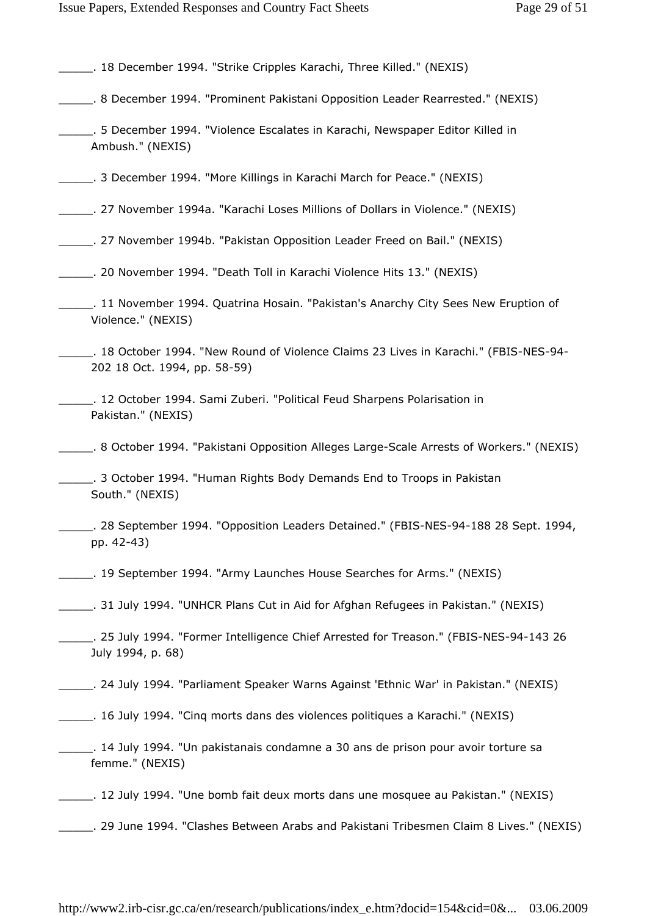_____. 18 December 1994. "Strike Cripples Karachi, Three Killed." (NEXIS)

_____. 8 December 1994. "Prominent Pakistani Opposition Leader Rearrested." (NEXIS)

_____. 5 December 1994. "Violence Escalates in Karachi, Newspaper Editor Killed in Ambush." (NEXIS)

_____. 3 December 1994. "More Killings in Karachi March for Peace." (NEXIS)

_____. 27 November 1994a. "Karachi Loses Millions of Dollars in Violence." (NEXIS)

_____. 27 November 1994b. "Pakistan Opposition Leader Freed on Bail." (NEXIS)

_____. 20 November 1994. "Death Toll in Karachi Violence Hits 13." (NEXIS)

_____. 11 November 1994. Quatrina Hosain. "Pakistan's Anarchy City Sees New Eruption of Violence." (NEXIS)

_____. 18 October 1994. "New Round of Violence Claims 23 Lives in Karachi." (FBIS-NES-94-202 18 Oct. 1994, pp. 58-59)

_____. 12 October 1994. Sami Zuberi. "Political Feud Sharpens Polarisation in Pakistan." (NEXIS)

_____. 8 October 1994. "Pakistani Opposition Alleges Large-Scale Arrests of Workers." (NEXIS)

_____. 3 October 1994. "Human Rights Body Demands End to Troops in Pakistan South." (NEXIS)

_____. 28 September 1994. "Opposition Leaders Detained." (FBIS-NES-94-188 28 Sept. 1994, pp. 42-43)

_____. 19 September 1994. "Army Launches House Searches for Arms." (NEXIS)

_____. 31 July 1994. "UNHCR Plans Cut in Aid for Afghan Refugees in Pakistan." (NEXIS)

_____. 25 July 1994. "Former Intelligence Chief Arrested for Treason." (FBIS-NES-94-143 26 July 1994, p. 68)

_____. 24 July 1994. "Parliament Speaker Warns Against 'Ethnic War' in Pakistan." (NEXIS)

_____. 16 July 1994. "Cinq morts dans des violences politiques a Karachi." (NEXIS)

_____. 14 July 1994. "Un pakistanais condamne a 30 ans de prison pour avoir torture sa femme." (NEXIS)

_____. 12 July 1994. "Une bomb fait deux morts dans une mosquee au Pakistan." (NEXIS)

_____. 29 June 1994. "Clashes Between Arabs and Pakistani Tribesmen Claim 8 Lives." (NEXIS)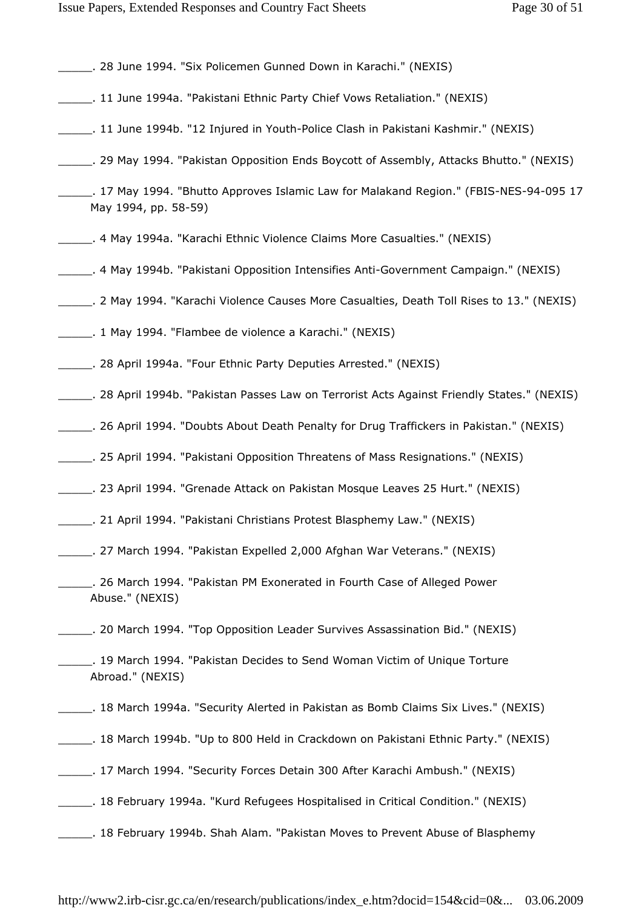_____. 28 June 1994. "Six Policemen Gunned Down in Karachi." (NEXIS)

_____. 11 June 1994a. "Pakistani Ethnic Party Chief Vows Retaliation." (NEXIS)

_____. 11 June 1994b. "12 Injured in Youth-Police Clash in Pakistani Kashmir." (NEXIS)

_____. 29 May 1994. "Pakistan Opposition Ends Boycott of Assembly, Attacks Bhutto." (NEXIS)

_____. 17 May 1994. "Bhutto Approves Islamic Law for Malakand Region." (FBIS-NES-94-095 17 May 1994, pp. 58-59)

_____. 4 May 1994a. "Karachi Ethnic Violence Claims More Casualties." (NEXIS)

_____. 4 May 1994b. "Pakistani Opposition Intensifies Anti-Government Campaign." (NEXIS)

_____. 2 May 1994. "Karachi Violence Causes More Casualties, Death Toll Rises to 13." (NEXIS)

_____. 1 May 1994. "Flambee de violence a Karachi." (NEXIS)

_____. 28 April 1994a. "Four Ethnic Party Deputies Arrested." (NEXIS)

_____. 28 April 1994b. "Pakistan Passes Law on Terrorist Acts Against Friendly States." (NEXIS)

_____. 26 April 1994. "Doubts About Death Penalty for Drug Traffickers in Pakistan." (NEXIS)

_____. 25 April 1994. "Pakistani Opposition Threatens of Mass Resignations." (NEXIS)

_____. 23 April 1994. "Grenade Attack on Pakistan Mosque Leaves 25 Hurt." (NEXIS)

_____. 21 April 1994. "Pakistani Christians Protest Blasphemy Law." (NEXIS)

_____. 27 March 1994. "Pakistan Expelled 2,000 Afghan War Veterans." (NEXIS)

_____. 26 March 1994. "Pakistan PM Exonerated in Fourth Case of Alleged Power Abuse." (NEXIS)

_____. 20 March 1994. "Top Opposition Leader Survives Assassination Bid." (NEXIS)

_____. 19 March 1994. "Pakistan Decides to Send Woman Victim of Unique Torture Abroad." (NEXIS)

_____. 18 March 1994a. "Security Alerted in Pakistan as Bomb Claims Six Lives." (NEXIS)

_____. 18 March 1994b. "Up to 800 Held in Crackdown on Pakistani Ethnic Party." (NEXIS)

_____. 17 March 1994. "Security Forces Detain 300 After Karachi Ambush." (NEXIS)

_____. 18 February 1994a. "Kurd Refugees Hospitalised in Critical Condition." (NEXIS)

_____. 18 February 1994b. Shah Alam. "Pakistan Moves to Prevent Abuse of Blasphemy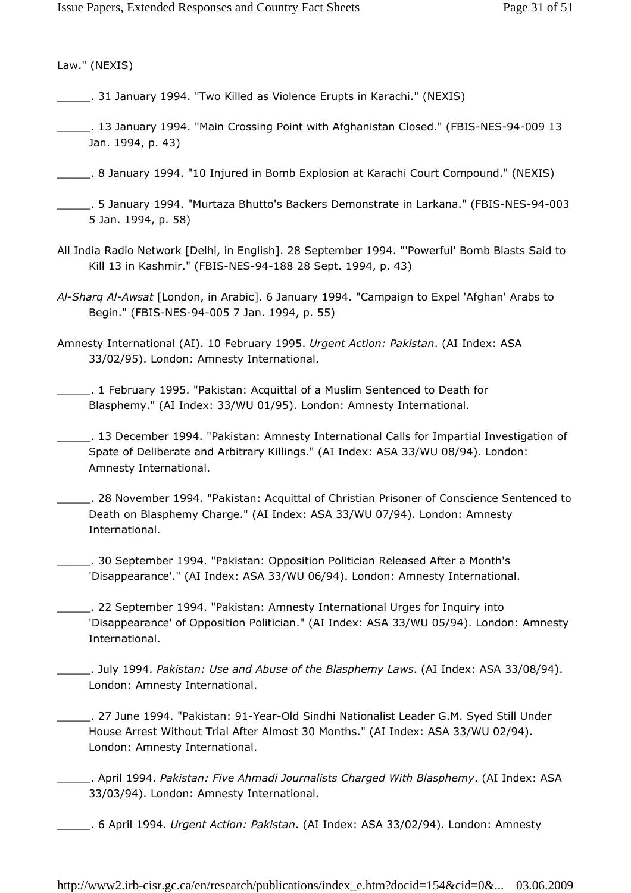Law." (NEXIS)

_____. 31 January 1994. "Two Killed as Violence Erupts in Karachi." (NEXIS)

_____. 13 January 1994. "Main Crossing Point with Afghanistan Closed." (FBIS-NES-94-009 13 Jan. 1994, p. 43)

_____. 8 January 1994. "10 Injured in Bomb Explosion at Karachi Court Compound." (NEXIS)

_____. 5 January 1994. "Murtaza Bhutto's Backers Demonstrate in Larkana." (FBIS-NES-94-003 5 Jan. 1994, p. 58)

All India Radio Network [Delhi, in English]. 28 September 1994. "'Powerful' Bomb Blasts Said to Kill 13 in Kashmir." (FBIS-NES-94-188 28 Sept. 1994, p. 43)

*Al-Sharq Al-Awsat* [London, in Arabic]. 6 January 1994. "Campaign to Expel 'Afghan' Arabs to Begin." (FBIS-NES-94-005 7 Jan. 1994, p. 55)

Amnesty International (AI). 10 February 1995. *Urgent Action: Pakistan*. (AI Index: ASA 33/02/95). London: Amnesty International.

_____. 1 February 1995. "Pakistan: Acquittal of a Muslim Sentenced to Death for Blasphemy." (AI Index: 33/WU 01/95). London: Amnesty International.

_____. 13 December 1994. "Pakistan: Amnesty International Calls for Impartial Investigation of Spate of Deliberate and Arbitrary Killings." (AI Index: ASA 33/WU 08/94). London: Amnesty International.

_____. 28 November 1994. "Pakistan: Acquittal of Christian Prisoner of Conscience Sentenced to Death on Blasphemy Charge." (AI Index: ASA 33/WU 07/94). London: Amnesty International.

_____. 30 September 1994. "Pakistan: Opposition Politician Released After a Month's 'Disappearance'." (AI Index: ASA 33/WU 06/94). London: Amnesty International.

_____. 22 September 1994. "Pakistan: Amnesty International Urges for Inquiry into 'Disappearance' of Opposition Politician." (AI Index: ASA 33/WU 05/94). London: Amnesty International.

_____. July 1994. *Pakistan: Use and Abuse of the Blasphemy Laws*. (AI Index: ASA 33/08/94). London: Amnesty International.

_____. 27 June 1994. "Pakistan: 91-Year-Old Sindhi Nationalist Leader G.M. Syed Still Under House Arrest Without Trial After Almost 30 Months." (AI Index: ASA 33/WU 02/94). London: Amnesty International.

_____. April 1994. *Pakistan: Five Ahmadi Journalists Charged With Blasphemy*. (AI Index: ASA 33/03/94). London: Amnesty International.

_____. 6 April 1994. *Urgent Action: Pakistan*. (AI Index: ASA 33/02/94). London: Amnesty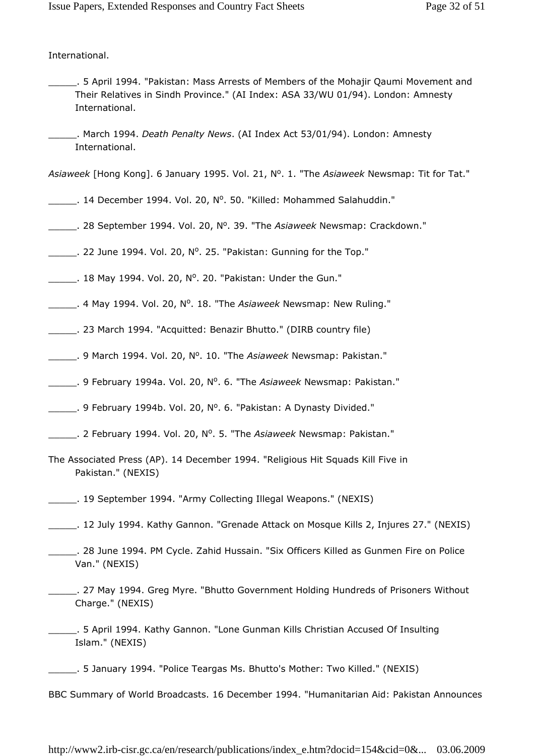International.

_____. 5 April 1994. "Pakistan: Mass Arrests of Members of the Mohajir Qaumi Movement and Their Relatives in Sindh Province." (AI Index: ASA 33/WU 01/94). London: Amnesty International.

_____. March 1994. *Death Penalty News*. (AI Index Act 53/01/94). London: Amnesty International.

*Asiaweek* [Hong Kong]. 6 January 1995. Vol. 21, Nº. 1. "The *Asiaweek* Newsmap: Tit for Tat."

_____. 14 December 1994. Vol. 20, Nº. 50. "Killed: Mohammed Salahuddin."

_____. 28 September 1994. Vol. 20, Nº. 39. "The *Asiaweek* Newsmap: Crackdown."

_____. 22 June 1994. Vol. 20, Nº. 25. "Pakistan: Gunning for the Top."

_____. 18 May 1994. Vol. 20, Nº. 20. "Pakistan: Under the Gun."

_____. 4 May 1994. Vol. 20, Nº. 18. "The *Asiaweek* Newsmap: New Ruling."

_____. 23 March 1994. "Acquitted: Benazir Bhutto." (DIRB country file)

_____. 9 March 1994. Vol. 20, Nº. 10. "The *Asiaweek* Newsmap: Pakistan."

_____. 9 February 1994a. Vol. 20, Nº. 6. "The *Asiaweek* Newsmap: Pakistan."

_____. 9 February 1994b. Vol. 20, Nº. 6. "Pakistan: A Dynasty Divided."

_____. 2 February 1994. Vol. 20, Nº. 5. "The *Asiaweek* Newsmap: Pakistan."

The Associated Press (AP). 14 December 1994. "Religious Hit Squads Kill Five in Pakistan." (NEXIS)

_____. 19 September 1994. "Army Collecting Illegal Weapons." (NEXIS)

_____. 12 July 1994. Kathy Gannon. "Grenade Attack on Mosque Kills 2, Injures 27." (NEXIS)

_____. 28 June 1994. PM Cycle. Zahid Hussain. "Six Officers Killed as Gunmen Fire on Police Van." (NEXIS)

_____. 27 May 1994. Greg Myre. "Bhutto Government Holding Hundreds of Prisoners Without Charge." (NEXIS)

_____. 5 April 1994. Kathy Gannon. "Lone Gunman Kills Christian Accused Of Insulting Islam." (NEXIS)

_____. 5 January 1994. "Police Teargas Ms. Bhutto's Mother: Two Killed." (NEXIS)

BBC Summary of World Broadcasts. 16 December 1994. "Humanitarian Aid: Pakistan Announces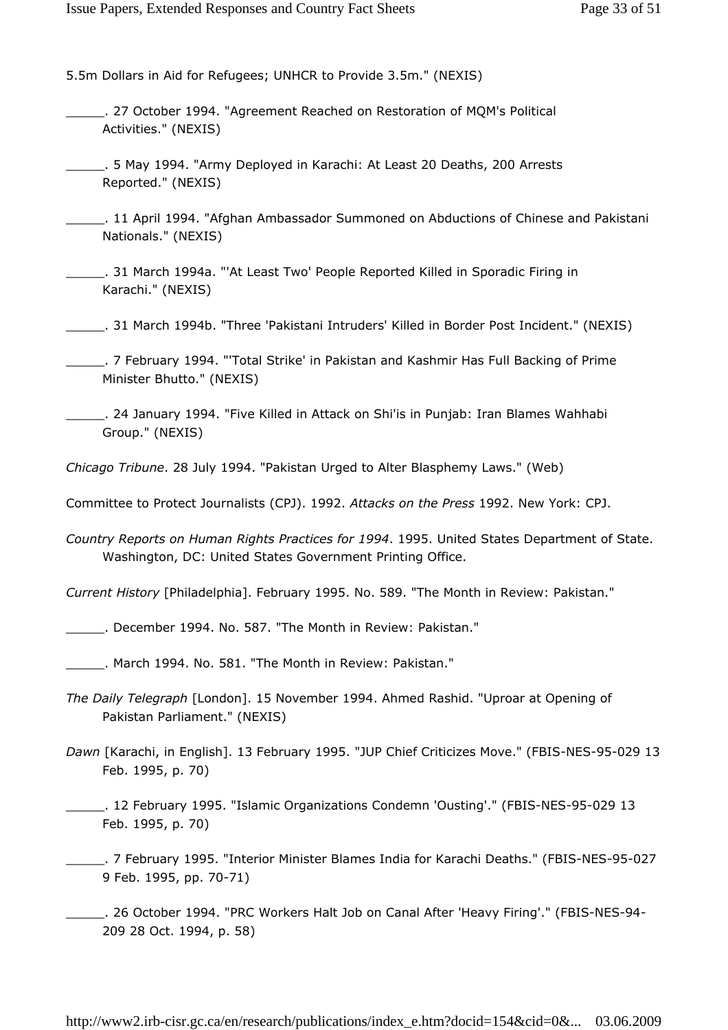5.5m Dollars in Aid for Refugees; UNHCR to Provide 3.5m." (NEXIS)

_____. 27 October 1994. "Agreement Reached on Restoration of MQM's Political Activities." (NEXIS)

_____. 5 May 1994. "Army Deployed in Karachi: At Least 20 Deaths, 200 Arrests Reported." (NEXIS)

_____. 11 April 1994. "Afghan Ambassador Summoned on Abductions of Chinese and Pakistani Nationals." (NEXIS)

_____. 31 March 1994a. "'At Least Two' People Reported Killed in Sporadic Firing in Karachi." (NEXIS)

_____. 31 March 1994b. "Three 'Pakistani Intruders' Killed in Border Post Incident." (NEXIS)

_____. 7 February 1994. "'Total Strike' in Pakistan and Kashmir Has Full Backing of Prime Minister Bhutto." (NEXIS)

_____. 24 January 1994. "Five Killed in Attack on Shi'is in Punjab: Iran Blames Wahhabi Group." (NEXIS)

*Chicago Tribune*. 28 July 1994. "Pakistan Urged to Alter Blasphemy Laws." (Web)

Committee to Protect Journalists (CPJ). 1992. *Attacks on the Press* 1992. New York: CPJ.

*Country Reports on Human Rights Practices for 1994*. 1995. United States Department of State. Washington, DC: United States Government Printing Office.

*Current History* [Philadelphia]. February 1995. No. 589. "The Month in Review: Pakistan."

_____. December 1994. No. 587. "The Month in Review: Pakistan."

_____. March 1994. No. 581. "The Month in Review: Pakistan."

*The Daily Telegraph* [London]. 15 November 1994. Ahmed Rashid. "Uproar at Opening of Pakistan Parliament." (NEXIS)

*Dawn* [Karachi, in English]. 13 February 1995. "JUP Chief Criticizes Move." (FBIS-NES-95-029 13 Feb. 1995, p. 70)

_____. 12 February 1995. "Islamic Organizations Condemn 'Ousting'." (FBIS-NES-95-029 13 Feb. 1995, p. 70)

_____. 7 February 1995. "Interior Minister Blames India for Karachi Deaths." (FBIS-NES-95-027 9 Feb. 1995, pp. 70-71)

_____. 26 October 1994. "PRC Workers Halt Job on Canal After 'Heavy Firing'." (FBIS-NES-94-209 28 Oct. 1994, p. 58)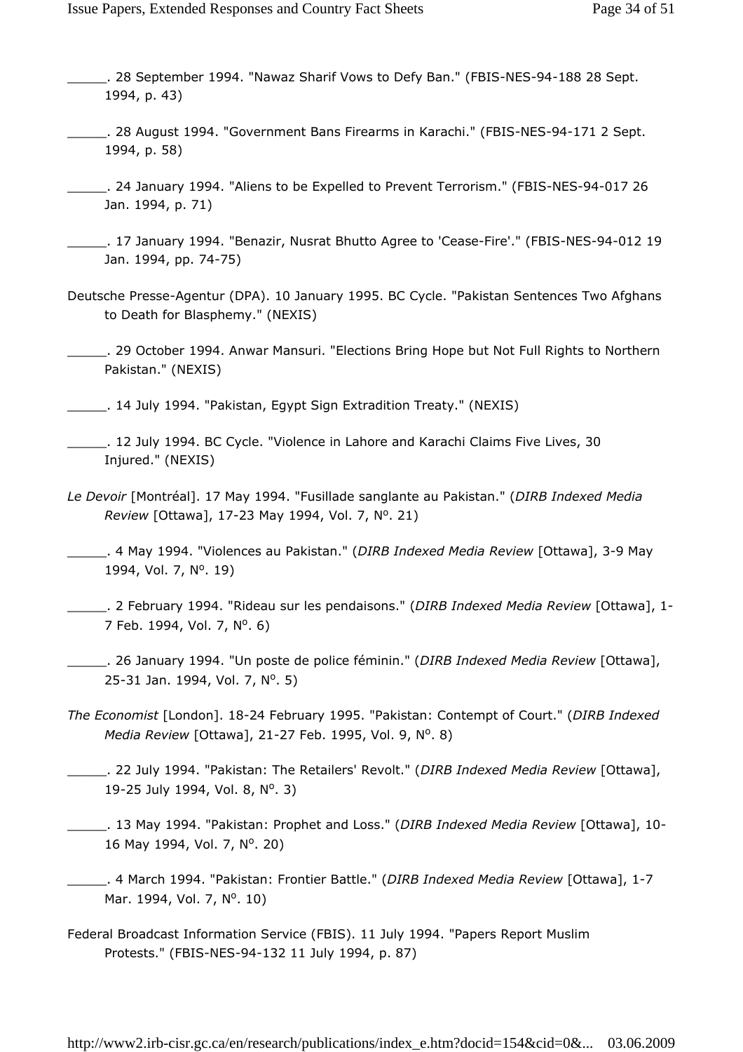_____. 28 September 1994. "Nawaz Sharif Vows to Defy Ban." (FBIS-NES-94-188 28 Sept. 1994, p. 43)

_____. 28 August 1994. "Government Bans Firearms in Karachi." (FBIS-NES-94-171 2 Sept. 1994, p. 58)

_____. 24 January 1994. "Aliens to be Expelled to Prevent Terrorism." (FBIS-NES-94-017 26 Jan. 1994, p. 71)

_____. 17 January 1994. "Benazir, Nusrat Bhutto Agree to 'Cease-Fire'." (FBIS-NES-94-012 19 Jan. 1994, pp. 74-75)

Deutsche Presse-Agentur (DPA). 10 January 1995. BC Cycle. "Pakistan Sentences Two Afghans to Death for Blasphemy." (NEXIS)

_____. 29 October 1994. Anwar Mansuri. "Elections Bring Hope but Not Full Rights to Northern Pakistan." (NEXIS)

_____. 14 July 1994. "Pakistan, Egypt Sign Extradition Treaty." (NEXIS)

_____. 12 July 1994. BC Cycle. "Violence in Lahore and Karachi Claims Five Lives, 30 Injured." (NEXIS)

*Le Devoir* [Montréal]. 17 May 1994. "Fusillade sanglante au Pakistan." (*DIRB Indexed Media Review* [Ottawa], 17-23 May 1994, Vol. 7, N°. 21)

_____. 4 May 1994. "Violences au Pakistan." (*DIRB Indexed Media Review* [Ottawa], 3-9 May 1994, Vol. 7, N°. 19)

_____. 2 February 1994. "Rideau sur les pendaisons." (*DIRB Indexed Media Review* [Ottawa], 1-7 Feb. 1994, Vol. 7, N°. 6)

_____. 26 January 1994. "Un poste de police féminin." (*DIRB Indexed Media Review* [Ottawa], 25-31 Jan. 1994, Vol. 7, N°. 5)

*The Economist* [London]. 18-24 February 1995. "Pakistan: Contempt of Court." (*DIRB Indexed Media Review* [Ottawa], 21-27 Feb. 1995, Vol. 9, N°. 8)

_____. 22 July 1994. "Pakistan: The Retailers' Revolt." (*DIRB Indexed Media Review* [Ottawa], 19-25 July 1994, Vol. 8, N°. 3)

_____. 13 May 1994. "Pakistan: Prophet and Loss." (*DIRB Indexed Media Review* [Ottawa], 10-16 May 1994, Vol. 7, N°. 20)

_____. 4 March 1994. "Pakistan: Frontier Battle." (*DIRB Indexed Media Review* [Ottawa], 1-7 Mar. 1994, Vol. 7, N°. 10)

Federal Broadcast Information Service (FBIS). 11 July 1994. "Papers Report Muslim Protests." (FBIS-NES-94-132 11 July 1994, p. 87)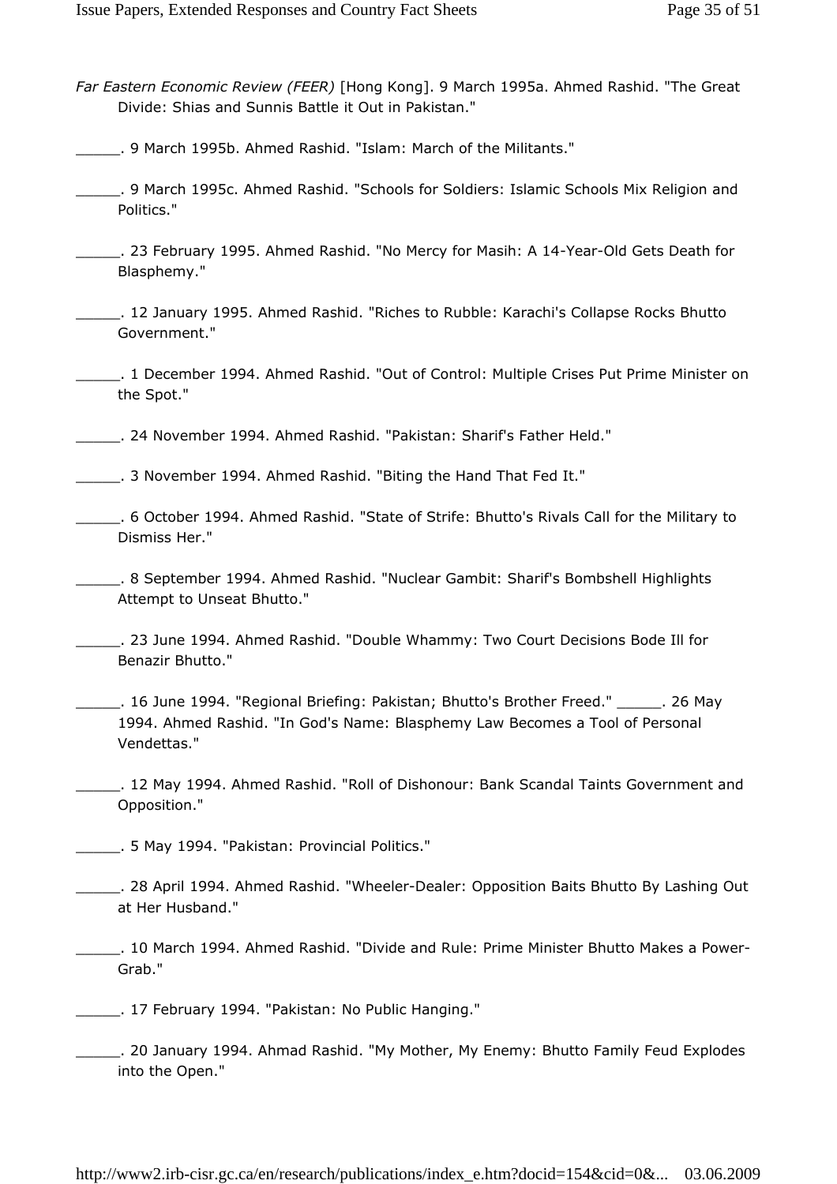*Far Eastern Economic Review (FEER)* [Hong Kong]. 9 March 1995a. Ahmed Rashid. "The Great Divide: Shias and Sunnis Battle it Out in Pakistan."

_____. 9 March 1995b. Ahmed Rashid. "Islam: March of the Militants."

_____. 9 March 1995c. Ahmed Rashid. "Schools for Soldiers: Islamic Schools Mix Religion and Politics."

_____. 23 February 1995. Ahmed Rashid. "No Mercy for Masih: A 14-Year-Old Gets Death for Blasphemy."

_____. 12 January 1995. Ahmed Rashid. "Riches to Rubble: Karachi's Collapse Rocks Bhutto Government."

_____. 1 December 1994. Ahmed Rashid. "Out of Control: Multiple Crises Put Prime Minister on the Spot."

_____. 24 November 1994. Ahmed Rashid. "Pakistan: Sharif's Father Held."

_____. 3 November 1994. Ahmed Rashid. "Biting the Hand That Fed It."

_____. 6 October 1994. Ahmed Rashid. "State of Strife: Bhutto's Rivals Call for the Military to Dismiss Her."

_____. 8 September 1994. Ahmed Rashid. "Nuclear Gambit: Sharif's Bombshell Highlights Attempt to Unseat Bhutto."

_____. 23 June 1994. Ahmed Rashid. "Double Whammy: Two Court Decisions Bode Ill for Benazir Bhutto."

_____. 16 June 1994. "Regional Briefing: Pakistan; Bhutto's Brother Freed." _____. 26 May 1994. Ahmed Rashid. "In God's Name: Blasphemy Law Becomes a Tool of Personal Vendettas."

_____. 12 May 1994. Ahmed Rashid. "Roll of Dishonour: Bank Scandal Taints Government and Opposition."

_____. 5 May 1994. "Pakistan: Provincial Politics."

_____. 28 April 1994. Ahmed Rashid. "Wheeler-Dealer: Opposition Baits Bhutto By Lashing Out at Her Husband."

_____. 10 March 1994. Ahmed Rashid. "Divide and Rule: Prime Minister Bhutto Makes a Power-Grab."

_____. 17 February 1994. "Pakistan: No Public Hanging."

_____. 20 January 1994. Ahmad Rashid. "My Mother, My Enemy: Bhutto Family Feud Explodes into the Open."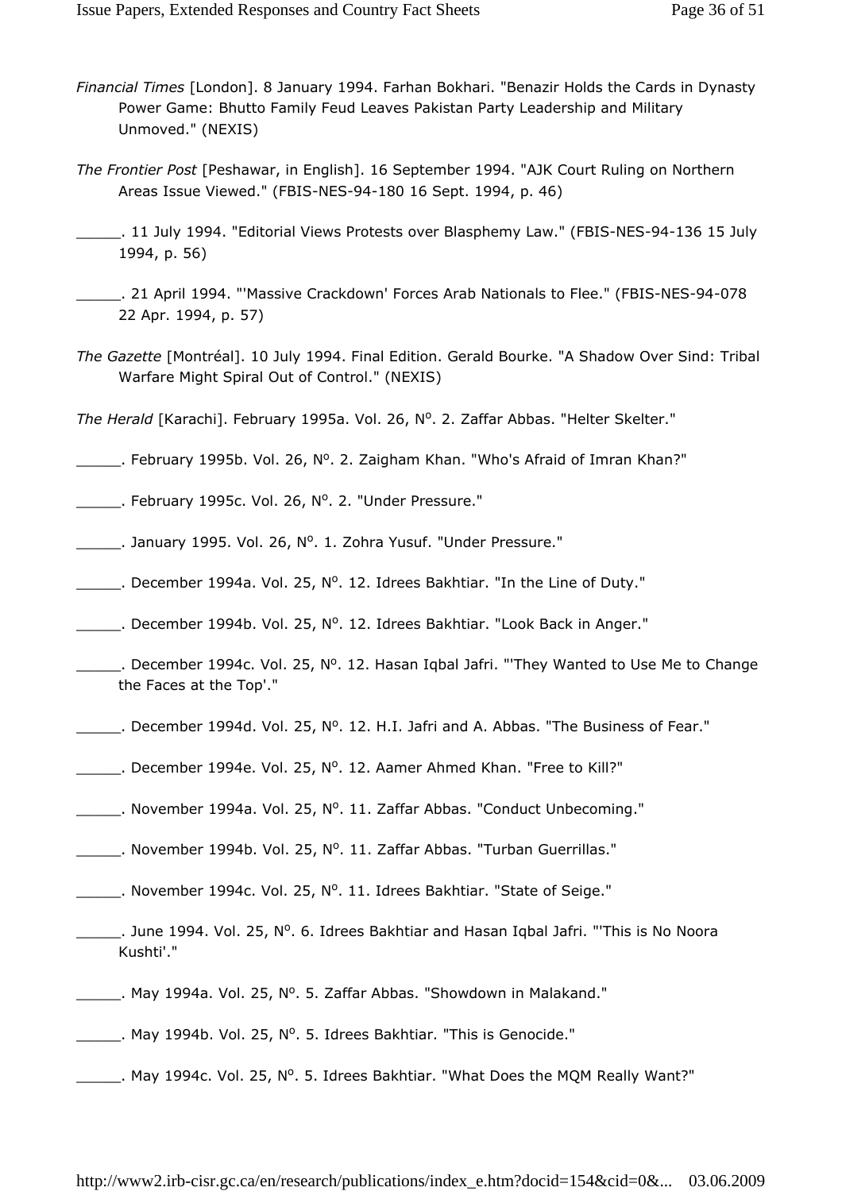*Financial Times* [London]. 8 January 1994. Farhan Bokhari. "Benazir Holds the Cards in Dynasty Power Game: Bhutto Family Feud Leaves Pakistan Party Leadership and Military Unmoved." (NEXIS)

*The Frontier Post* [Peshawar, in English]. 16 September 1994. "AJK Court Ruling on Northern Areas Issue Viewed." (FBIS-NES-94-180 16 Sept. 1994, p. 46)

_____. 11 July 1994. "Editorial Views Protests over Blasphemy Law." (FBIS-NES-94-136 15 July 1994, p. 56)

_____. 21 April 1994. "'Massive Crackdown' Forces Arab Nationals to Flee." (FBIS-NES-94-078 22 Apr. 1994, p. 57)

*The Gazette* [Montréal]. 10 July 1994. Final Edition. Gerald Bourke. "A Shadow Over Sind: Tribal Warfare Might Spiral Out of Control." (NEXIS)

*The Herald* [Karachi]. February 1995a. Vol. 26, N°. 2. Zaffar Abbas. "Helter Skelter."

_____. February 1995b. Vol. 26, N°. 2. Zaigham Khan. "Who's Afraid of Imran Khan?"

_____. February 1995c. Vol. 26, N°. 2. "Under Pressure."

_____. January 1995. Vol. 26, N°. 1. Zohra Yusuf. "Under Pressure."

_____. December 1994a. Vol. 25, N°. 12. Idrees Bakhtiar. "In the Line of Duty."

_____. December 1994b. Vol. 25, N°. 12. Idrees Bakhtiar. "Look Back in Anger."

_____. December 1994c. Vol. 25, N°. 12. Hasan Iqbal Jafri. "'They Wanted to Use Me to Change the Faces at the Top'."

_____. December 1994d. Vol. 25, N°. 12. H.I. Jafri and A. Abbas. "The Business of Fear."

_____. December 1994e. Vol. 25, N°. 12. Aamer Ahmed Khan. "Free to Kill?"

_____. November 1994a. Vol. 25, N°. 11. Zaffar Abbas. "Conduct Unbecoming."

_____. November 1994b. Vol. 25, N°. 11. Zaffar Abbas. "Turban Guerrillas."

_____. November 1994c. Vol. 25, N°. 11. Idrees Bakhtiar. "State of Seige."

_____. June 1994. Vol. 25, N°. 6. Idrees Bakhtiar and Hasan Iqbal Jafri. "'This is No Noora Kushti'."

_____. May 1994a. Vol. 25, N°. 5. Zaffar Abbas. "Showdown in Malakand."

_____. May 1994b. Vol. 25, N°. 5. Idrees Bakhtiar. "This is Genocide."

_____. May 1994c. Vol. 25, N°. 5. Idrees Bakhtiar. "What Does the MQM Really Want?"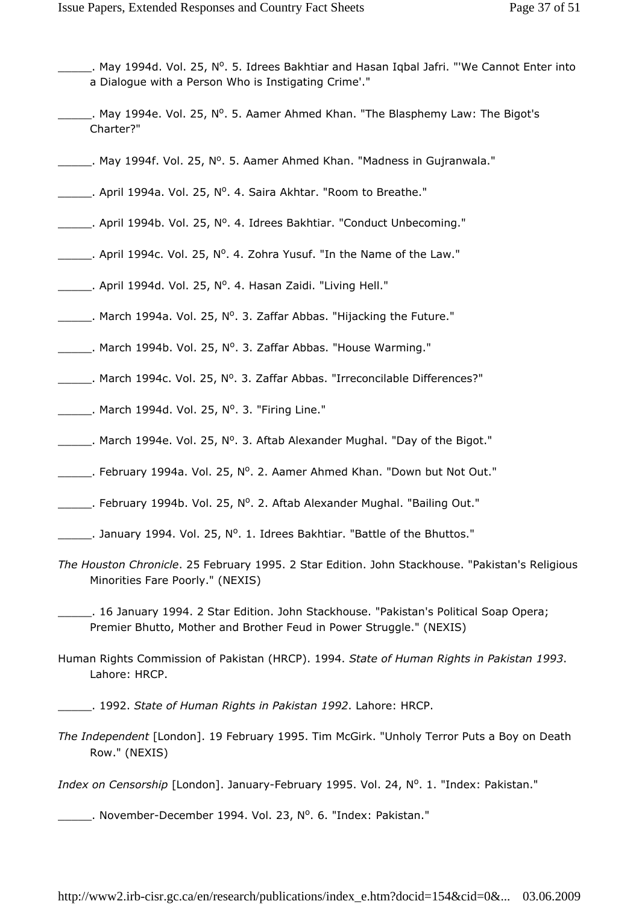_____. May 1994d. Vol. 25, N°. 5. Idrees Bakhtiar and Hasan Iqbal Jafri. "'We Cannot Enter into a Dialogue with a Person Who is Instigating Crime'."

_____. May 1994e. Vol. 25, N°. 5. Aamer Ahmed Khan. "The Blasphemy Law: The Bigot's Charter?"

_____. May 1994f. Vol. 25, N°. 5. Aamer Ahmed Khan. "Madness in Gujranwala."

_____. April 1994a. Vol. 25, N°. 4. Saira Akhtar. "Room to Breathe."

_____. April 1994b. Vol. 25, N°. 4. Idrees Bakhtiar. "Conduct Unbecoming."

_____. April 1994c. Vol. 25, N°. 4. Zohra Yusuf. "In the Name of the Law."

_____. April 1994d. Vol. 25, N°. 4. Hasan Zaidi. "Living Hell."

_____. March 1994a. Vol. 25, N°. 3. Zaffar Abbas. "Hijacking the Future."

_____. March 1994b. Vol. 25, N°. 3. Zaffar Abbas. "House Warming."

_____. March 1994c. Vol. 25, N°. 3. Zaffar Abbas. "Irreconcilable Differences?"

_____. March 1994d. Vol. 25, N°. 3. "Firing Line."

_____. March 1994e. Vol. 25, N°. 3. Aftab Alexander Mughal. "Day of the Bigot."

_____. February 1994a. Vol. 25, N°. 2. Aamer Ahmed Khan. "Down but Not Out."

_____. February 1994b. Vol. 25, N°. 2. Aftab Alexander Mughal. "Bailing Out."

_____. January 1994. Vol. 25, N°. 1. Idrees Bakhtiar. "Battle of the Bhuttos."

*The Houston Chronicle*. 25 February 1995. 2 Star Edition. John Stackhouse. "Pakistan's Religious Minorities Fare Poorly." (NEXIS)

_____. 16 January 1994. 2 Star Edition. John Stackhouse. "Pakistan's Political Soap Opera; Premier Bhutto, Mother and Brother Feud in Power Struggle." (NEXIS)

Human Rights Commission of Pakistan (HRCP). 1994. *State of Human Rights in Pakistan 1993*. Lahore: HRCP.

_____. 1992. *State of Human Rights in Pakistan 1992*. Lahore: HRCP.

*The Independent* [London]. 19 February 1995. Tim McGirk. "Unholy Terror Puts a Boy on Death Row." (NEXIS)

*Index on Censorship* [London]. January-February 1995. Vol. 24, N°. 1. "Index: Pakistan."

_____. November-December 1994. Vol. 23, N°. 6. "Index: Pakistan."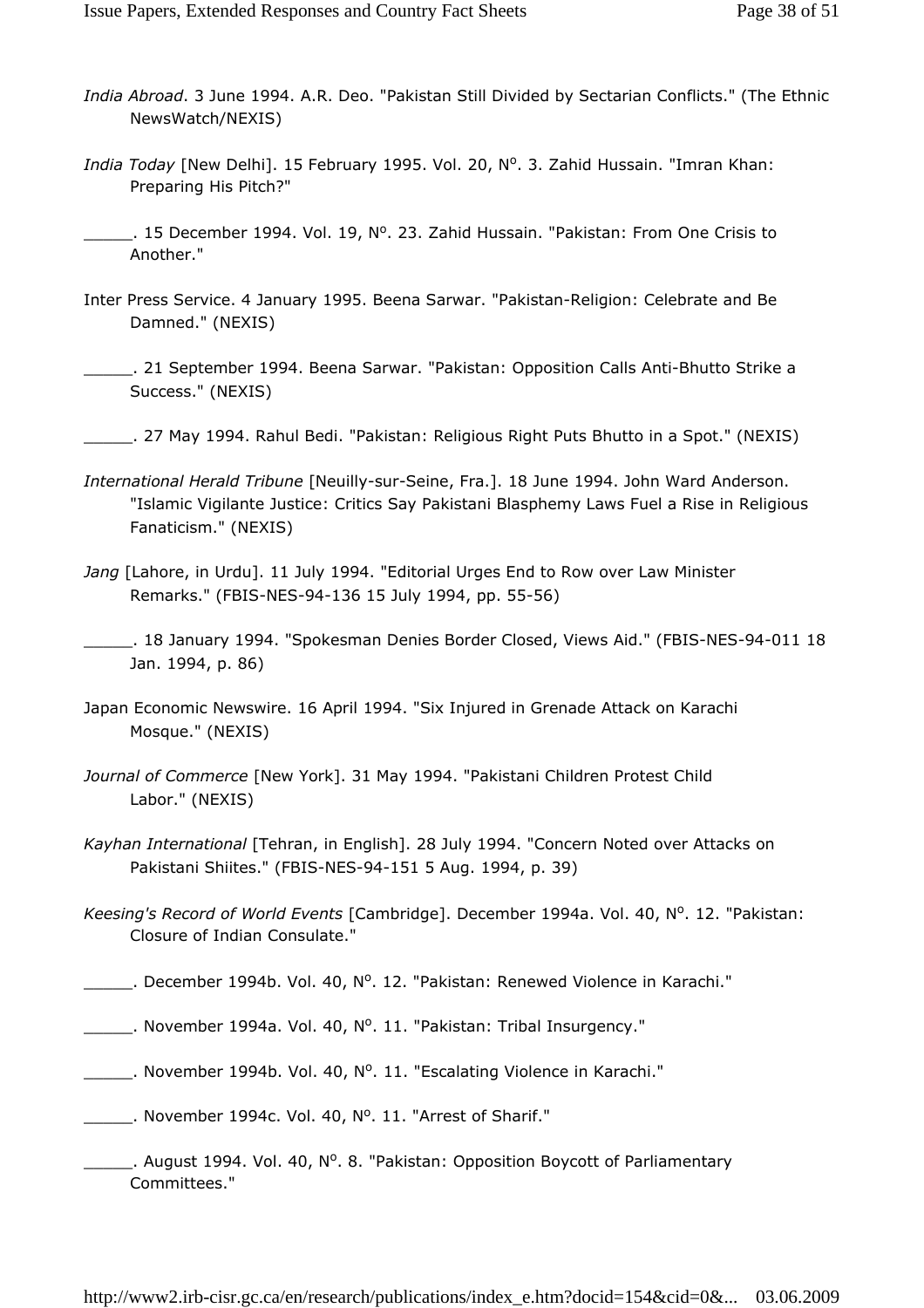*India Abroad*. 3 June 1994. A.R. Deo. "Pakistan Still Divided by Sectarian Conflicts." (The Ethnic NewsWatch/NEXIS)

*India Today* [New Delhi]. 15 February 1995. Vol. 20, N°. 3. Zahid Hussain. "Imran Khan: Preparing His Pitch?"

_____. 15 December 1994. Vol. 19, N°. 23. Zahid Hussain. "Pakistan: From One Crisis to Another."

Inter Press Service. 4 January 1995. Beena Sarwar. "Pakistan-Religion: Celebrate and Be Damned." (NEXIS)

_____. 21 September 1994. Beena Sarwar. "Pakistan: Opposition Calls Anti-Bhutto Strike a Success." (NEXIS)

_____. 27 May 1994. Rahul Bedi. "Pakistan: Religious Right Puts Bhutto in a Spot." (NEXIS)

*International Herald Tribune* [Neuilly-sur-Seine, Fra.]. 18 June 1994. John Ward Anderson. "Islamic Vigilante Justice: Critics Say Pakistani Blasphemy Laws Fuel a Rise in Religious Fanaticism." (NEXIS)

*Jang* [Lahore, in Urdu]. 11 July 1994. "Editorial Urges End to Row over Law Minister Remarks." (FBIS-NES-94-136 15 July 1994, pp. 55-56)

_____. 18 January 1994. "Spokesman Denies Border Closed, Views Aid." (FBIS-NES-94-011 18 Jan. 1994, p. 86)

Japan Economic Newswire. 16 April 1994. "Six Injured in Grenade Attack on Karachi Mosque." (NEXIS)

*Journal of Commerce* [New York]. 31 May 1994. "Pakistani Children Protest Child Labor." (NEXIS)

*Kayhan International* [Tehran, in English]. 28 July 1994. "Concern Noted over Attacks on Pakistani Shiites." (FBIS-NES-94-151 5 Aug. 1994, p. 39)

*Keesing's Record of World Events* [Cambridge]. December 1994a. Vol. 40, N°. 12. "Pakistan: Closure of Indian Consulate."

_____. December 1994b. Vol. 40, N°. 12. "Pakistan: Renewed Violence in Karachi."

_____. November 1994a. Vol. 40, N°. 11. "Pakistan: Tribal Insurgency."

_____. November 1994b. Vol. 40, N°. 11. "Escalating Violence in Karachi."

_____. November 1994c. Vol. 40, N°. 11. "Arrest of Sharif."

_____. August 1994. Vol. 40, N°. 8. "Pakistan: Opposition Boycott of Parliamentary Committees."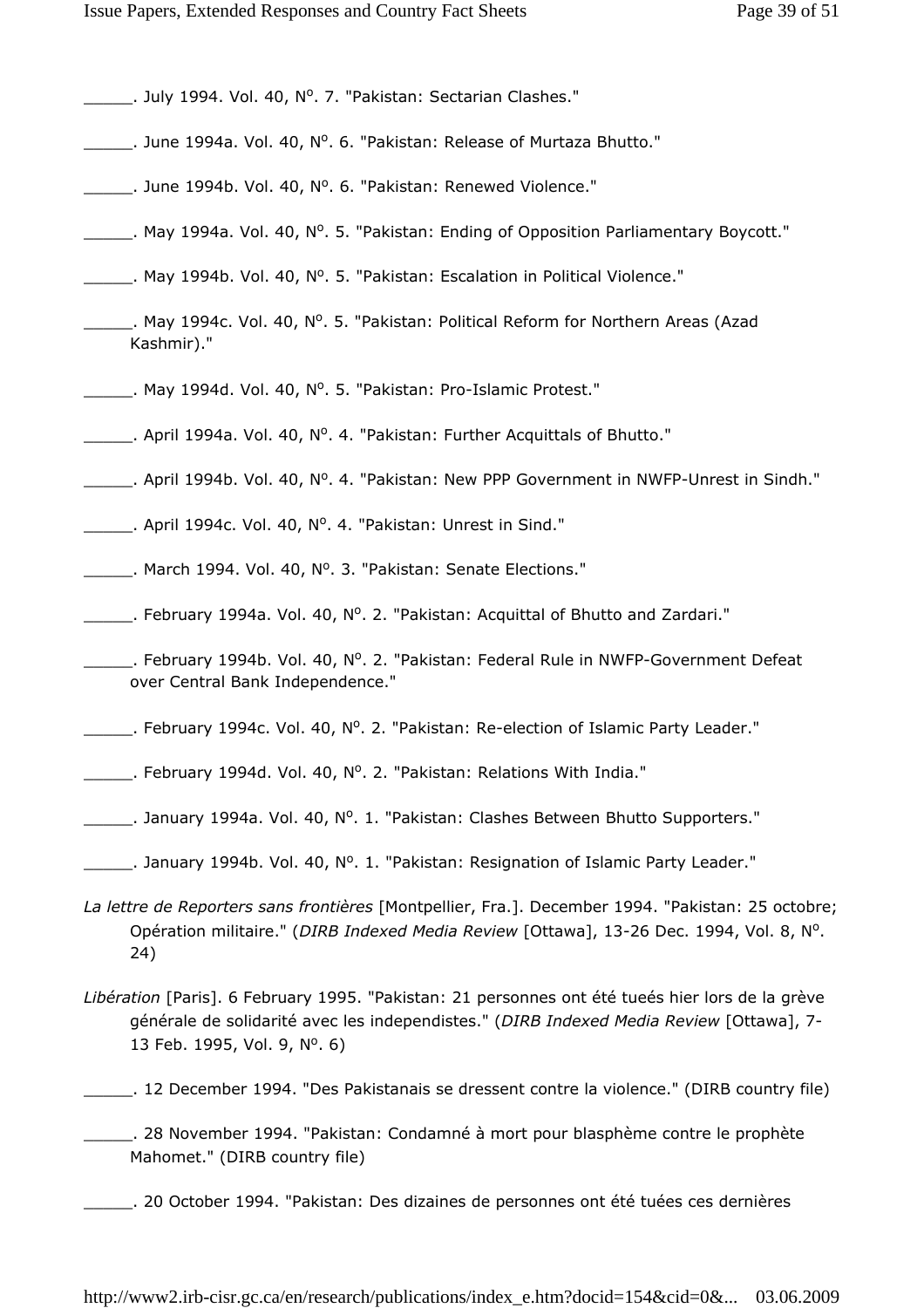_____. July 1994. Vol. 40, N°. 7. "Pakistan: Sectarian Clashes."

_____. June 1994a. Vol. 40, N°. 6. "Pakistan: Release of Murtaza Bhutto."

_____. June 1994b. Vol. 40, N°. 6. "Pakistan: Renewed Violence."

_____. May 1994a. Vol. 40, N°. 5. "Pakistan: Ending of Opposition Parliamentary Boycott."

_____. May 1994b. Vol. 40, N°. 5. "Pakistan: Escalation in Political Violence."

_____. May 1994c. Vol. 40, N°. 5. "Pakistan: Political Reform for Northern Areas (Azad Kashmir)."

_____. May 1994d. Vol. 40, N°. 5. "Pakistan: Pro-Islamic Protest."

_____. April 1994a. Vol. 40, N°. 4. "Pakistan: Further Acquittals of Bhutto."

_____. April 1994b. Vol. 40, N°. 4. "Pakistan: New PPP Government in NWFP-Unrest in Sindh."

_____. April 1994c. Vol. 40, N°. 4. "Pakistan: Unrest in Sind."

_____. March 1994. Vol. 40, N°. 3. "Pakistan: Senate Elections."

_____. February 1994a. Vol. 40, N°. 2. "Pakistan: Acquittal of Bhutto and Zardari."

_____. February 1994b. Vol. 40, N°. 2. "Pakistan: Federal Rule in NWFP-Government Defeat over Central Bank Independence."

_____. February 1994c. Vol. 40, N°. 2. "Pakistan: Re-election of Islamic Party Leader."

_____. February 1994d. Vol. 40, N°. 2. "Pakistan: Relations With India."

_____. January 1994a. Vol. 40, N°. 1. "Pakistan: Clashes Between Bhutto Supporters."

_____. January 1994b. Vol. 40, N°. 1. "Pakistan: Resignation of Islamic Party Leader."

*La lettre de Reporters sans frontières* [Montpellier, Fra.]. December 1994. "Pakistan: 25 octobre; Opération militaire." (*DIRB Indexed Media Review* [Ottawa], 13-26 Dec. 1994, Vol. 8, N°. 24)

*Libération* [Paris]. 6 February 1995. "Pakistan: 21 personnes ont été tueés hier lors de la grève générale de solidarité avec les independistes." (*DIRB Indexed Media Review* [Ottawa], 7-13 Feb. 1995, Vol. 9, N°. 6)

_____. 12 December 1994. "Des Pakistanais se dressent contre la violence." (DIRB country file)

_____. 28 November 1994. "Pakistan: Condamné à mort pour blasphème contre le prophète Mahomet." (DIRB country file)

_____. 20 October 1994. "Pakistan: Des dizaines de personnes ont été tuées ces dernières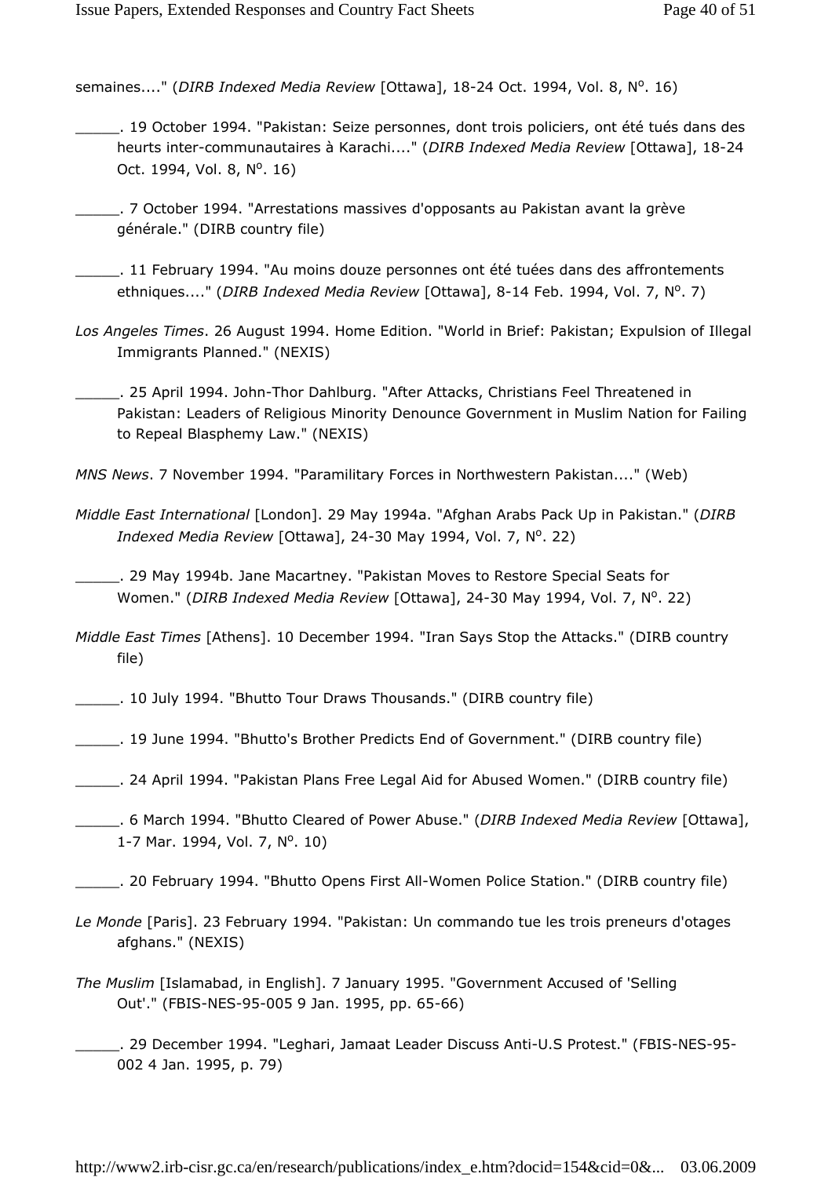semaines...." (*DIRB Indexed Media Review* [Ottawa], 18-24 Oct. 1994, Vol. 8, N°. 16)

_____. 19 October 1994. "Pakistan: Seize personnes, dont trois policiers, ont été tués dans des heurts inter-communautaires à Karachi...." (*DIRB Indexed Media Review* [Ottawa], 18-24 Oct. 1994, Vol. 8, N°. 16)

_____. 7 October 1994. "Arrestations massives d'opposants au Pakistan avant la grève générale." (DIRB country file)

_____. 11 February 1994. "Au moins douze personnes ont été tuées dans des affrontements ethniques...." (*DIRB Indexed Media Review* [Ottawa], 8-14 Feb. 1994, Vol. 7, N°. 7)

*Los Angeles Times*. 26 August 1994. Home Edition. "World in Brief: Pakistan; Expulsion of Illegal Immigrants Planned." (NEXIS)

_____. 25 April 1994. John-Thor Dahlburg. "After Attacks, Christians Feel Threatened in Pakistan: Leaders of Religious Minority Denounce Government in Muslim Nation for Failing to Repeal Blasphemy Law." (NEXIS)

*MNS News*. 7 November 1994. "Paramilitary Forces in Northwestern Pakistan...." (Web)

*Middle East International* [London]. 29 May 1994a. "Afghan Arabs Pack Up in Pakistan." (*DIRB Indexed Media Review* [Ottawa], 24-30 May 1994, Vol. 7, N°. 22)

_____. 29 May 1994b. Jane Macartney. "Pakistan Moves to Restore Special Seats for Women." (*DIRB Indexed Media Review* [Ottawa], 24-30 May 1994, Vol. 7, N°. 22)

*Middle East Times* [Athens]. 10 December 1994. "Iran Says Stop the Attacks." (DIRB country file)

_____. 10 July 1994. "Bhutto Tour Draws Thousands." (DIRB country file)

_____. 19 June 1994. "Bhutto's Brother Predicts End of Government." (DIRB country file)

_____. 24 April 1994. "Pakistan Plans Free Legal Aid for Abused Women." (DIRB country file)

_____. 6 March 1994. "Bhutto Cleared of Power Abuse." (*DIRB Indexed Media Review* [Ottawa], 1-7 Mar. 1994, Vol. 7, N°. 10)

_____. 20 February 1994. "Bhutto Opens First All-Women Police Station." (DIRB country file)

*Le Monde* [Paris]. 23 February 1994. "Pakistan: Un commando tue les trois preneurs d'otages afghans." (NEXIS)

*The Muslim* [Islamabad, in English]. 7 January 1995. "Government Accused of 'Selling Out'." (FBIS-NES-95-005 9 Jan. 1995, pp. 65-66)

_____. 29 December 1994. "Leghari, Jamaat Leader Discuss Anti-U.S Protest." (FBIS-NES-95-002 4 Jan. 1995, p. 79)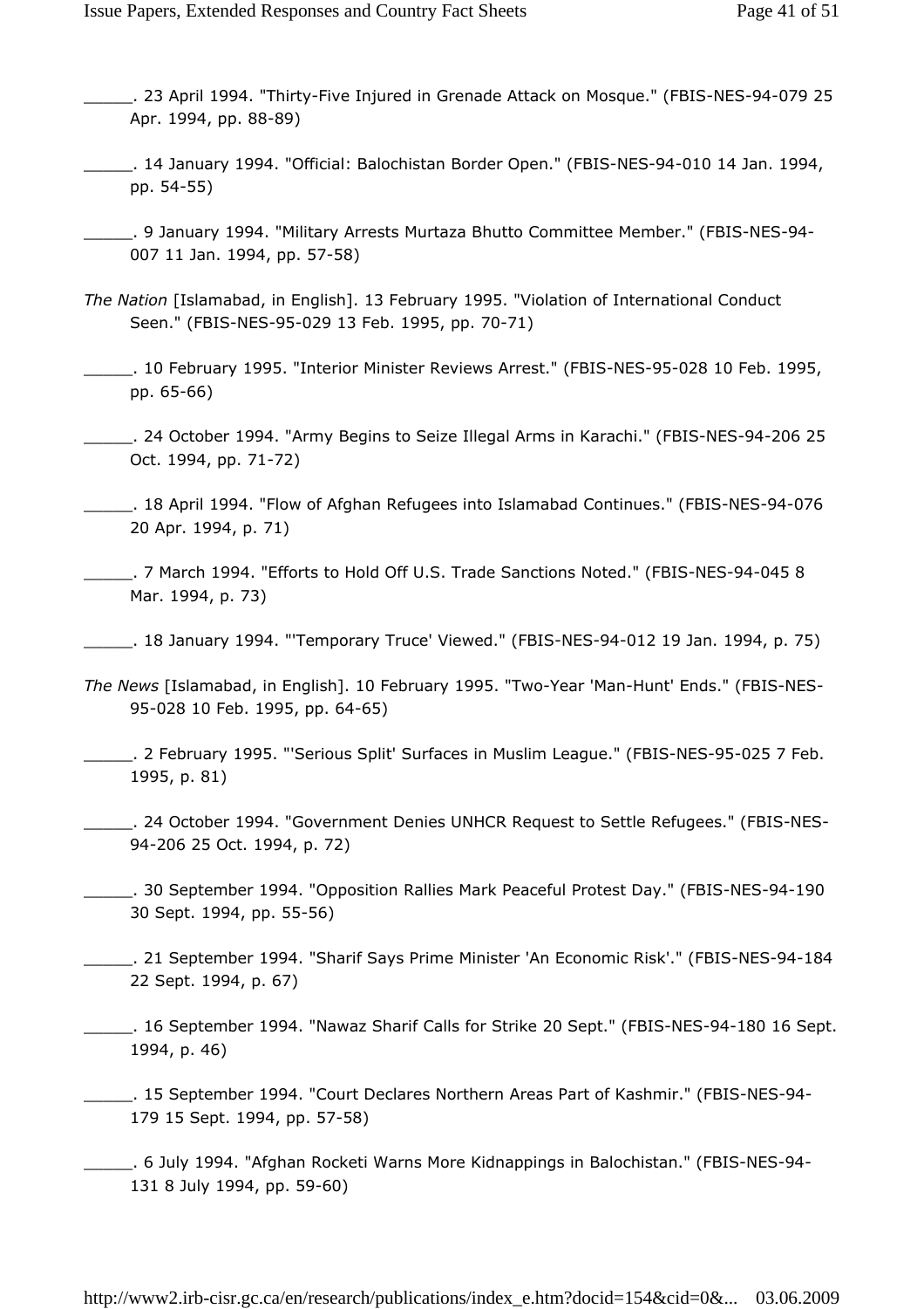_____. 23 April 1994. "Thirty-Five Injured in Grenade Attack on Mosque." (FBIS-NES-94-079 25 Apr. 1994, pp. 88-89)

_____. 14 January 1994. "Official: Balochistan Border Open." (FBIS-NES-94-010 14 Jan. 1994, pp. 54-55)

_____. 9 January 1994. "Military Arrests Murtaza Bhutto Committee Member." (FBIS-NES-94-007 11 Jan. 1994, pp. 57-58)

*The Nation* [Islamabad, in English]. 13 February 1995. "Violation of International Conduct Seen." (FBIS-NES-95-029 13 Feb. 1995, pp. 70-71)

_____. 10 February 1995. "Interior Minister Reviews Arrest." (FBIS-NES-95-028 10 Feb. 1995, pp. 65-66)

_____. 24 October 1994. "Army Begins to Seize Illegal Arms in Karachi." (FBIS-NES-94-206 25 Oct. 1994, pp. 71-72)

_____. 18 April 1994. "Flow of Afghan Refugees into Islamabad Continues." (FBIS-NES-94-076 20 Apr. 1994, p. 71)

_____. 7 March 1994. "Efforts to Hold Off U.S. Trade Sanctions Noted." (FBIS-NES-94-045 8 Mar. 1994, p. 73)

_____. 18 January 1994. "'Temporary Truce' Viewed." (FBIS-NES-94-012 19 Jan. 1994, p. 75)

*The News* [Islamabad, in English]. 10 February 1995. "Two-Year 'Man-Hunt' Ends." (FBIS-NES-95-028 10 Feb. 1995, pp. 64-65)

_____. 2 February 1995. "'Serious Split' Surfaces in Muslim League." (FBIS-NES-95-025 7 Feb. 1995, p. 81)

_____. 24 October 1994. "Government Denies UNHCR Request to Settle Refugees." (FBIS-NES-94-206 25 Oct. 1994, p. 72)

_____. 30 September 1994. "Opposition Rallies Mark Peaceful Protest Day." (FBIS-NES-94-190 30 Sept. 1994, pp. 55-56)

_____. 21 September 1994. "Sharif Says Prime Minister 'An Economic Risk'." (FBIS-NES-94-184 22 Sept. 1994, p. 67)

_____. 16 September 1994. "Nawaz Sharif Calls for Strike 20 Sept." (FBIS-NES-94-180 16 Sept. 1994, p. 46)

_____. 15 September 1994. "Court Declares Northern Areas Part of Kashmir." (FBIS-NES-94-179 15 Sept. 1994, pp. 57-58)

_____. 6 July 1994. "Afghan Rocketi Warns More Kidnappings in Balochistan." (FBIS-NES-94-131 8 July 1994, pp. 59-60)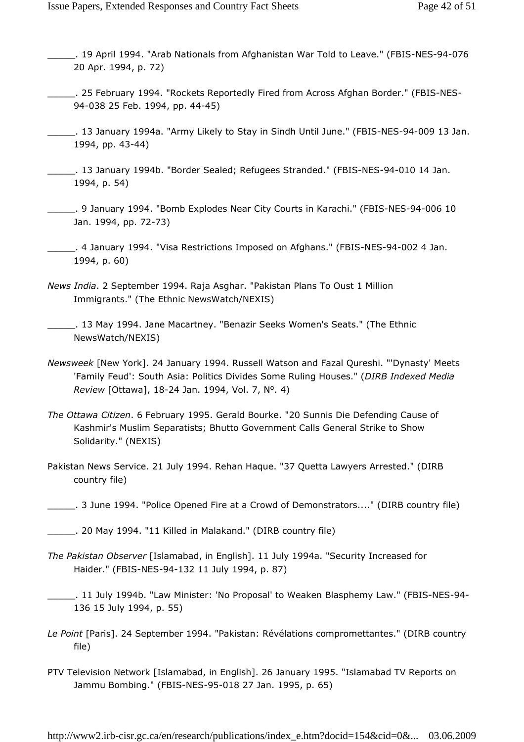_____. 19 April 1994. "Arab Nationals from Afghanistan War Told to Leave." (FBIS-NES-94-076 20 Apr. 1994, p. 72)

_____. 25 February 1994. "Rockets Reportedly Fired from Across Afghan Border." (FBIS-NES-94-038 25 Feb. 1994, pp. 44-45)

_____. 13 January 1994a. "Army Likely to Stay in Sindh Until June." (FBIS-NES-94-009 13 Jan. 1994, pp. 43-44)

_____. 13 January 1994b. "Border Sealed; Refugees Stranded." (FBIS-NES-94-010 14 Jan. 1994, p. 54)

_____. 9 January 1994. "Bomb Explodes Near City Courts in Karachi." (FBIS-NES-94-006 10 Jan. 1994, pp. 72-73)

_____. 4 January 1994. "Visa Restrictions Imposed on Afghans." (FBIS-NES-94-002 4 Jan. 1994, p. 60)

*News India*. 2 September 1994. Raja Asghar. "Pakistan Plans To Oust 1 Million Immigrants." (The Ethnic NewsWatch/NEXIS)

_____. 13 May 1994. Jane Macartney. "Benazir Seeks Women's Seats." (The Ethnic NewsWatch/NEXIS)

*Newsweek* [New York]. 24 January 1994. Russell Watson and Fazal Qureshi. "'Dynasty' Meets 'Family Feud': South Asia: Politics Divides Some Ruling Houses." (*DIRB Indexed Media Review* [Ottawa], 18-24 Jan. 1994, Vol. 7, Nº. 4)

*The Ottawa Citizen*. 6 February 1995. Gerald Bourke. "20 Sunnis Die Defending Cause of Kashmir's Muslim Separatists; Bhutto Government Calls General Strike to Show Solidarity." (NEXIS)

Pakistan News Service. 21 July 1994. Rehan Haque. "37 Quetta Lawyers Arrested." (DIRB country file)

_____. 3 June 1994. "Police Opened Fire at a Crowd of Demonstrators...." (DIRB country file)

_____. 20 May 1994. "11 Killed in Malakand." (DIRB country file)

*The Pakistan Observer* [Islamabad, in English]. 11 July 1994a. "Security Increased for Haider." (FBIS-NES-94-132 11 July 1994, p. 87)

_____. 11 July 1994b. "Law Minister: 'No Proposal' to Weaken Blasphemy Law." (FBIS-NES-94-136 15 July 1994, p. 55)

*Le Point* [Paris]. 24 September 1994. "Pakistan: Révélations compromettantes." (DIRB country file)

PTV Television Network [Islamabad, in English]. 26 January 1995. "Islamabad TV Reports on Jammu Bombing." (FBIS-NES-95-018 27 Jan. 1995, p. 65)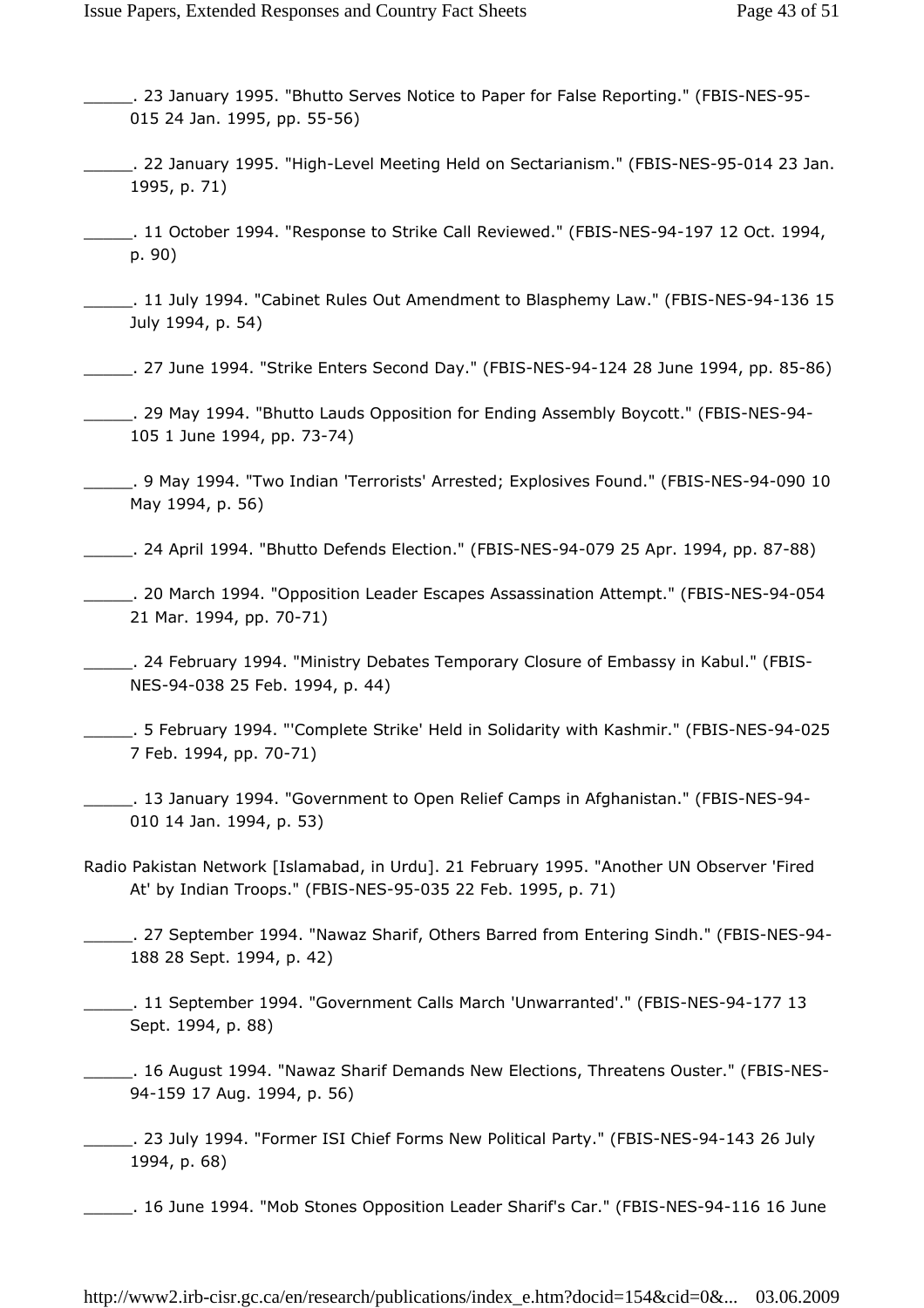\_\_\_\_\_. 23 January 1995. "Bhutto Serves Notice to Paper for False Reporting." (FBIS-NES-95-015 24 Jan. 1995, pp. 55-56)

\_\_\_\_\_. 22 January 1995. "High-Level Meeting Held on Sectarianism." (FBIS-NES-95-014 23 Jan. 1995, p. 71)

\_\_\_\_\_. 11 October 1994. "Response to Strike Call Reviewed." (FBIS-NES-94-197 12 Oct. 1994, p. 90)

\_\_\_\_\_. 11 July 1994. "Cabinet Rules Out Amendment to Blasphemy Law." (FBIS-NES-94-136 15 July 1994, p. 54)

\_\_\_\_\_. 27 June 1994. "Strike Enters Second Day." (FBIS-NES-94-124 28 June 1994, pp. 85-86)

\_\_\_\_\_. 29 May 1994. "Bhutto Lauds Opposition for Ending Assembly Boycott." (FBIS-NES-94-105 1 June 1994, pp. 73-74)

\_\_\_\_\_. 9 May 1994. "Two Indian 'Terrorists' Arrested; Explosives Found." (FBIS-NES-94-090 10 May 1994, p. 56)

\_\_\_\_\_. 24 April 1994. "Bhutto Defends Election." (FBIS-NES-94-079 25 Apr. 1994, pp. 87-88)

\_\_\_\_\_. 20 March 1994. "Opposition Leader Escapes Assassination Attempt." (FBIS-NES-94-054 21 Mar. 1994, pp. 70-71)

\_\_\_\_\_. 24 February 1994. "Ministry Debates Temporary Closure of Embassy in Kabul." (FBIS-NES-94-038 25 Feb. 1994, p. 44)

\_\_\_\_\_. 5 February 1994. "'Complete Strike' Held in Solidarity with Kashmir." (FBIS-NES-94-025 7 Feb. 1994, pp. 70-71)

\_\_\_\_\_. 13 January 1994. "Government to Open Relief Camps in Afghanistan." (FBIS-NES-94-010 14 Jan. 1994, p. 53)

Radio Pakistan Network [Islamabad, in Urdu]. 21 February 1995. "Another UN Observer 'Fired At' by Indian Troops." (FBIS-NES-95-035 22 Feb. 1995, p. 71)

\_\_\_\_\_. 27 September 1994. "Nawaz Sharif, Others Barred from Entering Sindh." (FBIS-NES-94-188 28 Sept. 1994, p. 42)

\_\_\_\_\_. 11 September 1994. "Government Calls March 'Unwarranted'." (FBIS-NES-94-177 13 Sept. 1994, p. 88)

\_\_\_\_\_. 16 August 1994. "Nawaz Sharif Demands New Elections, Threatens Ouster." (FBIS-NES-94-159 17 Aug. 1994, p. 56)

\_\_\_\_\_. 23 July 1994. "Former ISI Chief Forms New Political Party." (FBIS-NES-94-143 26 July 1994, p. 68)

\_\_\_\_\_. 16 June 1994. "Mob Stones Opposition Leader Sharif's Car." (FBIS-NES-94-116 16 June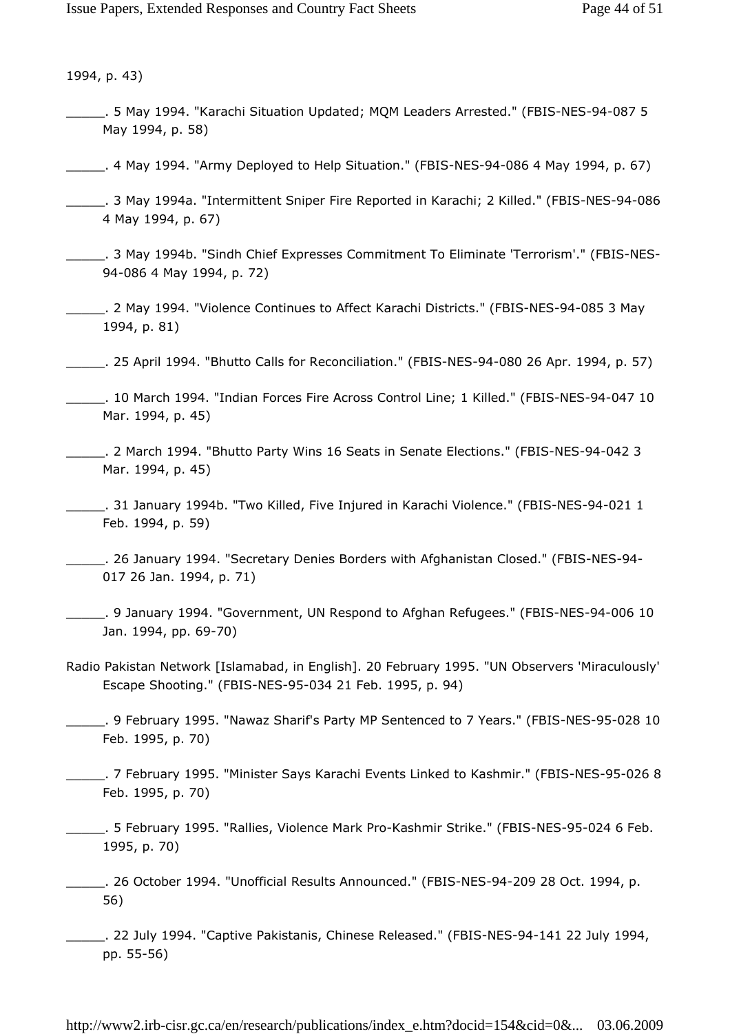1994, p. 43)

_____. 5 May 1994. "Karachi Situation Updated; MQM Leaders Arrested." (FBIS-NES-94-087 5 May 1994, p. 58)

_____. 4 May 1994. "Army Deployed to Help Situation." (FBIS-NES-94-086 4 May 1994, p. 67)

_____. 3 May 1994a. "Intermittent Sniper Fire Reported in Karachi; 2 Killed." (FBIS-NES-94-086 4 May 1994, p. 67)

_____. 3 May 1994b. "Sindh Chief Expresses Commitment To Eliminate 'Terrorism'." (FBIS-NES-94-086 4 May 1994, p. 72)

_____. 2 May 1994. "Violence Continues to Affect Karachi Districts." (FBIS-NES-94-085 3 May 1994, p. 81)

_____. 25 April 1994. "Bhutto Calls for Reconciliation." (FBIS-NES-94-080 26 Apr. 1994, p. 57)

_____. 10 March 1994. "Indian Forces Fire Across Control Line; 1 Killed." (FBIS-NES-94-047 10 Mar. 1994, p. 45)

_____. 2 March 1994. "Bhutto Party Wins 16 Seats in Senate Elections." (FBIS-NES-94-042 3 Mar. 1994, p. 45)

_____. 31 January 1994b. "Two Killed, Five Injured in Karachi Violence." (FBIS-NES-94-021 1 Feb. 1994, p. 59)

_____. 26 January 1994. "Secretary Denies Borders with Afghanistan Closed." (FBIS-NES-94-017 26 Jan. 1994, p. 71)

_____. 9 January 1994. "Government, UN Respond to Afghan Refugees." (FBIS-NES-94-006 10 Jan. 1994, pp. 69-70)

Radio Pakistan Network [Islamabad, in English]. 20 February 1995. "UN Observers 'Miraculously' Escape Shooting." (FBIS-NES-95-034 21 Feb. 1995, p. 94)

_____. 9 February 1995. "Nawaz Sharif's Party MP Sentenced to 7 Years." (FBIS-NES-95-028 10 Feb. 1995, p. 70)

_____. 7 February 1995. "Minister Says Karachi Events Linked to Kashmir." (FBIS-NES-95-026 8 Feb. 1995, p. 70)

_____. 5 February 1995. "Rallies, Violence Mark Pro-Kashmir Strike." (FBIS-NES-95-024 6 Feb. 1995, p. 70)

_____. 26 October 1994. "Unofficial Results Announced." (FBIS-NES-94-209 28 Oct. 1994, p. 56)

_____. 22 July 1994. "Captive Pakistanis, Chinese Released." (FBIS-NES-94-141 22 July 1994, pp. 55-56)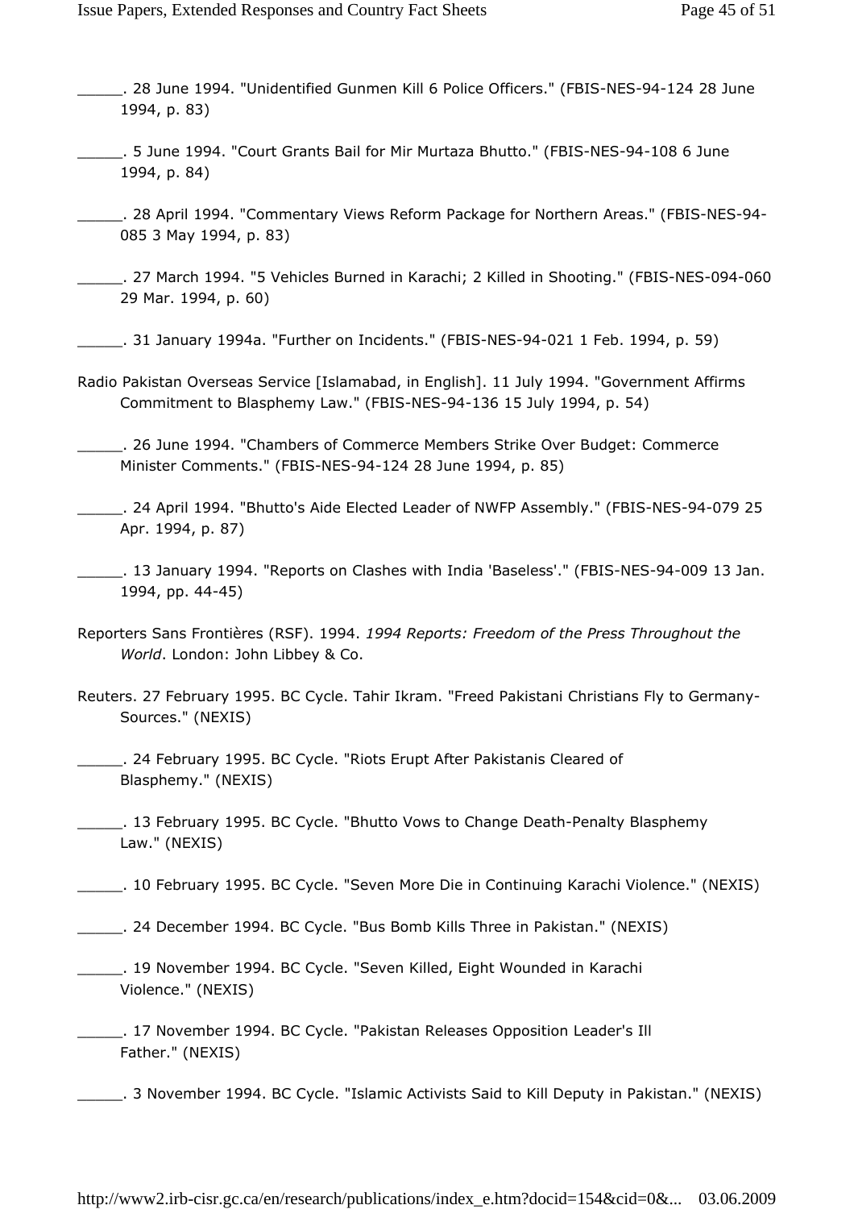_____. 28 June 1994. "Unidentified Gunmen Kill 6 Police Officers." (FBIS-NES-94-124 28 June 1994, p. 83)

_____. 5 June 1994. "Court Grants Bail for Mir Murtaza Bhutto." (FBIS-NES-94-108 6 June 1994, p. 84)

_____. 28 April 1994. "Commentary Views Reform Package for Northern Areas." (FBIS-NES-94-085 3 May 1994, p. 83)

_____. 27 March 1994. "5 Vehicles Burned in Karachi; 2 Killed in Shooting." (FBIS-NES-094-060 29 Mar. 1994, p. 60)

_____. 31 January 1994a. "Further on Incidents." (FBIS-NES-94-021 1 Feb. 1994, p. 59)

Radio Pakistan Overseas Service [Islamabad, in English]. 11 July 1994. "Government Affirms Commitment to Blasphemy Law." (FBIS-NES-94-136 15 July 1994, p. 54)

_____. 26 June 1994. "Chambers of Commerce Members Strike Over Budget: Commerce Minister Comments." (FBIS-NES-94-124 28 June 1994, p. 85)

_____. 24 April 1994. "Bhutto's Aide Elected Leader of NWFP Assembly." (FBIS-NES-94-079 25 Apr. 1994, p. 87)

_____. 13 January 1994. "Reports on Clashes with India 'Baseless'." (FBIS-NES-94-009 13 Jan. 1994, pp. 44-45)

Reporters Sans Frontières (RSF). 1994. *1994 Reports: Freedom of the Press Throughout the World*. London: John Libbey & Co.

Reuters. 27 February 1995. BC Cycle. Tahir Ikram. "Freed Pakistani Christians Fly to Germany-Sources." (NEXIS)

_____. 24 February 1995. BC Cycle. "Riots Erupt After Pakistanis Cleared of Blasphemy." (NEXIS)

_____. 13 February 1995. BC Cycle. "Bhutto Vows to Change Death-Penalty Blasphemy Law." (NEXIS)

_____. 10 February 1995. BC Cycle. "Seven More Die in Continuing Karachi Violence." (NEXIS)

_____. 24 December 1994. BC Cycle. "Bus Bomb Kills Three in Pakistan." (NEXIS)

_____. 19 November 1994. BC Cycle. "Seven Killed, Eight Wounded in Karachi Violence." (NEXIS)

_____. 17 November 1994. BC Cycle. "Pakistan Releases Opposition Leader's Ill Father." (NEXIS)

_____. 3 November 1994. BC Cycle. "Islamic Activists Said to Kill Deputy in Pakistan." (NEXIS)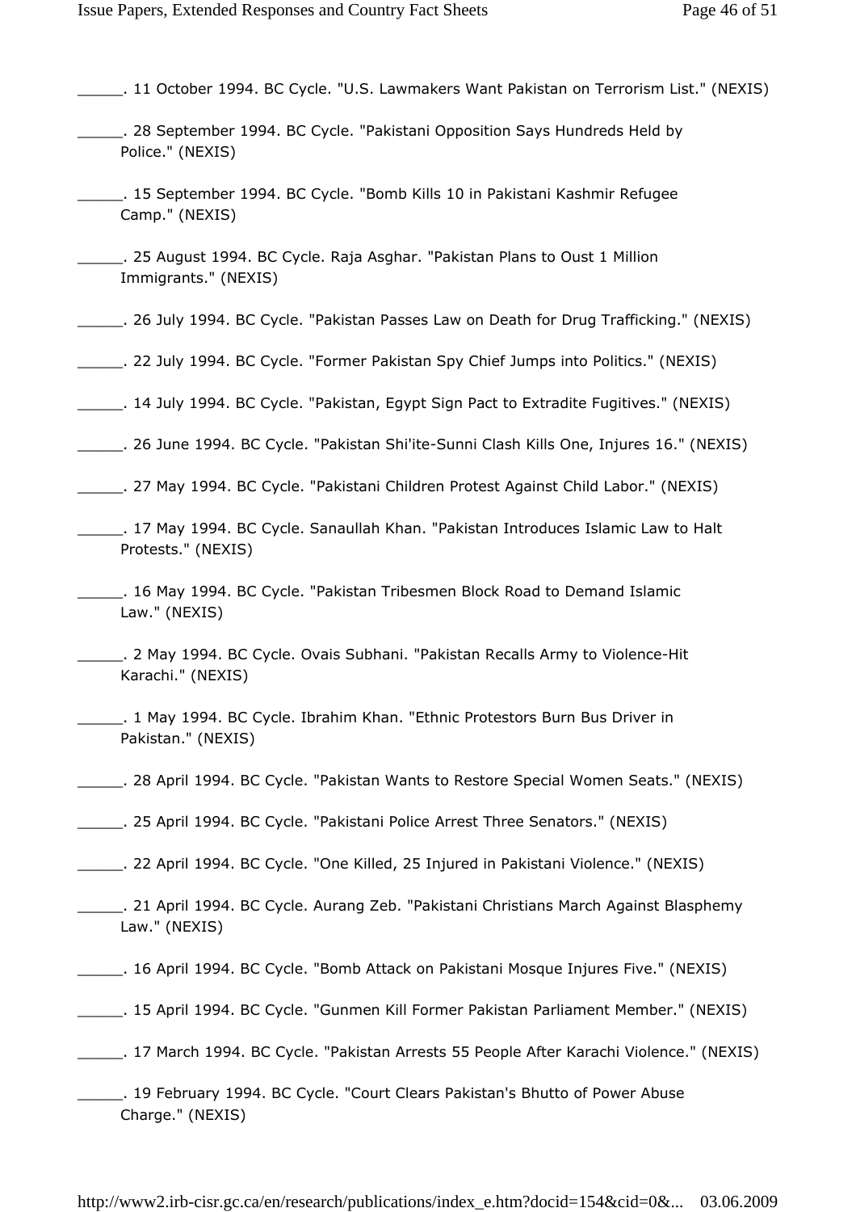_____. 11 October 1994. BC Cycle. "U.S. Lawmakers Want Pakistan on Terrorism List." (NEXIS)

_____. 28 September 1994. BC Cycle. "Pakistani Opposition Says Hundreds Held by Police." (NEXIS)

_____. 15 September 1994. BC Cycle. "Bomb Kills 10 in Pakistani Kashmir Refugee Camp." (NEXIS)

_____. 25 August 1994. BC Cycle. Raja Asghar. "Pakistan Plans to Oust 1 Million Immigrants." (NEXIS)

_____. 26 July 1994. BC Cycle. "Pakistan Passes Law on Death for Drug Trafficking." (NEXIS)

_____. 22 July 1994. BC Cycle. "Former Pakistan Spy Chief Jumps into Politics." (NEXIS)

_____. 14 July 1994. BC Cycle. "Pakistan, Egypt Sign Pact to Extradite Fugitives." (NEXIS)

_____. 26 June 1994. BC Cycle. "Pakistan Shi'ite-Sunni Clash Kills One, Injures 16." (NEXIS)

_____. 27 May 1994. BC Cycle. "Pakistani Children Protest Against Child Labor." (NEXIS)

_____. 17 May 1994. BC Cycle. Sanaullah Khan. "Pakistan Introduces Islamic Law to Halt Protests." (NEXIS)

_____. 16 May 1994. BC Cycle. "Pakistan Tribesmen Block Road to Demand Islamic Law." (NEXIS)

_____. 2 May 1994. BC Cycle. Ovais Subhani. "Pakistan Recalls Army to Violence-Hit Karachi." (NEXIS)

_____. 1 May 1994. BC Cycle. Ibrahim Khan. "Ethnic Protestors Burn Bus Driver in Pakistan." (NEXIS)

_____. 28 April 1994. BC Cycle. "Pakistan Wants to Restore Special Women Seats." (NEXIS)

_____. 25 April 1994. BC Cycle. "Pakistani Police Arrest Three Senators." (NEXIS)

_____. 22 April 1994. BC Cycle. "One Killed, 25 Injured in Pakistani Violence." (NEXIS)

_____. 21 April 1994. BC Cycle. Aurang Zeb. "Pakistani Christians March Against Blasphemy Law." (NEXIS)

_____. 16 April 1994. BC Cycle. "Bomb Attack on Pakistani Mosque Injures Five." (NEXIS)

_____. 15 April 1994. BC Cycle. "Gunmen Kill Former Pakistan Parliament Member." (NEXIS)

_____. 17 March 1994. BC Cycle. "Pakistan Arrests 55 People After Karachi Violence." (NEXIS)

_____. 19 February 1994. BC Cycle. "Court Clears Pakistan's Bhutto of Power Abuse Charge." (NEXIS)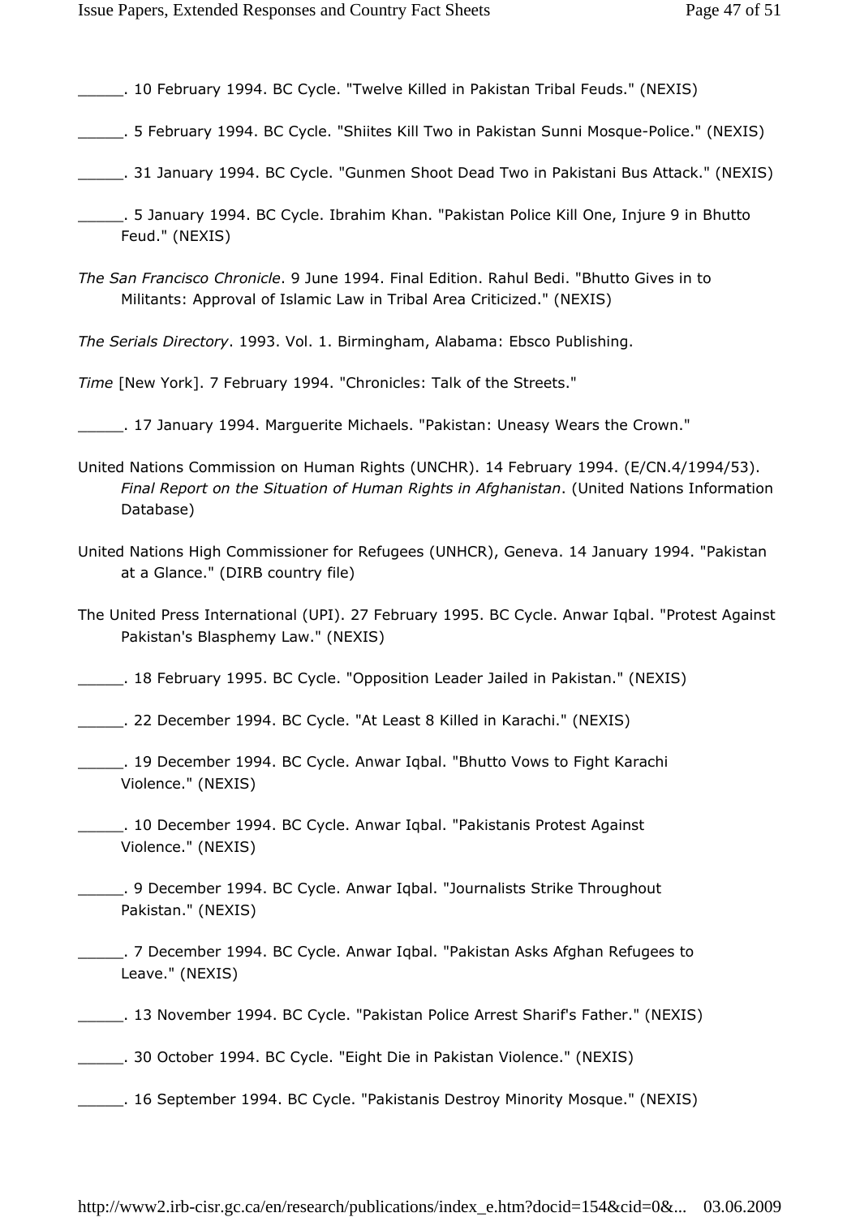_____. 10 February 1994. BC Cycle. "Twelve Killed in Pakistan Tribal Feuds." (NEXIS)

_____. 5 February 1994. BC Cycle. "Shiites Kill Two in Pakistan Sunni Mosque-Police." (NEXIS)

_____. 31 January 1994. BC Cycle. "Gunmen Shoot Dead Two in Pakistani Bus Attack." (NEXIS)

_____. 5 January 1994. BC Cycle. Ibrahim Khan. "Pakistan Police Kill One, Injure 9 in Bhutto Feud." (NEXIS)

*The San Francisco Chronicle*. 9 June 1994. Final Edition. Rahul Bedi. "Bhutto Gives in to Militants: Approval of Islamic Law in Tribal Area Criticized." (NEXIS)

*The Serials Directory*. 1993. Vol. 1. Birmingham, Alabama: Ebsco Publishing.

*Time* [New York]. 7 February 1994. "Chronicles: Talk of the Streets."

_____. 17 January 1994. Marguerite Michaels. "Pakistan: Uneasy Wears the Crown."

United Nations Commission on Human Rights (UNCHR). 14 February 1994. (E/CN.4/1994/53). *Final Report on the Situation of Human Rights in Afghanistan*. (United Nations Information Database)

United Nations High Commissioner for Refugees (UNHCR), Geneva. 14 January 1994. "Pakistan at a Glance." (DIRB country file)

The United Press International (UPI). 27 February 1995. BC Cycle. Anwar Iqbal. "Protest Against Pakistan's Blasphemy Law." (NEXIS)

_____. 18 February 1995. BC Cycle. "Opposition Leader Jailed in Pakistan." (NEXIS)

_____. 22 December 1994. BC Cycle. "At Least 8 Killed in Karachi." (NEXIS)

_____. 19 December 1994. BC Cycle. Anwar Iqbal. "Bhutto Vows to Fight Karachi Violence." (NEXIS)

_____. 10 December 1994. BC Cycle. Anwar Iqbal. "Pakistanis Protest Against Violence." (NEXIS)

_____. 9 December 1994. BC Cycle. Anwar Iqbal. "Journalists Strike Throughout Pakistan." (NEXIS)

_____. 7 December 1994. BC Cycle. Anwar Iqbal. "Pakistan Asks Afghan Refugees to Leave." (NEXIS)

_____. 13 November 1994. BC Cycle. "Pakistan Police Arrest Sharif's Father." (NEXIS)

_____. 30 October 1994. BC Cycle. "Eight Die in Pakistan Violence." (NEXIS)

_____. 16 September 1994. BC Cycle. "Pakistanis Destroy Minority Mosque." (NEXIS)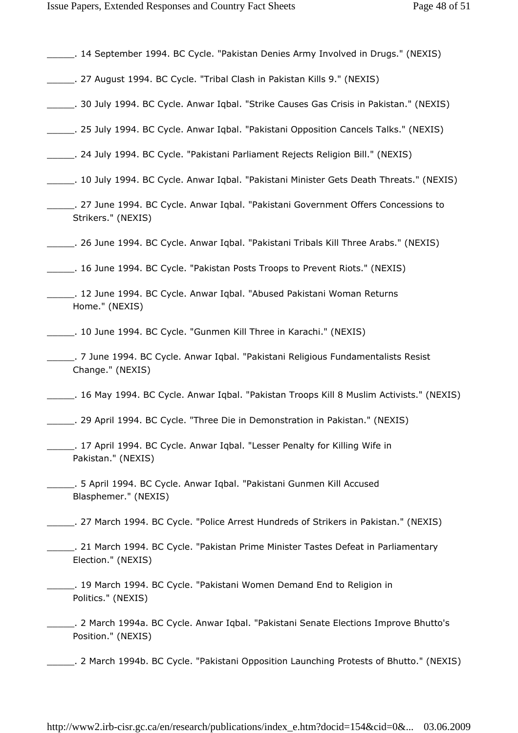\_\_\_\_\_. 14 September 1994. BC Cycle. "Pakistan Denies Army Involved in Drugs." (NEXIS)

\_\_\_\_\_. 27 August 1994. BC Cycle. "Tribal Clash in Pakistan Kills 9." (NEXIS)

\_\_\_\_\_. 30 July 1994. BC Cycle. Anwar Iqbal. "Strike Causes Gas Crisis in Pakistan." (NEXIS)

\_\_\_\_\_. 25 July 1994. BC Cycle. Anwar Iqbal. "Pakistani Opposition Cancels Talks." (NEXIS)

\_\_\_\_\_. 24 July 1994. BC Cycle. "Pakistani Parliament Rejects Religion Bill." (NEXIS)

\_\_\_\_\_. 10 July 1994. BC Cycle. Anwar Iqbal. "Pakistani Minister Gets Death Threats." (NEXIS)

\_\_\_\_\_. 27 June 1994. BC Cycle. Anwar Iqbal. "Pakistani Government Offers Concessions to Strikers." (NEXIS)

\_\_\_\_\_. 26 June 1994. BC Cycle. Anwar Iqbal. "Pakistani Tribals Kill Three Arabs." (NEXIS)

\_\_\_\_\_. 16 June 1994. BC Cycle. "Pakistan Posts Troops to Prevent Riots." (NEXIS)

\_\_\_\_\_. 12 June 1994. BC Cycle. Anwar Iqbal. "Abused Pakistani Woman Returns Home." (NEXIS)

\_\_\_\_\_. 10 June 1994. BC Cycle. "Gunmen Kill Three in Karachi." (NEXIS)

\_\_\_\_\_. 7 June 1994. BC Cycle. Anwar Iqbal. "Pakistani Religious Fundamentalists Resist Change." (NEXIS)

\_\_\_\_\_. 16 May 1994. BC Cycle. Anwar Iqbal. "Pakistan Troops Kill 8 Muslim Activists." (NEXIS)

\_\_\_\_\_. 29 April 1994. BC Cycle. "Three Die in Demonstration in Pakistan." (NEXIS)

\_\_\_\_\_. 17 April 1994. BC Cycle. Anwar Iqbal. "Lesser Penalty for Killing Wife in Pakistan." (NEXIS)

\_\_\_\_\_. 5 April 1994. BC Cycle. Anwar Iqbal. "Pakistani Gunmen Kill Accused Blasphemer." (NEXIS)

\_\_\_\_\_. 27 March 1994. BC Cycle. "Police Arrest Hundreds of Strikers in Pakistan." (NEXIS)

\_\_\_\_\_. 21 March 1994. BC Cycle. "Pakistan Prime Minister Tastes Defeat in Parliamentary Election." (NEXIS)

\_\_\_\_\_. 19 March 1994. BC Cycle. "Pakistani Women Demand End to Religion in Politics." (NEXIS)

\_\_\_\_\_. 2 March 1994a. BC Cycle. Anwar Iqbal. "Pakistani Senate Elections Improve Bhutto's Position." (NEXIS)

\_\_\_\_\_. 2 March 1994b. BC Cycle. "Pakistani Opposition Launching Protests of Bhutto." (NEXIS)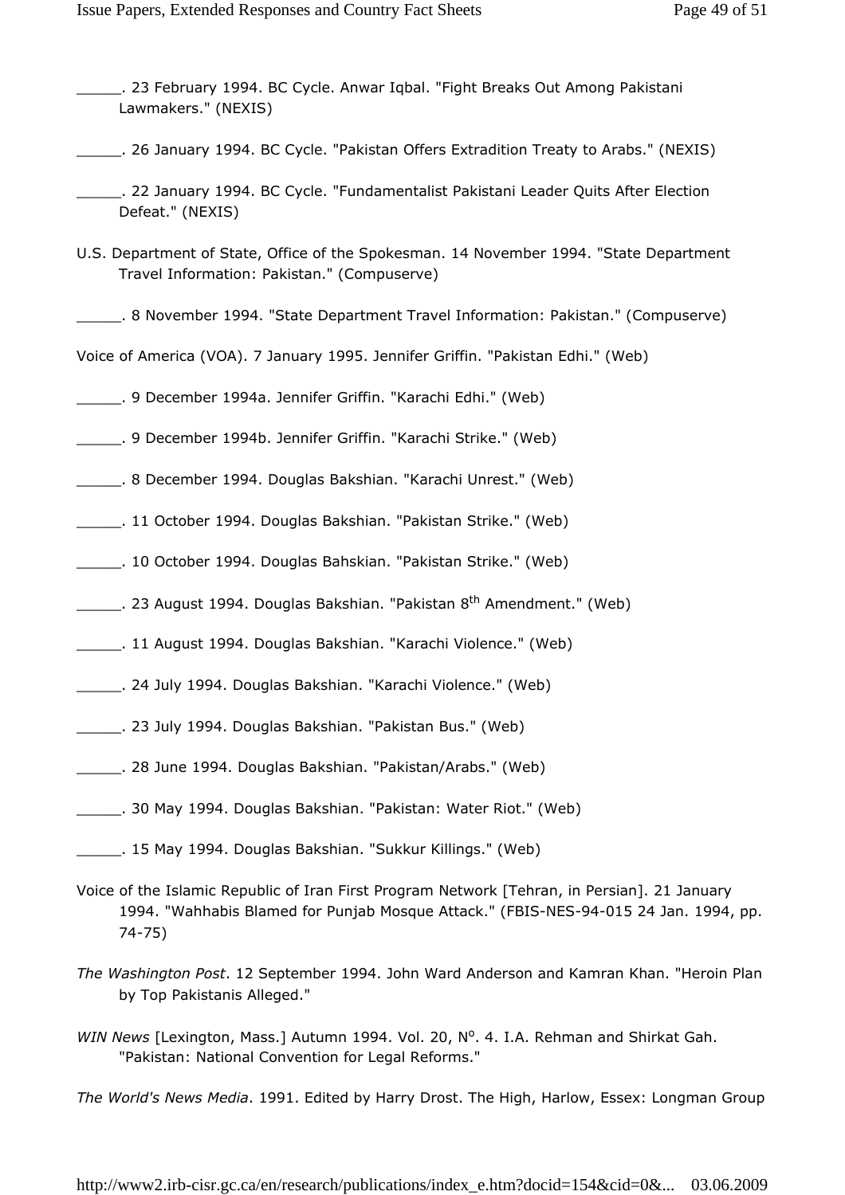_____. 23 February 1994. BC Cycle. Anwar Iqbal. "Fight Breaks Out Among Pakistani Lawmakers." (NEXIS)

_____. 26 January 1994. BC Cycle. "Pakistan Offers Extradition Treaty to Arabs." (NEXIS)

_____. 22 January 1994. BC Cycle. "Fundamentalist Pakistani Leader Quits After Election Defeat." (NEXIS)

U.S. Department of State, Office of the Spokesman. 14 November 1994. "State Department Travel Information: Pakistan." (Compuserve)

_____. 8 November 1994. "State Department Travel Information: Pakistan." (Compuserve)

Voice of America (VOA). 7 January 1995. Jennifer Griffin. "Pakistan Edhi." (Web)

_____. 9 December 1994a. Jennifer Griffin. "Karachi Edhi." (Web)

_____. 9 December 1994b. Jennifer Griffin. "Karachi Strike." (Web)

_____. 8 December 1994. Douglas Bakshian. "Karachi Unrest." (Web)

_____. 11 October 1994. Douglas Bakshian. "Pakistan Strike." (Web)

_____. 10 October 1994. Douglas Bahskian. "Pakistan Strike." (Web)

_____. 23 August 1994. Douglas Bakshian. "Pakistan 8th Amendment." (Web)

_____. 11 August 1994. Douglas Bakshian. "Karachi Violence." (Web)

_____. 24 July 1994. Douglas Bakshian. "Karachi Violence." (Web)

_____. 23 July 1994. Douglas Bakshian. "Pakistan Bus." (Web)

_____. 28 June 1994. Douglas Bakshian. "Pakistan/Arabs." (Web)

_____. 30 May 1994. Douglas Bakshian. "Pakistan: Water Riot." (Web)

_____. 15 May 1994. Douglas Bakshian. "Sukkur Killings." (Web)

Voice of the Islamic Republic of Iran First Program Network [Tehran, in Persian]. 21 January 1994. "Wahhabis Blamed for Punjab Mosque Attack." (FBIS-NES-94-015 24 Jan. 1994, pp. 74-75)

*The Washington Post*. 12 September 1994. John Ward Anderson and Kamran Khan. "Heroin Plan by Top Pakistanis Alleged."

*WIN News* [Lexington, Mass.] Autumn 1994. Vol. 20, N°. 4. I.A. Rehman and Shirkat Gah. "Pakistan: National Convention for Legal Reforms."

*The World's News Media*. 1991. Edited by Harry Drost. The High, Harlow, Essex: Longman Group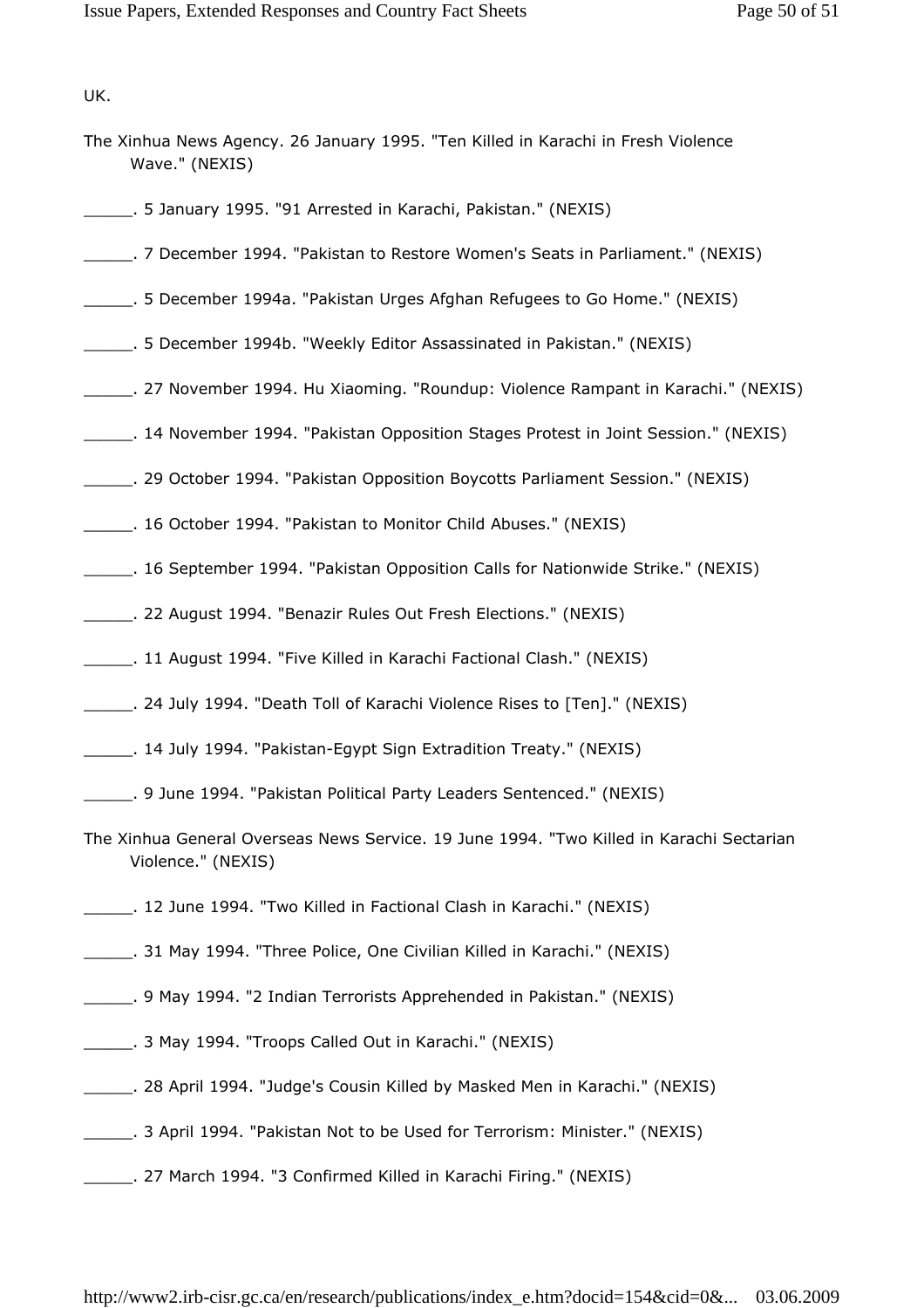UK.

The Xinhua News Agency. 26 January 1995. "Ten Killed in Karachi in Fresh Violence Wave." (NEXIS)

_____. 5 January 1995. "91 Arrested in Karachi, Pakistan." (NEXIS)

_____. 7 December 1994. "Pakistan to Restore Women's Seats in Parliament." (NEXIS)

_____. 5 December 1994a. "Pakistan Urges Afghan Refugees to Go Home." (NEXIS)

_____. 5 December 1994b. "Weekly Editor Assassinated in Pakistan." (NEXIS)

_____. 27 November 1994. Hu Xiaoming. "Roundup: Violence Rampant in Karachi." (NEXIS)

_____. 14 November 1994. "Pakistan Opposition Stages Protest in Joint Session." (NEXIS)

_____. 29 October 1994. "Pakistan Opposition Boycotts Parliament Session." (NEXIS)

_____. 16 October 1994. "Pakistan to Monitor Child Abuses." (NEXIS)

_____. 16 September 1994. "Pakistan Opposition Calls for Nationwide Strike." (NEXIS)

_____. 22 August 1994. "Benazir Rules Out Fresh Elections." (NEXIS)

_____. 11 August 1994. "Five Killed in Karachi Factional Clash." (NEXIS)

_____. 24 July 1994. "Death Toll of Karachi Violence Rises to [Ten]." (NEXIS)

_____. 14 July 1994. "Pakistan-Egypt Sign Extradition Treaty." (NEXIS)

_____. 9 June 1994. "Pakistan Political Party Leaders Sentenced." (NEXIS)

The Xinhua General Overseas News Service. 19 June 1994. "Two Killed in Karachi Sectarian Violence." (NEXIS)

_____. 12 June 1994. "Two Killed in Factional Clash in Karachi." (NEXIS)

_____. 31 May 1994. "Three Police, One Civilian Killed in Karachi." (NEXIS)

_____. 9 May 1994. "2 Indian Terrorists Apprehended in Pakistan." (NEXIS)

_____. 3 May 1994. "Troops Called Out in Karachi." (NEXIS)

_____. 28 April 1994. "Judge's Cousin Killed by Masked Men in Karachi." (NEXIS)

_____. 3 April 1994. "Pakistan Not to be Used for Terrorism: Minister." (NEXIS)

_____. 27 March 1994. "3 Confirmed Killed in Karachi Firing." (NEXIS)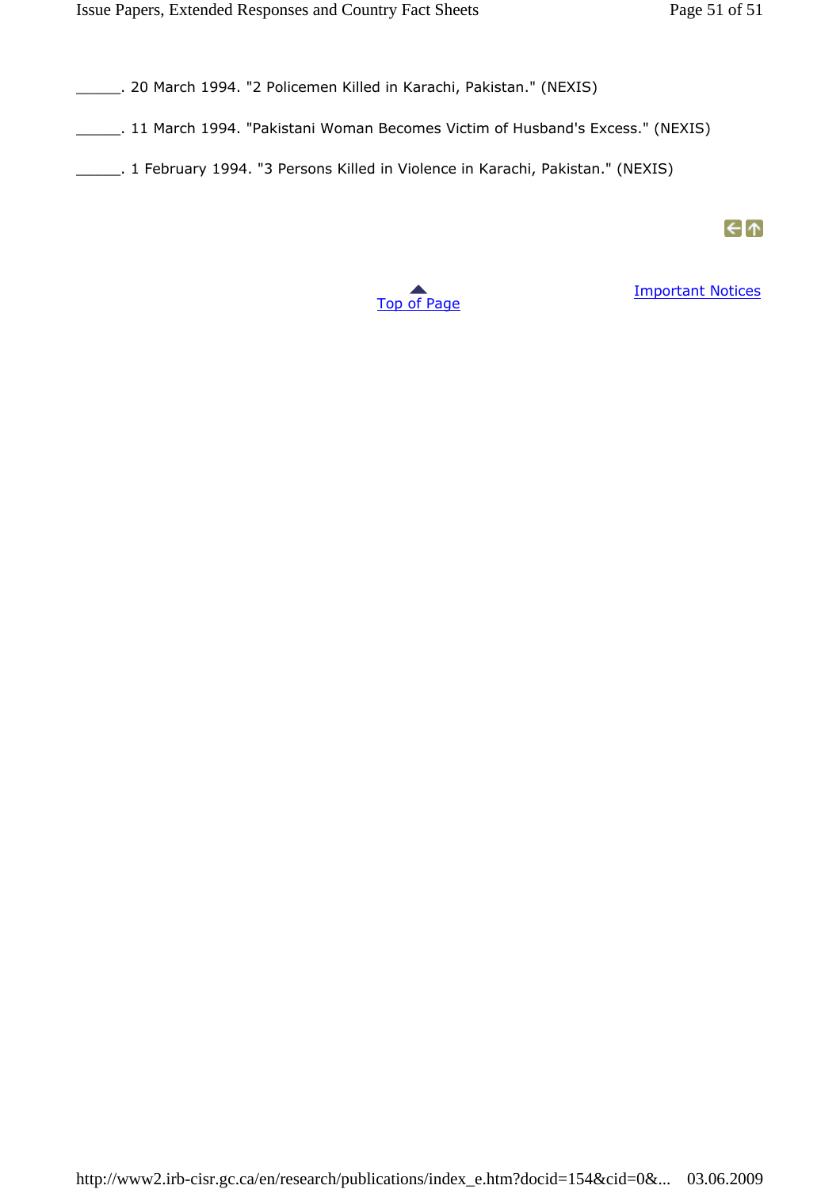_____. 20 March 1994. "2 Policemen Killed in Karachi, Pakistan." (NEXIS)

_____. 11 March 1994. "Pakistani Woman Becomes Victim of Husband's Excess." (NEXIS)

_____. 1 February 1994. "3 Persons Killed in Violence in Karachi, Pakistan." (NEXIS)

Top of Page

Important Notices